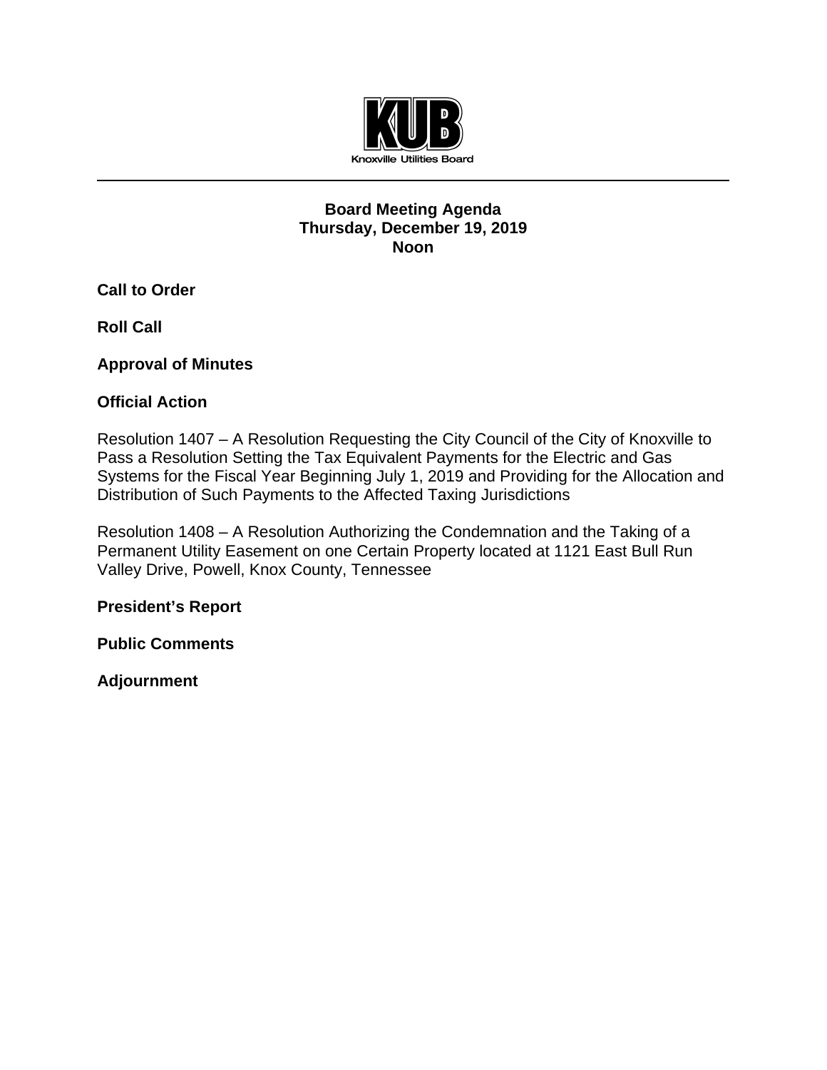KUB

Knoxville Utilities Board

---

**Board Meeting Agenda**
**Thursday, December 19, 2019**
**Noon**

**Call to Order**

**Roll Call**

**Approval of Minutes**

**Official Action**

Resolution 1407 – A Resolution Requesting the City Council of the City of Knoxville to Pass a Resolution Setting the Tax Equivalent Payments for the Electric and Gas Systems for the Fiscal Year Beginning July 1, 2019 and Providing for the Allocation and Distribution of Such Payments to the Affected Taxing Jurisdictions

Resolution 1408 – A Resolution Authorizing the Condemnation and the Taking of a Permanent Utility Easement on one Certain Property located at 1121 East Bull Run Valley Drive, Powell, Knox County, Tennessee

**President's Report**

**Public Comments**

**Adjournment**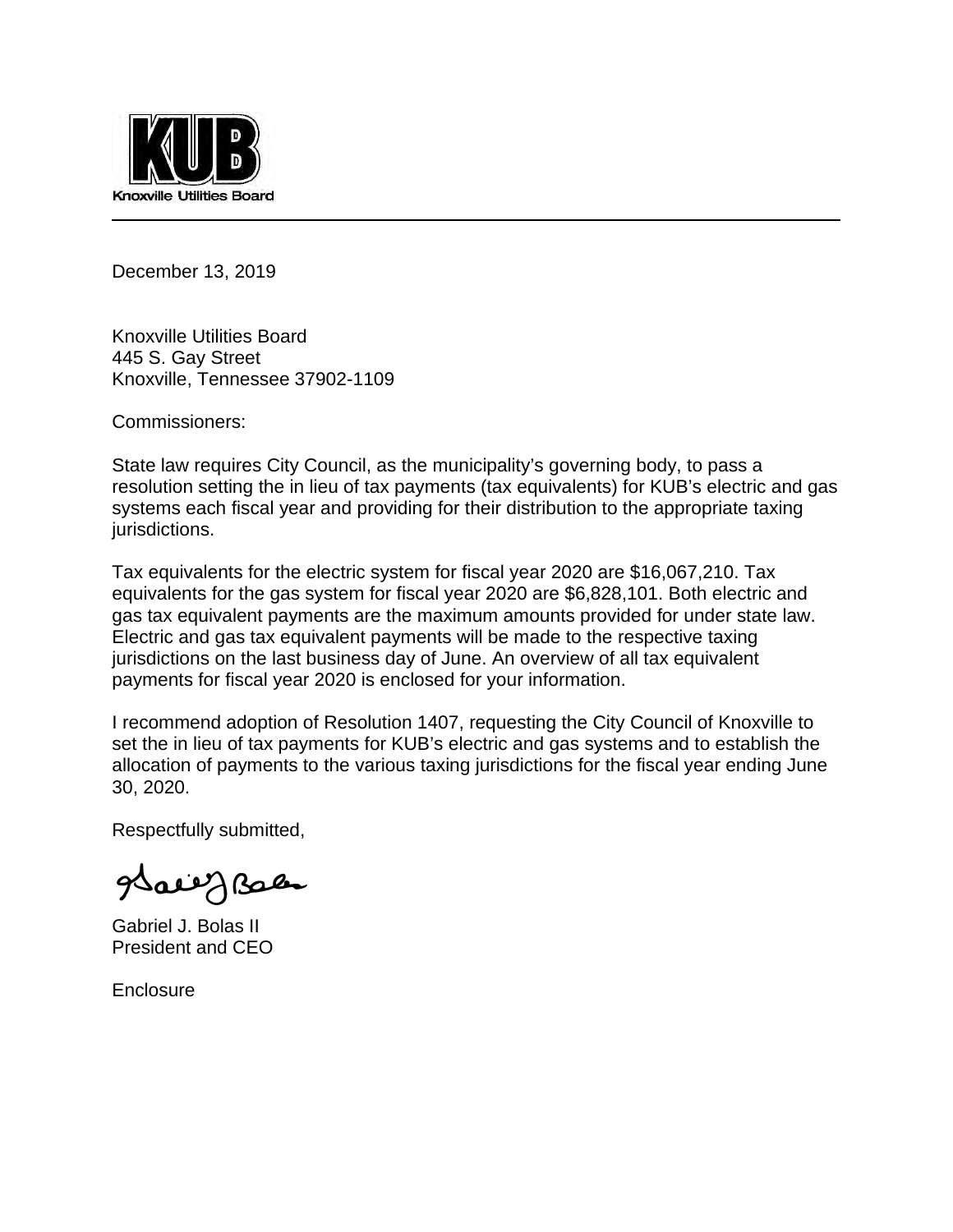KUB

Knoxville Utilities Board

December 13, 2019

Knoxville Utilities Board
445 S. Gay Street
Knoxville, Tennessee 37902-1109

Commissioners:

State law requires City Council, as the municipality's governing body, to pass a resolution setting the in lieu of tax payments (tax equivalents) for KUB's electric and gas systems each fiscal year and providing for their distribution to the appropriate taxing jurisdictions.

Tax equivalents for the electric system for fiscal year 2020 are $16,067,210. Tax equivalents for the gas system for fiscal year 2020 are $6,828,101. Both electric and gas tax equivalent payments are the maximum amounts provided for under state law. Electric and gas tax equivalent payments will be made to the respective taxing jurisdictions on the last business day of June. An overview of all tax equivalent payments for fiscal year 2020 is enclosed for your information.

I recommend adoption of Resolution 1407, requesting the City Council of Knoxville to set the in lieu of tax payments for KUB's electric and gas systems and to establish the allocation of payments to the various taxing jurisdictions for the fiscal year ending June 30, 2020.

Respectfully submitted,

Gabriel J. Bolas II
President and CEO

Enclosure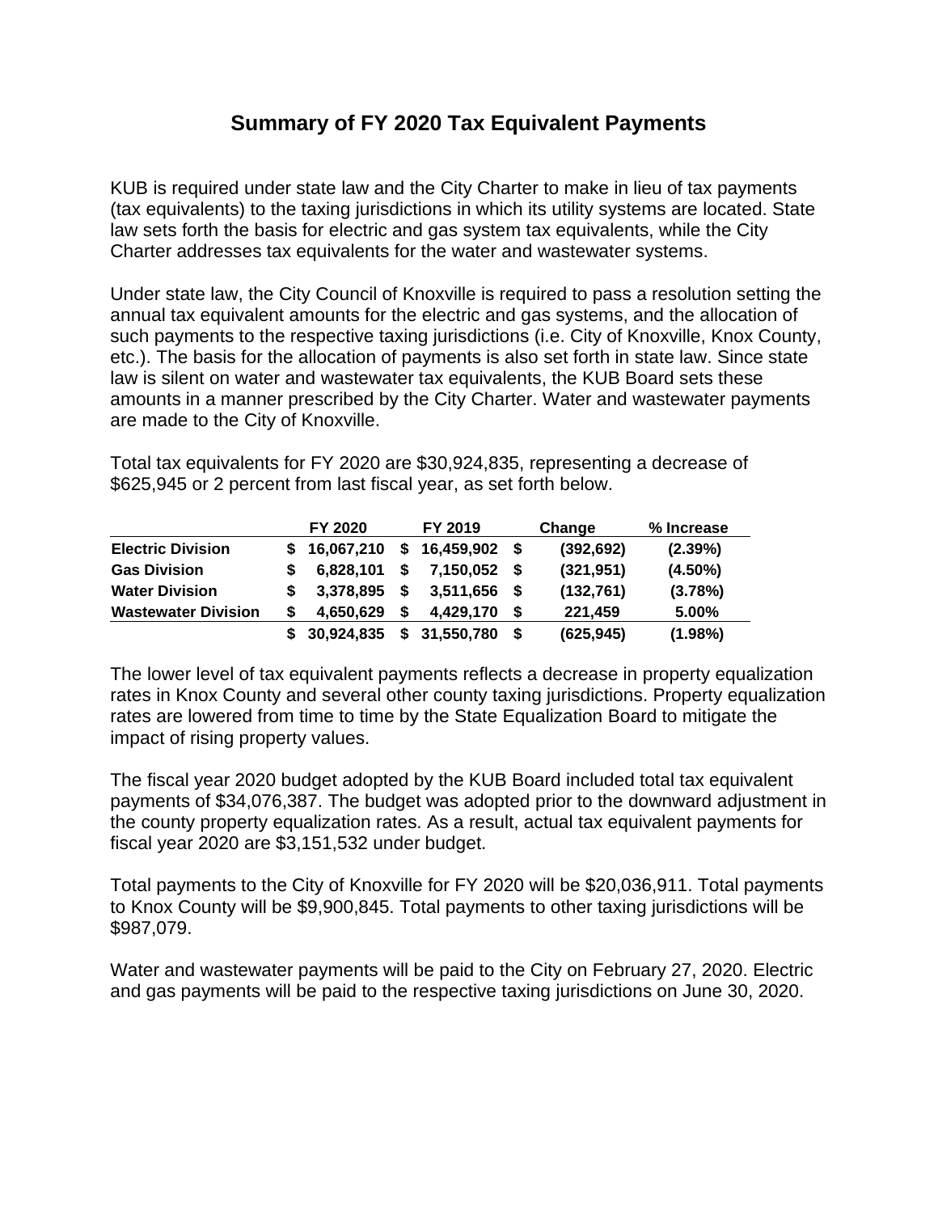# Summary of FY 2020 Tax Equivalent Payments

KUB is required under state law and the City Charter to make in lieu of tax payments (tax equivalents) to the taxing jurisdictions in which its utility systems are located. State law sets forth the basis for electric and gas system tax equivalents, while the City Charter addresses tax equivalents for the water and wastewater systems.

Under state law, the City Council of Knoxville is required to pass a resolution setting the annual tax equivalent amounts for the electric and gas systems, and the allocation of such payments to the respective taxing jurisdictions (i.e. City of Knoxville, Knox County, etc.). The basis for the allocation of payments is also set forth in state law. Since state law is silent on water and wastewater tax equivalents, the KUB Board sets these amounts in a manner prescribed by the City Charter. Water and wastewater payments are made to the City of Knoxville.

Total tax equivalents for FY 2020 are $30,924,835, representing a decrease of $625,945 or 2 percent from last fiscal year, as set forth below.

| | FY 2020 | FY 2019 | Change | % Increase |
|---|---|---|---|---|
| **Electric Division** | **$ 16,067,210** | **$ 16,459,902** | **$ (392,692)** | **(2.39%)** |
| **Gas Division** | **$ 6,828,101** | **$ 7,150,052** | **$ (321,951)** | **(4.50%)** |
| **Water Division** | **$ 3,378,895** | **$ 3,511,656** | **$ (132,761)** | **(3.78%)** |
| **Wastewater Division** | **$ 4,650,629** | **$ 4,429,170** | **$ 221,459** | **5.00%** |
| | **$ 30,924,835** | **$ 31,550,780** | **$ (625,945)** | **(1.98%)** |

The lower level of tax equivalent payments reflects a decrease in property equalization rates in Knox County and several other county taxing jurisdictions. Property equalization rates are lowered from time to time by the State Equalization Board to mitigate the impact of rising property values.

The fiscal year 2020 budget adopted by the KUB Board included total tax equivalent payments of $34,076,387. The budget was adopted prior to the downward adjustment in the county property equalization rates. As a result, actual tax equivalent payments for fiscal year 2020 are $3,151,532 under budget.

Total payments to the City of Knoxville for FY 2020 will be $20,036,911. Total payments to Knox County will be $9,900,845. Total payments to other taxing jurisdictions will be $987,079.

Water and wastewater payments will be paid to the City on February 27, 2020. Electric and gas payments will be paid to the respective taxing jurisdictions on June 30, 2020.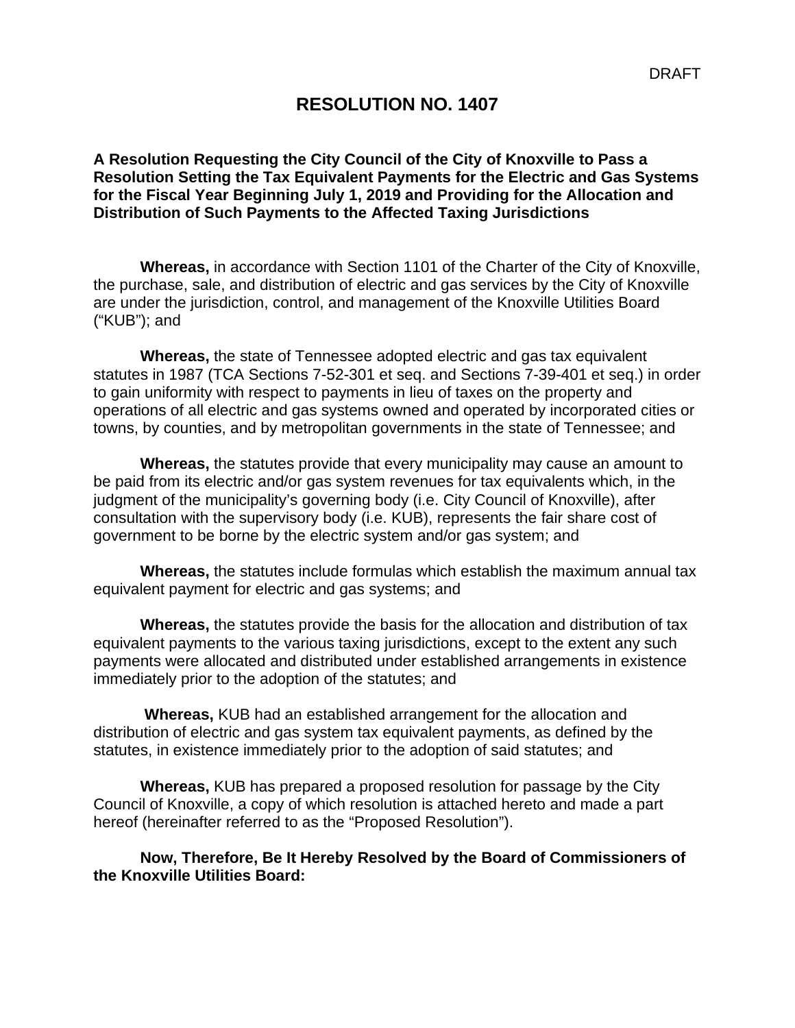DRAFT

# RESOLUTION NO. 1407

**A Resolution Requesting the City Council of the City of Knoxville to Pass a Resolution Setting the Tax Equivalent Payments for the Electric and Gas Systems for the Fiscal Year Beginning July 1, 2019 and Providing for the Allocation and Distribution of Such Payments to the Affected Taxing Jurisdictions**

**Whereas,** in accordance with Section 1101 of the Charter of the City of Knoxville, the purchase, sale, and distribution of electric and gas services by the City of Knoxville are under the jurisdiction, control, and management of the Knoxville Utilities Board ("KUB"); and

**Whereas,** the state of Tennessee adopted electric and gas tax equivalent statutes in 1987 (TCA Sections 7-52-301 et seq. and Sections 7-39-401 et seq.) in order to gain uniformity with respect to payments in lieu of taxes on the property and operations of all electric and gas systems owned and operated by incorporated cities or towns, by counties, and by metropolitan governments in the state of Tennessee; and

**Whereas,** the statutes provide that every municipality may cause an amount to be paid from its electric and/or gas system revenues for tax equivalents which, in the judgment of the municipality's governing body (i.e. City Council of Knoxville), after consultation with the supervisory body (i.e. KUB), represents the fair share cost of government to be borne by the electric system and/or gas system; and

**Whereas,** the statutes include formulas which establish the maximum annual tax equivalent payment for electric and gas systems; and

**Whereas,** the statutes provide the basis for the allocation and distribution of tax equivalent payments to the various taxing jurisdictions, except to the extent any such payments were allocated and distributed under established arrangements in existence immediately prior to the adoption of the statutes; and

**Whereas,** KUB had an established arrangement for the allocation and distribution of electric and gas system tax equivalent payments, as defined by the statutes, in existence immediately prior to the adoption of said statutes; and

**Whereas,** KUB has prepared a proposed resolution for passage by the City Council of Knoxville, a copy of which resolution is attached hereto and made a part hereof (hereinafter referred to as the "Proposed Resolution").

**Now, Therefore, Be It Hereby Resolved by the Board of Commissioners of the Knoxville Utilities Board:**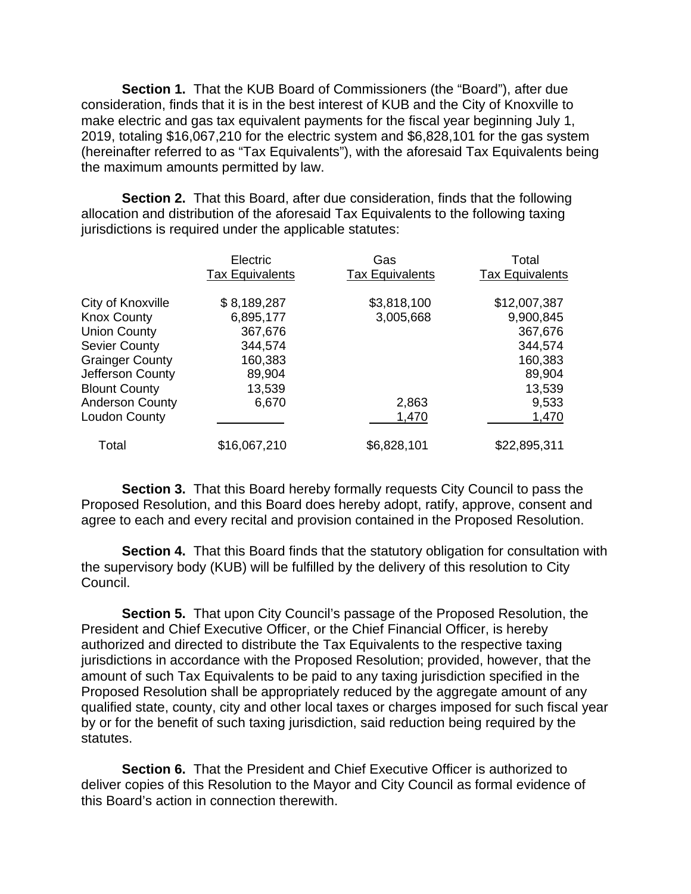**Section 1.** That the KUB Board of Commissioners (the "Board"), after due consideration, finds that it is in the best interest of KUB and the City of Knoxville to make electric and gas tax equivalent payments for the fiscal year beginning July 1, 2019, totaling $16,067,210 for the electric system and $6,828,101 for the gas system (hereinafter referred to as "Tax Equivalents"), with the aforesaid Tax Equivalents being the maximum amounts permitted by law.

**Section 2.** That this Board, after due consideration, finds that the following allocation and distribution of the aforesaid Tax Equivalents to the following taxing jurisdictions is required under the applicable statutes:

| | Electric Tax Equivalents | Gas Tax Equivalents | Total Tax Equivalents |
|---|---|---|---|
| City of Knoxville | $ 8,189,287 | $3,818,100 | $12,007,387 |
| Knox County | 6,895,177 | 3,005,668 | 9,900,845 |
| Union County | 367,676 | | 367,676 |
| Sevier County | 344,574 | | 344,574 |
| Grainger County | 160,383 | | 160,383 |
| Jefferson County | 89,904 | | 89,904 |
| Blount County | 13,539 | | 13,539 |
| Anderson County | 6,670 | 2,863 | 9,533 |
| Loudon County | | 1,470 | 1,470 |
| Total | $16,067,210 | $6,828,101 | $22,895,311 |

**Section 3.** That this Board hereby formally requests City Council to pass the Proposed Resolution, and this Board does hereby adopt, ratify, approve, consent and agree to each and every recital and provision contained in the Proposed Resolution.

**Section 4.** That this Board finds that the statutory obligation for consultation with the supervisory body (KUB) will be fulfilled by the delivery of this resolution to City Council.

**Section 5.** That upon City Council's passage of the Proposed Resolution, the President and Chief Executive Officer, or the Chief Financial Officer, is hereby authorized and directed to distribute the Tax Equivalents to the respective taxing jurisdictions in accordance with the Proposed Resolution; provided, however, that the amount of such Tax Equivalents to be paid to any taxing jurisdiction specified in the Proposed Resolution shall be appropriately reduced by the aggregate amount of any qualified state, county, city and other local taxes or charges imposed for such fiscal year by or for the benefit of such taxing jurisdiction, said reduction being required by the statutes.

**Section 6.** That the President and Chief Executive Officer is authorized to deliver copies of this Resolution to the Mayor and City Council as formal evidence of this Board's action in connection therewith.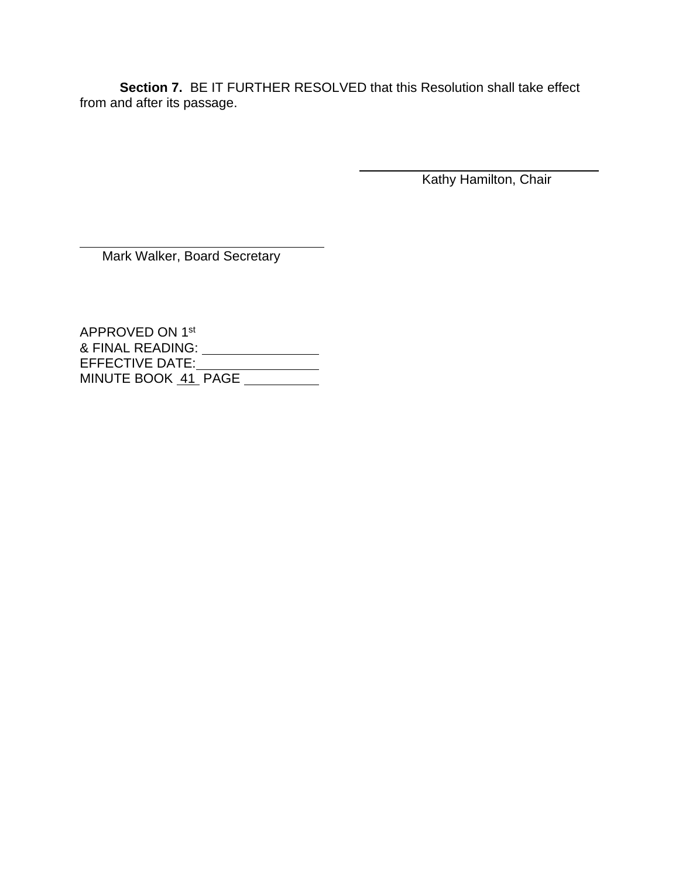**Section 7.** BE IT FURTHER RESOLVED that this Resolution shall take effect from and after its passage.

\_\_\_\_\_\_\_\_\_\_\_\_\_\_\_\_\_\_\_\_\_\_\_\_\_\_\_\_\_\_\_\_
Kathy Hamilton, Chair

\_\_\_\_\_\_\_\_\_\_\_\_\_\_\_\_\_\_\_\_\_\_\_\_\_\_\_\_\_\_\_\_
Mark Walker, Board Secretary

APPROVED ON 1st
& FINAL READING: \_\_\_\_\_\_\_\_\_\_\_\_\_\_\_
EFFECTIVE DATE: \_\_\_\_\_\_\_\_\_\_\_\_\_\_\_
MINUTE BOOK 41 PAGE \_\_\_\_\_\_\_\_\_\_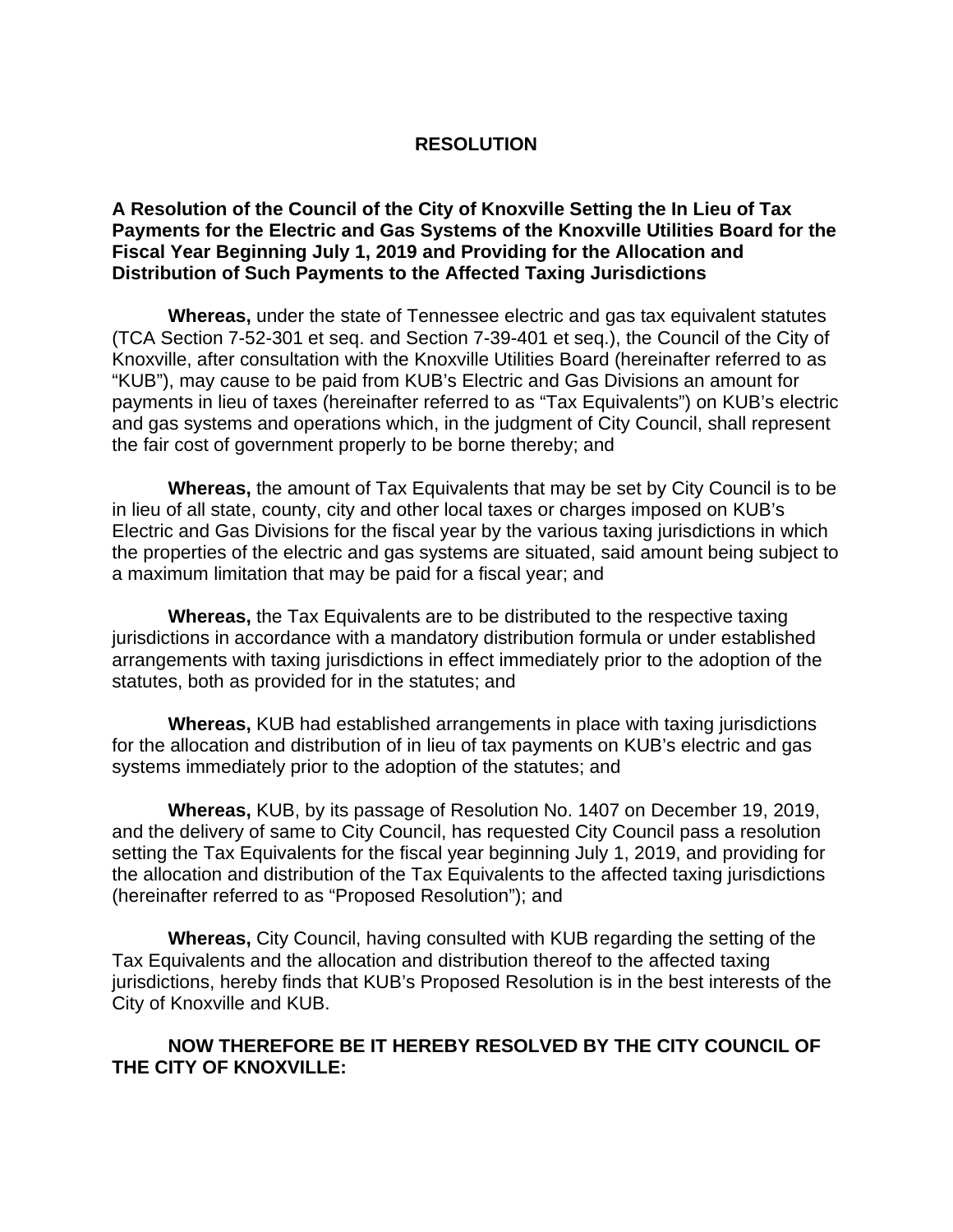# RESOLUTION

**A Resolution of the Council of the City of Knoxville Setting the In Lieu of Tax Payments for the Electric and Gas Systems of the Knoxville Utilities Board for the Fiscal Year Beginning July 1, 2019 and Providing for the Allocation and Distribution of Such Payments to the Affected Taxing Jurisdictions**

**Whereas,** under the state of Tennessee electric and gas tax equivalent statutes (TCA Section 7-52-301 et seq. and Section 7-39-401 et seq.), the Council of the City of Knoxville, after consultation with the Knoxville Utilities Board (hereinafter referred to as "KUB"), may cause to be paid from KUB's Electric and Gas Divisions an amount for payments in lieu of taxes (hereinafter referred to as "Tax Equivalents") on KUB's electric and gas systems and operations which, in the judgment of City Council, shall represent the fair cost of government properly to be borne thereby; and

**Whereas,** the amount of Tax Equivalents that may be set by City Council is to be in lieu of all state, county, city and other local taxes or charges imposed on KUB's Electric and Gas Divisions for the fiscal year by the various taxing jurisdictions in which the properties of the electric and gas systems are situated, said amount being subject to a maximum limitation that may be paid for a fiscal year; and

**Whereas,** the Tax Equivalents are to be distributed to the respective taxing jurisdictions in accordance with a mandatory distribution formula or under established arrangements with taxing jurisdictions in effect immediately prior to the adoption of the statutes, both as provided for in the statutes; and

**Whereas,** KUB had established arrangements in place with taxing jurisdictions for the allocation and distribution of in lieu of tax payments on KUB's electric and gas systems immediately prior to the adoption of the statutes; and

**Whereas,** KUB, by its passage of Resolution No. 1407 on December 19, 2019, and the delivery of same to City Council, has requested City Council pass a resolution setting the Tax Equivalents for the fiscal year beginning July 1, 2019, and providing for the allocation and distribution of the Tax Equivalents to the affected taxing jurisdictions (hereinafter referred to as "Proposed Resolution"); and

**Whereas,** City Council, having consulted with KUB regarding the setting of the Tax Equivalents and the allocation and distribution thereof to the affected taxing jurisdictions, hereby finds that KUB's Proposed Resolution is in the best interests of the City of Knoxville and KUB.

**NOW THEREFORE BE IT HEREBY RESOLVED BY THE CITY COUNCIL OF THE CITY OF KNOXVILLE:**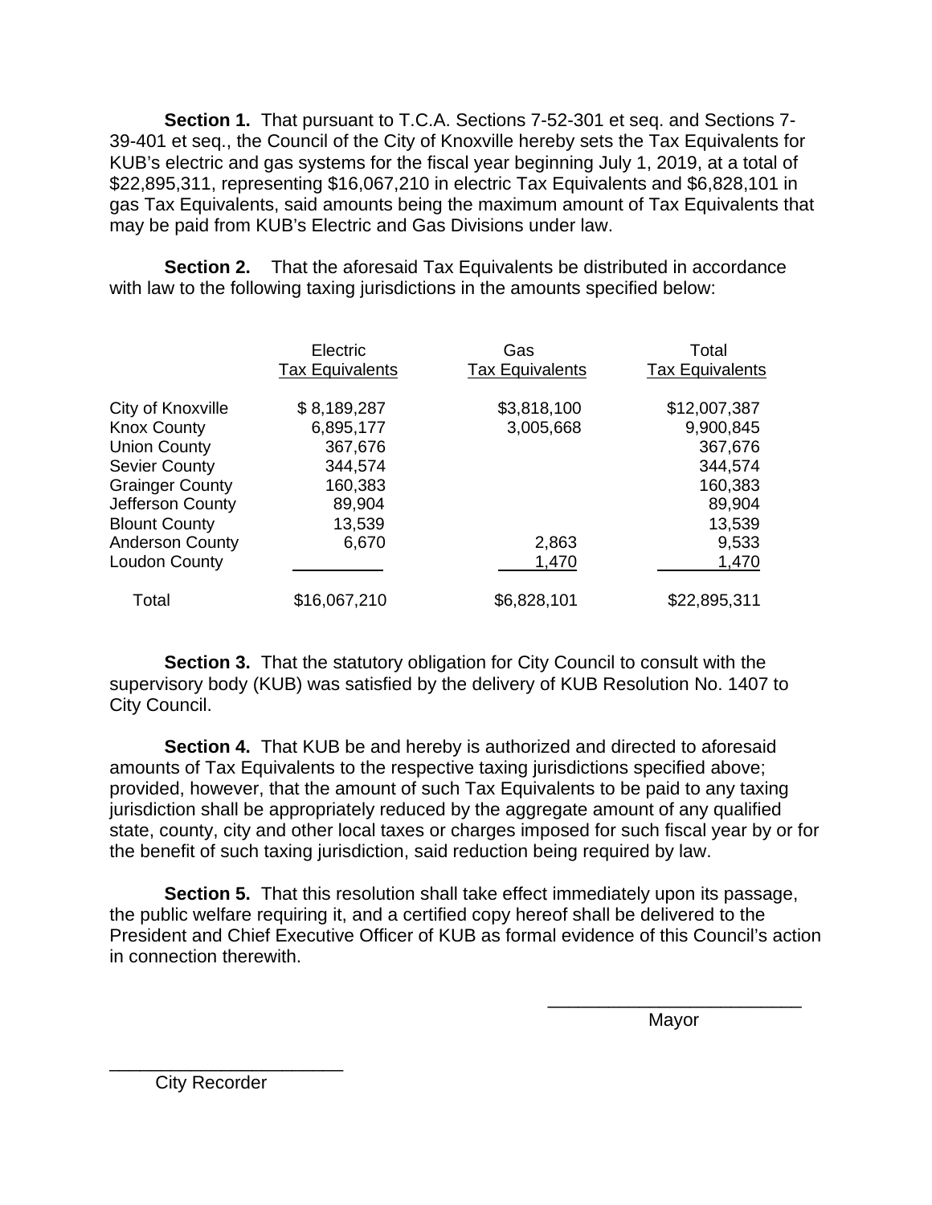**Section 1.** That pursuant to T.C.A. Sections 7-52-301 et seq. and Sections 7-39-401 et seq., the Council of the City of Knoxville hereby sets the Tax Equivalents for KUB's electric and gas systems for the fiscal year beginning July 1, 2019, at a total of $22,895,311, representing $16,067,210 in electric Tax Equivalents and $6,828,101 in gas Tax Equivalents, said amounts being the maximum amount of Tax Equivalents that may be paid from KUB's Electric and Gas Divisions under law.

**Section 2.** That the aforesaid Tax Equivalents be distributed in accordance with law to the following taxing jurisdictions in the amounts specified below:

| | Electric Tax Equivalents | Gas Tax Equivalents | Total Tax Equivalents |
|---|---|---|---|
| City of Knoxville | $ 8,189,287 | $3,818,100 | $12,007,387 |
| Knox County | 6,895,177 | 3,005,668 | 9,900,845 |
| Union County | 367,676 | | 367,676 |
| Sevier County | 344,574 | | 344,574 |
| Grainger County | 160,383 | | 160,383 |
| Jefferson County | 89,904 | | 89,904 |
| Blount County | 13,539 | | 13,539 |
| Anderson County | 6,670 | 2,863 | 9,533 |
| Loudon County | | 1,470 | 1,470 |
| Total | $16,067,210 | $6,828,101 | $22,895,311 |

**Section 3.** That the statutory obligation for City Council to consult with the supervisory body (KUB) was satisfied by the delivery of KUB Resolution No. 1407 to City Council.

**Section 4.** That KUB be and hereby is authorized and directed to aforesaid amounts of Tax Equivalents to the respective taxing jurisdictions specified above; provided, however, that the amount of such Tax Equivalents to be paid to any taxing jurisdiction shall be appropriately reduced by the aggregate amount of any qualified state, county, city and other local taxes or charges imposed for such fiscal year by or for the benefit of such taxing jurisdiction, said reduction being required by law.

**Section 5.** That this resolution shall take effect immediately upon its passage, the public welfare requiring it, and a certified copy hereof shall be delivered to the President and Chief Executive Officer of KUB as formal evidence of this Council's action in connection therewith.

\_\_\_\_\_\_\_\_\_\_\_\_\_\_\_\_\_\_\_\_\_\_\_\_\_
Mayor

\_\_\_\_\_\_\_\_\_\_\_\_\_\_\_\_\_\_\_\_\_\_\_\_\_
City Recorder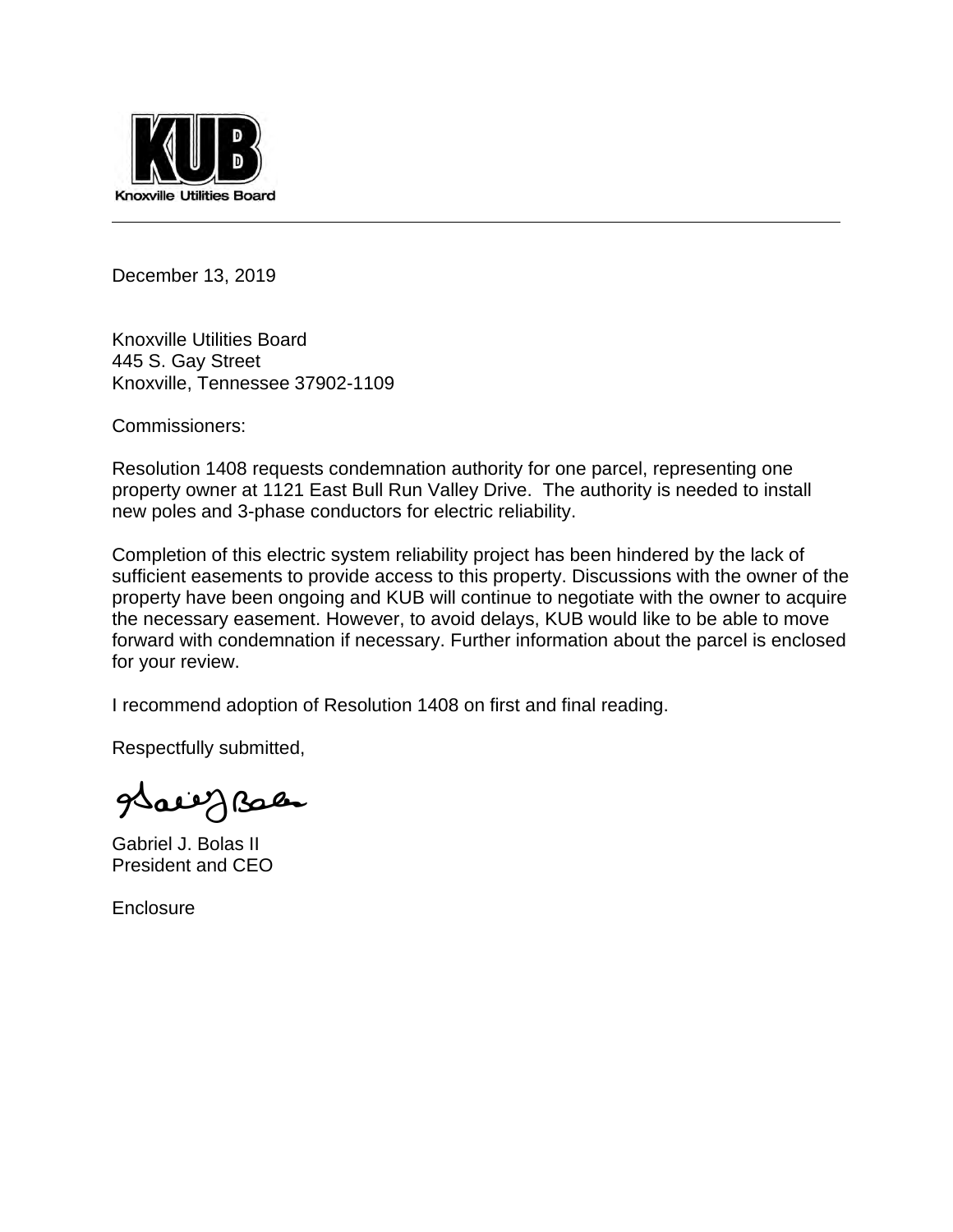KUB
Knoxville Utilities Board

---

December 13, 2019

Knoxville Utilities Board
445 S. Gay Street
Knoxville, Tennessee 37902-1109

Commissioners:

Resolution 1408 requests condemnation authority for one parcel, representing one property owner at 1121 East Bull Run Valley Drive. The authority is needed to install new poles and 3-phase conductors for electric reliability.

Completion of this electric system reliability project has been hindered by the lack of sufficient easements to provide access to this property. Discussions with the owner of the property have been ongoing and KUB will continue to negotiate with the owner to acquire the necessary easement. However, to avoid delays, KUB would like to be able to move forward with condemnation if necessary. Further information about the parcel is enclosed for your review.

I recommend adoption of Resolution 1408 on first and final reading.

Respectfully submitted,

Gabriel J. Bolas II
President and CEO

Enclosure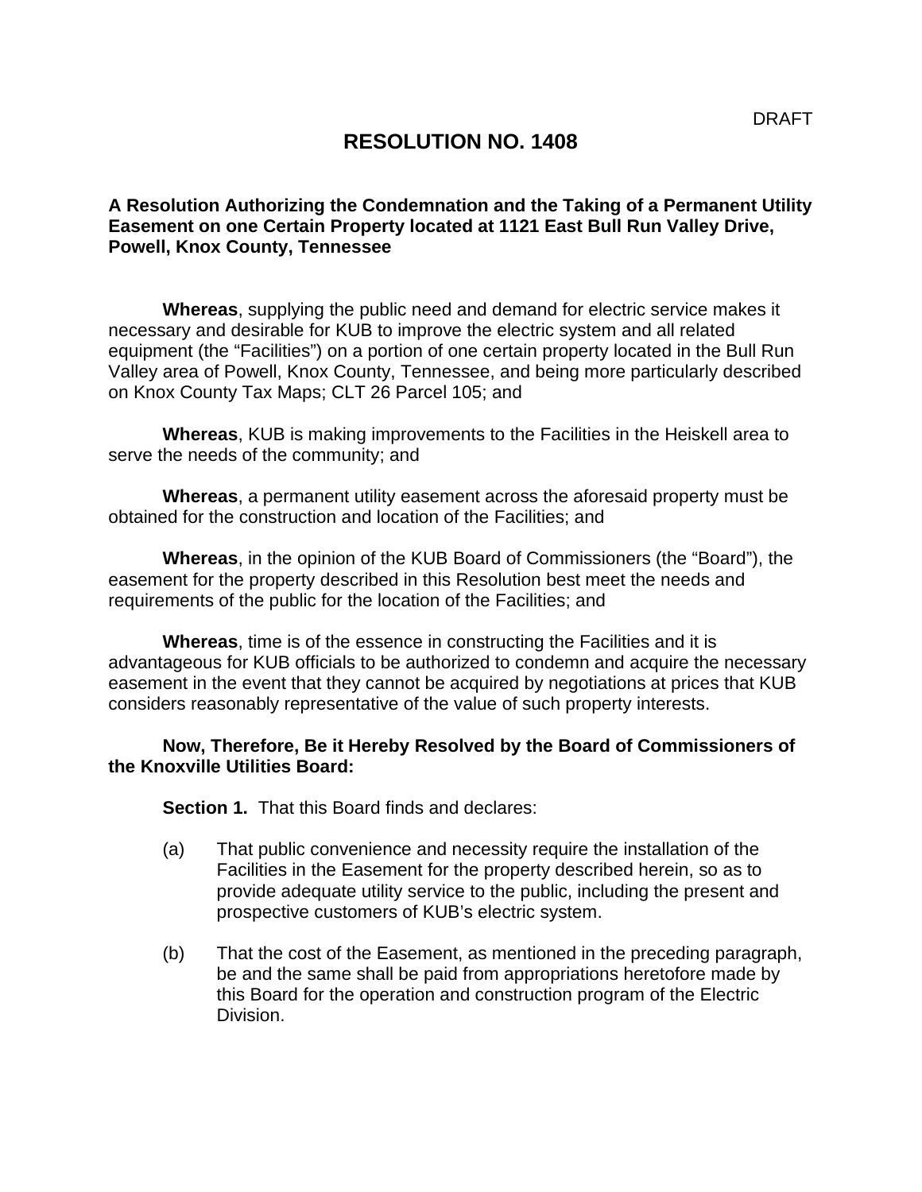DRAFT

# RESOLUTION NO. 1408

**A Resolution Authorizing the Condemnation and the Taking of a Permanent Utility Easement on one Certain Property located at 1121 East Bull Run Valley Drive, Powell, Knox County, Tennessee**

**Whereas**, supplying the public need and demand for electric service makes it necessary and desirable for KUB to improve the electric system and all related equipment (the "Facilities") on a portion of one certain property located in the Bull Run Valley area of Powell, Knox County, Tennessee, and being more particularly described on Knox County Tax Maps; CLT 26 Parcel 105; and

**Whereas**, KUB is making improvements to the Facilities in the Heiskell area to serve the needs of the community; and

**Whereas**, a permanent utility easement across the aforesaid property must be obtained for the construction and location of the Facilities; and

**Whereas**, in the opinion of the KUB Board of Commissioners (the "Board"), the easement for the property described in this Resolution best meet the needs and requirements of the public for the location of the Facilities; and

**Whereas**, time is of the essence in constructing the Facilities and it is advantageous for KUB officials to be authorized to condemn and acquire the necessary easement in the event that they cannot be acquired by negotiations at prices that KUB considers reasonably representative of the value of such property interests.

**Now, Therefore, Be it Hereby Resolved by the Board of Commissioners of the Knoxville Utilities Board:**

**Section 1.** That this Board finds and declares:

(a) That public convenience and necessity require the installation of the Facilities in the Easement for the property described herein, so as to provide adequate utility service to the public, including the present and prospective customers of KUB's electric system.

(b) That the cost of the Easement, as mentioned in the preceding paragraph, be and the same shall be paid from appropriations heretofore made by this Board for the operation and construction program of the Electric Division.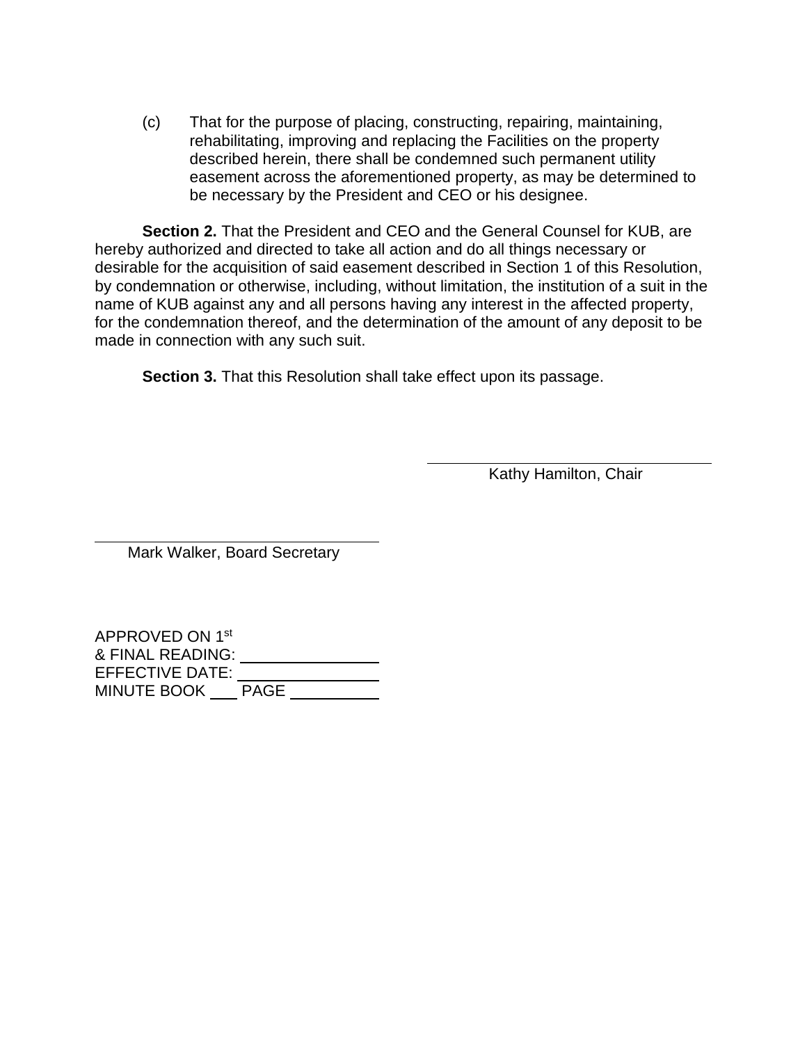(c) That for the purpose of placing, constructing, repairing, maintaining, rehabilitating, improving and replacing the Facilities on the property described herein, there shall be condemned such permanent utility easement across the aforementioned property, as may be determined to be necessary by the President and CEO or his designee.

**Section 2.** That the President and CEO and the General Counsel for KUB, are hereby authorized and directed to take all action and do all things necessary or desirable for the acquisition of said easement described in Section 1 of this Resolution, by condemnation or otherwise, including, without limitation, the institution of a suit in the name of KUB against any and all persons having any interest in the affected property, for the condemnation thereof, and the determination of the amount of any deposit to be made in connection with any such suit.

**Section 3.** That this Resolution shall take effect upon its passage.

\_\_\_\_\_\_\_\_\_\_\_\_\_\_\_\_\_\_\_\_\_\_\_\_\_\_\_\_\_\_
Kathy Hamilton, Chair

\_\_\_\_\_\_\_\_\_\_\_\_\_\_\_\_\_\_\_\_\_\_\_\_\_\_\_\_\_\_
Mark Walker, Board Secretary

APPROVED ON 1st
& FINAL READING: \_\_\_\_\_\_\_\_\_\_\_\_\_\_
EFFECTIVE DATE: \_\_\_\_\_\_\_\_\_\_\_\_\_\_
MINUTE BOOK \_\_\_ PAGE \_\_\_\_\_\_\_\_\_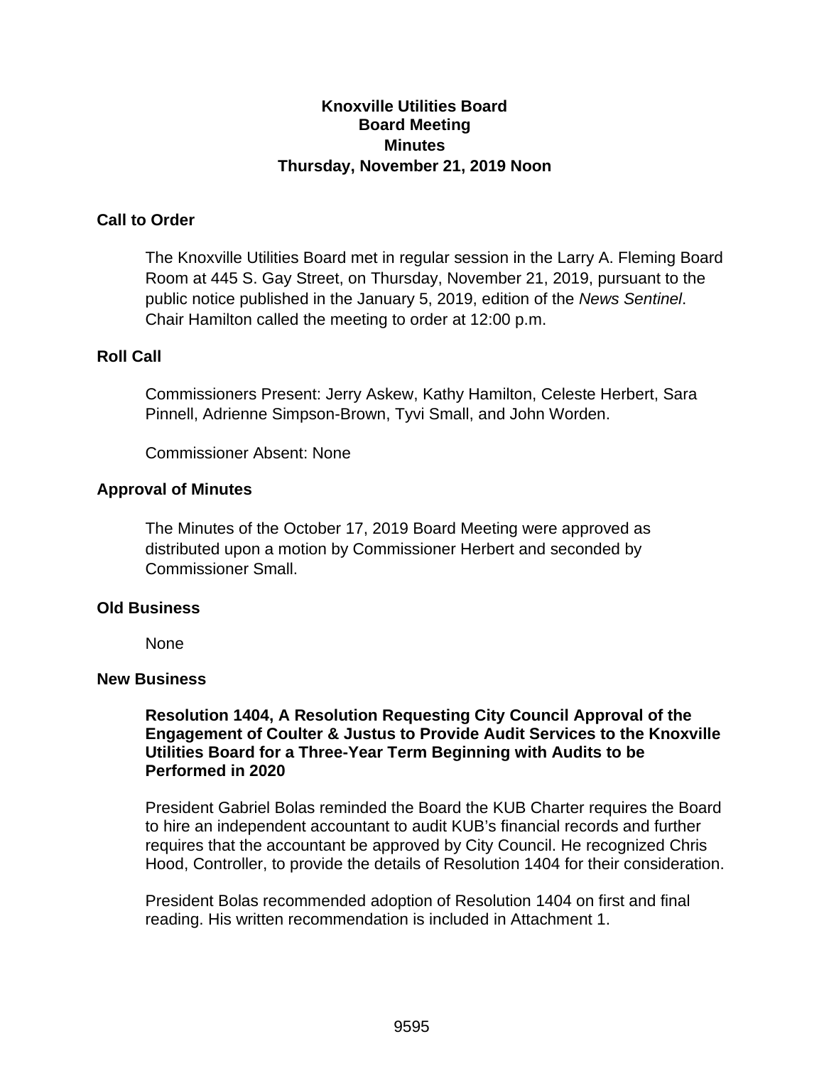**Knoxville Utilities Board**
**Board Meeting**
**Minutes**
**Thursday, November 21, 2019 Noon**

## Call to Order

The Knoxville Utilities Board met in regular session in the Larry A. Fleming Board Room at 445 S. Gay Street, on Thursday, November 21, 2019, pursuant to the public notice published in the January 5, 2019, edition of the *News Sentinel*. Chair Hamilton called the meeting to order at 12:00 p.m.

## Roll Call

Commissioners Present: Jerry Askew, Kathy Hamilton, Celeste Herbert, Sara Pinnell, Adrienne Simpson-Brown, Tyvi Small, and John Worden.

Commissioner Absent: None

## Approval of Minutes

The Minutes of the October 17, 2019 Board Meeting were approved as distributed upon a motion by Commissioner Herbert and seconded by Commissioner Small.

## Old Business

None

## New Business

**Resolution 1404, A Resolution Requesting City Council Approval of the Engagement of Coulter & Justus to Provide Audit Services to the Knoxville Utilities Board for a Three-Year Term Beginning with Audits to be Performed in 2020**

President Gabriel Bolas reminded the Board the KUB Charter requires the Board to hire an independent accountant to audit KUB's financial records and further requires that the accountant be approved by City Council. He recognized Chris Hood, Controller, to provide the details of Resolution 1404 for their consideration.

President Bolas recommended adoption of Resolution 1404 on first and final reading. His written recommendation is included in Attachment 1.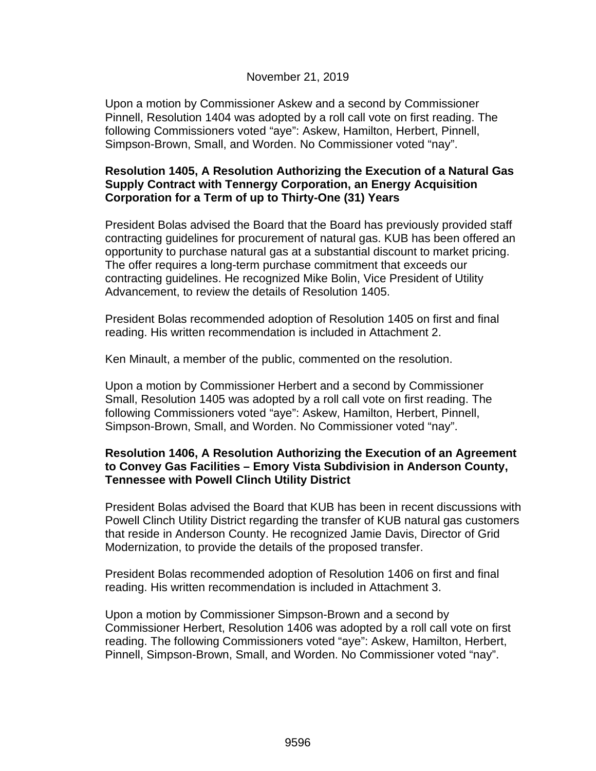November 21, 2019

Upon a motion by Commissioner Askew and a second by Commissioner Pinnell, Resolution 1404 was adopted by a roll call vote on first reading. The following Commissioners voted “aye”: Askew, Hamilton, Herbert, Pinnell, Simpson-Brown, Small, and Worden. No Commissioner voted “nay”.

**Resolution 1405, A Resolution Authorizing the Execution of a Natural Gas Supply Contract with Tennergy Corporation, an Energy Acquisition Corporation for a Term of up to Thirty-One (31) Years**

President Bolas advised the Board that the Board has previously provided staff contracting guidelines for procurement of natural gas. KUB has been offered an opportunity to purchase natural gas at a substantial discount to market pricing. The offer requires a long-term purchase commitment that exceeds our contracting guidelines. He recognized Mike Bolin, Vice President of Utility Advancement, to review the details of Resolution 1405.

President Bolas recommended adoption of Resolution 1405 on first and final reading. His written recommendation is included in Attachment 2.

Ken Minault, a member of the public, commented on the resolution.

Upon a motion by Commissioner Herbert and a second by Commissioner Small, Resolution 1405 was adopted by a roll call vote on first reading. The following Commissioners voted “aye”: Askew, Hamilton, Herbert, Pinnell, Simpson-Brown, Small, and Worden. No Commissioner voted “nay”.

**Resolution 1406, A Resolution Authorizing the Execution of an Agreement to Convey Gas Facilities – Emory Vista Subdivision in Anderson County, Tennessee with Powell Clinch Utility District**

President Bolas advised the Board that KUB has been in recent discussions with Powell Clinch Utility District regarding the transfer of KUB natural gas customers that reside in Anderson County. He recognized Jamie Davis, Director of Grid Modernization, to provide the details of the proposed transfer.

President Bolas recommended adoption of Resolution 1406 on first and final reading. His written recommendation is included in Attachment 3.

Upon a motion by Commissioner Simpson-Brown and a second by Commissioner Herbert, Resolution 1406 was adopted by a roll call vote on first reading. The following Commissioners voted “aye”: Askew, Hamilton, Herbert, Pinnell, Simpson-Brown, Small, and Worden. No Commissioner voted “nay”.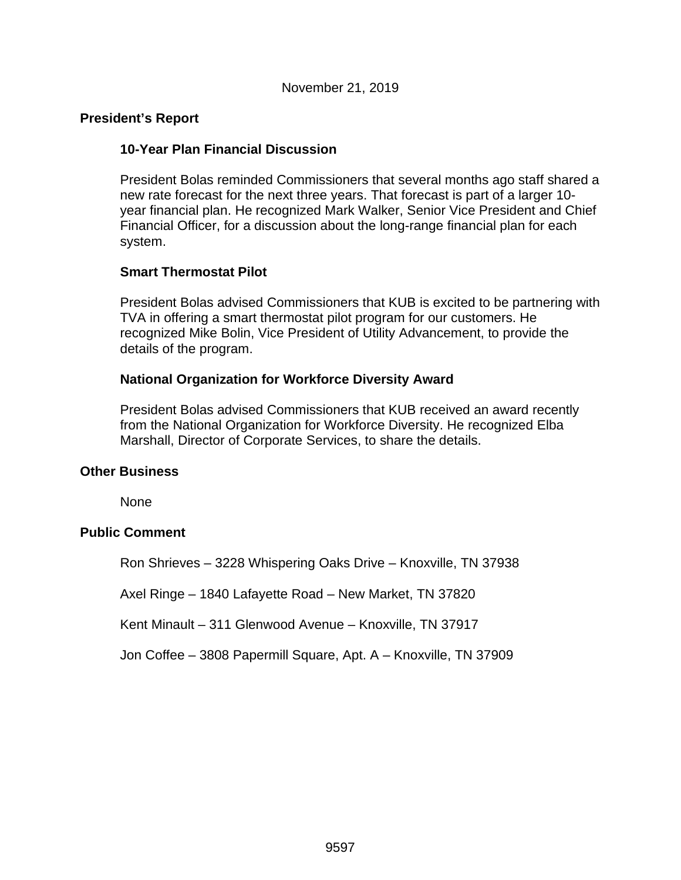November 21, 2019

## President's Report

### 10-Year Plan Financial Discussion

President Bolas reminded Commissioners that several months ago staff shared a new rate forecast for the next three years. That forecast is part of a larger 10-year financial plan. He recognized Mark Walker, Senior Vice President and Chief Financial Officer, for a discussion about the long-range financial plan for each system.

### Smart Thermostat Pilot

President Bolas advised Commissioners that KUB is excited to be partnering with TVA in offering a smart thermostat pilot program for our customers. He recognized Mike Bolin, Vice President of Utility Advancement, to provide the details of the program.

### National Organization for Workforce Diversity Award

President Bolas advised Commissioners that KUB received an award recently from the National Organization for Workforce Diversity. He recognized Elba Marshall, Director of Corporate Services, to share the details.

## Other Business

None

## Public Comment

Ron Shrieves – 3228 Whispering Oaks Drive – Knoxville, TN 37938

Axel Ringe – 1840 Lafayette Road – New Market, TN 37820

Kent Minault – 311 Glenwood Avenue – Knoxville, TN 37917

Jon Coffee – 3808 Papermill Square, Apt. A – Knoxville, TN 37909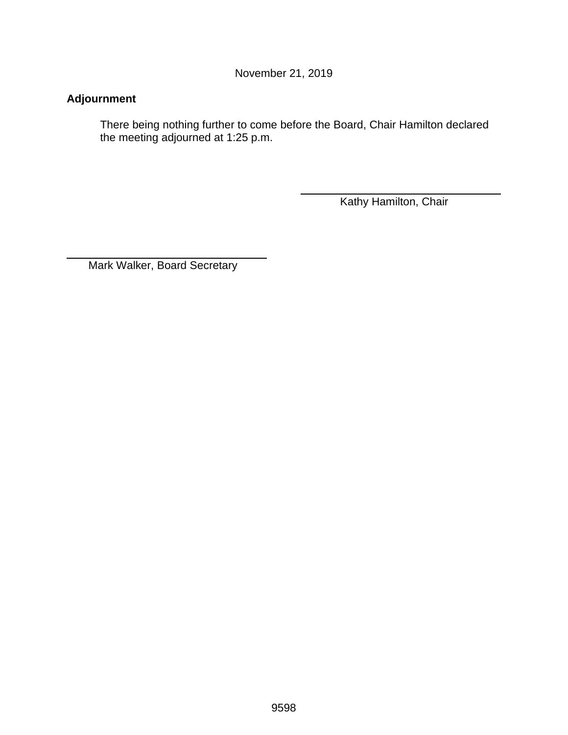November 21, 2019

**Adjournment**

There being nothing further to come before the Board, Chair Hamilton declared the meeting adjourned at 1:25 p.m.

Kathy Hamilton, Chair

Mark Walker, Board Secretary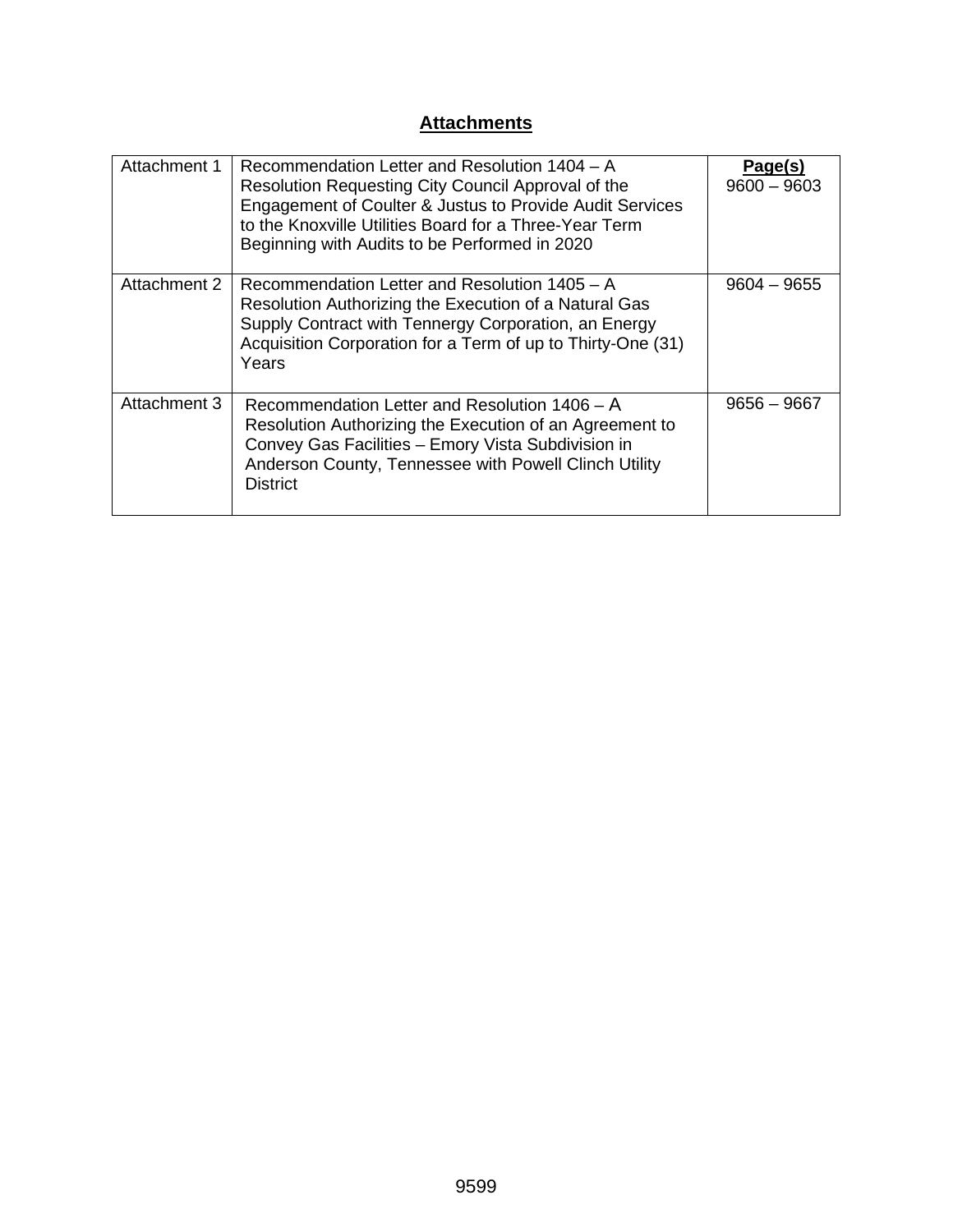## Attachments

| | | Page(s) |
|---|---|---|
| Attachment 1 | Recommendation Letter and Resolution 1404 – A Resolution Requesting City Council Approval of the Engagement of Coulter & Justus to Provide Audit Services to the Knoxville Utilities Board for a Three-Year Term Beginning with Audits to be Performed in 2020 | 9600 – 9603 |
| Attachment 2 | Recommendation Letter and Resolution 1405 – A Resolution Authorizing the Execution of a Natural Gas Supply Contract with Tennergy Corporation, an Energy Acquisition Corporation for a Term of up to Thirty-One (31) Years | 9604 – 9655 |
| Attachment 3 | Recommendation Letter and Resolution 1406 – A Resolution Authorizing the Execution of an Agreement to Convey Gas Facilities – Emory Vista Subdivision in Anderson County, Tennessee with Powell Clinch Utility District | 9656 – 9667 |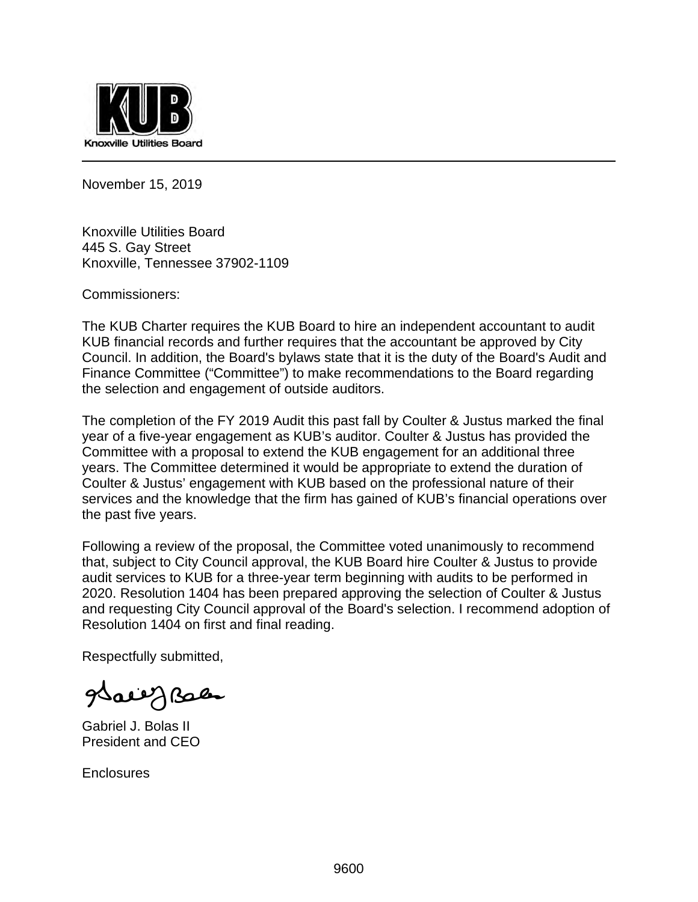Knoxville Utilities Board

November 15, 2019

Knoxville Utilities Board
445 S. Gay Street
Knoxville, Tennessee 37902-1109

Commissioners:

The KUB Charter requires the KUB Board to hire an independent accountant to audit KUB financial records and further requires that the accountant be approved by City Council. In addition, the Board's bylaws state that it is the duty of the Board's Audit and Finance Committee ("Committee") to make recommendations to the Board regarding the selection and engagement of outside auditors.

The completion of the FY 2019 Audit this past fall by Coulter & Justus marked the final year of a five-year engagement as KUB's auditor. Coulter & Justus has provided the Committee with a proposal to extend the KUB engagement for an additional three years. The Committee determined it would be appropriate to extend the duration of Coulter & Justus' engagement with KUB based on the professional nature of their services and the knowledge that the firm has gained of KUB's financial operations over the past five years.

Following a review of the proposal, the Committee voted unanimously to recommend that, subject to City Council approval, the KUB Board hire Coulter & Justus to provide audit services to KUB for a three-year term beginning with audits to be performed in 2020. Resolution 1404 has been prepared approving the selection of Coulter & Justus and requesting City Council approval of the Board's selection. I recommend adoption of Resolution 1404 on first and final reading.

Respectfully submitted,

Gabriel J. Bolas II
President and CEO

Enclosures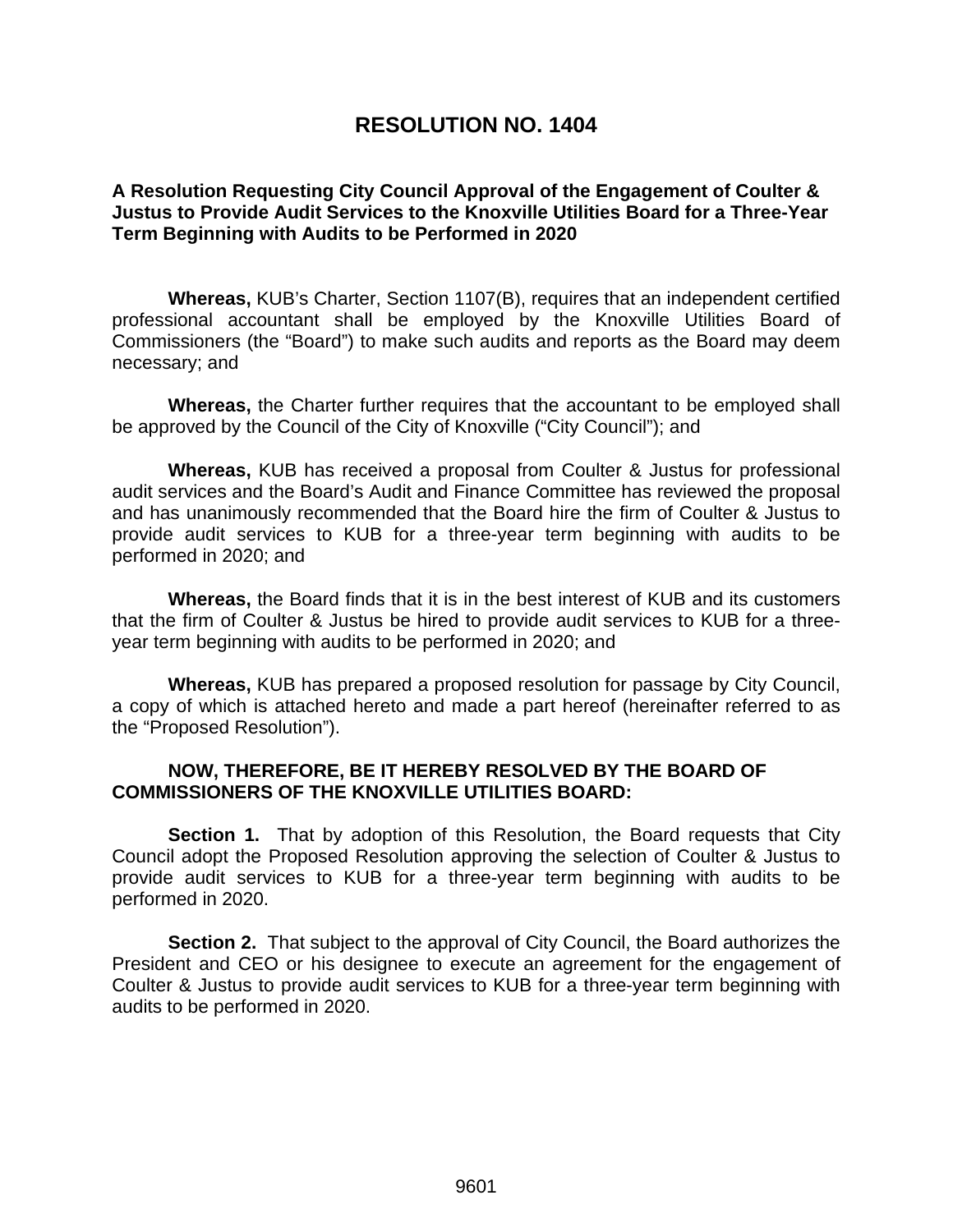# RESOLUTION NO. 1404

**A Resolution Requesting City Council Approval of the Engagement of Coulter & Justus to Provide Audit Services to the Knoxville Utilities Board for a Three-Year Term Beginning with Audits to be Performed in 2020**

**Whereas,** KUB's Charter, Section 1107(B), requires that an independent certified professional accountant shall be employed by the Knoxville Utilities Board of Commissioners (the "Board") to make such audits and reports as the Board may deem necessary; and

**Whereas,** the Charter further requires that the accountant to be employed shall be approved by the Council of the City of Knoxville ("City Council"); and

**Whereas,** KUB has received a proposal from Coulter & Justus for professional audit services and the Board's Audit and Finance Committee has reviewed the proposal and has unanimously recommended that the Board hire the firm of Coulter & Justus to provide audit services to KUB for a three-year term beginning with audits to be performed in 2020; and

**Whereas,** the Board finds that it is in the best interest of KUB and its customers that the firm of Coulter & Justus be hired to provide audit services to KUB for a three-year term beginning with audits to be performed in 2020; and

**Whereas,** KUB has prepared a proposed resolution for passage by City Council, a copy of which is attached hereto and made a part hereof (hereinafter referred to as the "Proposed Resolution").

**NOW, THEREFORE, BE IT HEREBY RESOLVED BY THE BOARD OF COMMISSIONERS OF THE KNOXVILLE UTILITIES BOARD:**

**Section 1.** That by adoption of this Resolution, the Board requests that City Council adopt the Proposed Resolution approving the selection of Coulter & Justus to provide audit services to KUB for a three-year term beginning with audits to be performed in 2020.

**Section 2.** That subject to the approval of City Council, the Board authorizes the President and CEO or his designee to execute an agreement for the engagement of Coulter & Justus to provide audit services to KUB for a three-year term beginning with audits to be performed in 2020.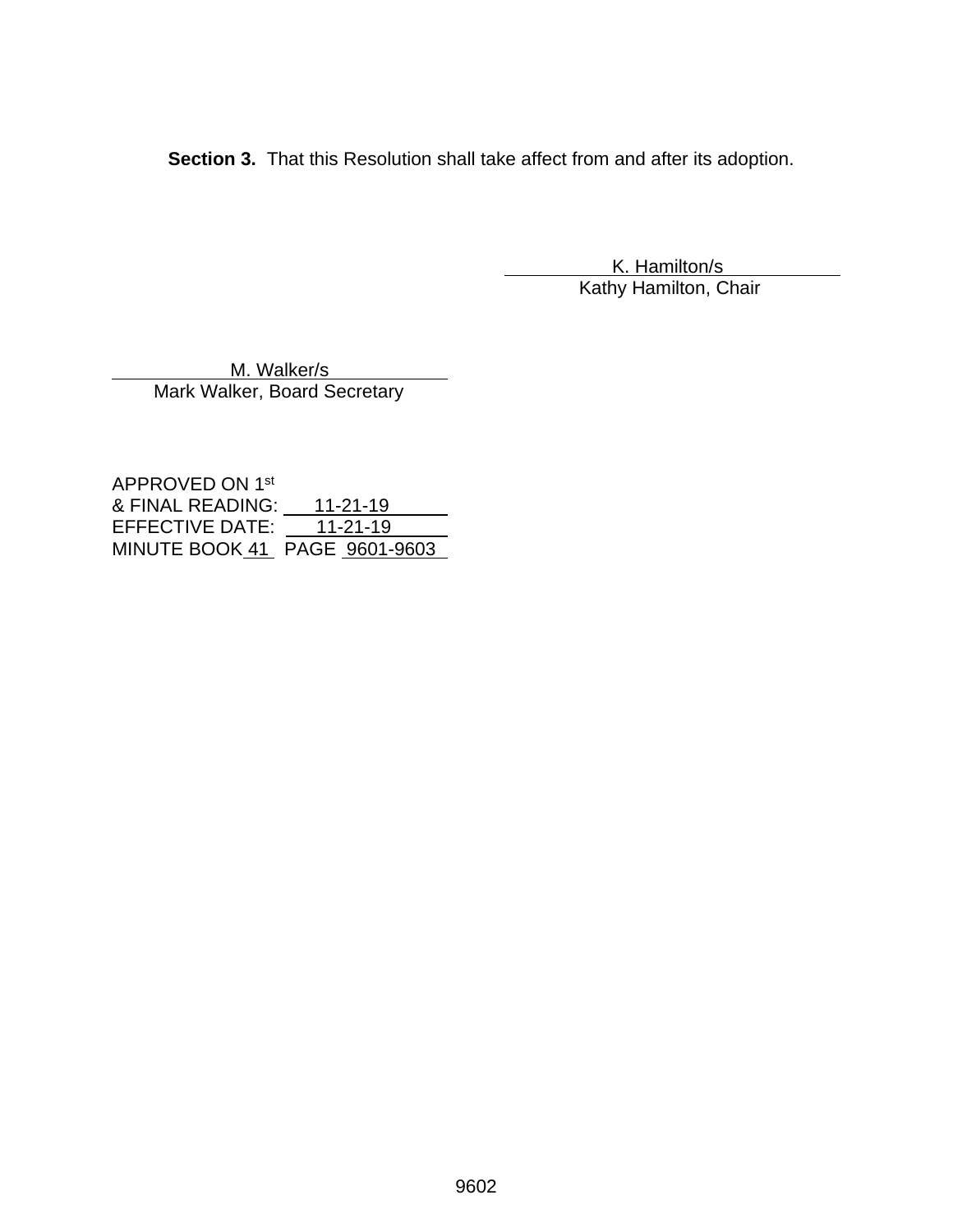**Section 3.** That this Resolution shall take affect from and after its adoption.

K. Hamilton/s
Kathy Hamilton, Chair

M. Walker/s
Mark Walker, Board Secretary

APPROVED ON 1st
& FINAL READING: 11-21-19
EFFECTIVE DATE: 11-21-19
MINUTE BOOK 41 PAGE 9601-9603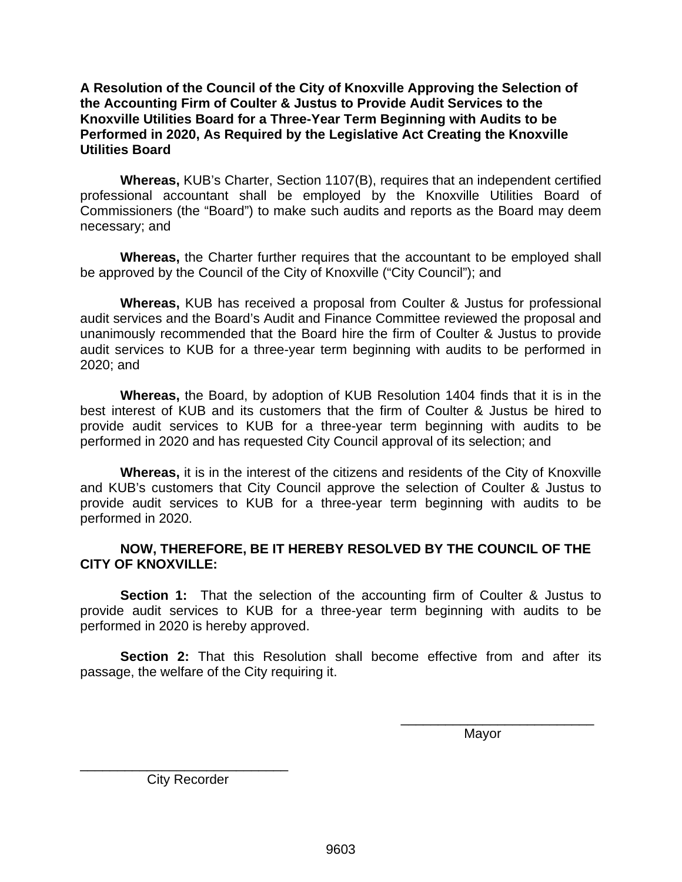**A Resolution of the Council of the City of Knoxville Approving the Selection of the Accounting Firm of Coulter & Justus to Provide Audit Services to the Knoxville Utilities Board for a Three-Year Term Beginning with Audits to be Performed in 2020, As Required by the Legislative Act Creating the Knoxville Utilities Board**

**Whereas,** KUB's Charter, Section 1107(B), requires that an independent certified professional accountant shall be employed by the Knoxville Utilities Board of Commissioners (the "Board") to make such audits and reports as the Board may deem necessary; and

**Whereas,** the Charter further requires that the accountant to be employed shall be approved by the Council of the City of Knoxville ("City Council"); and

**Whereas,** KUB has received a proposal from Coulter & Justus for professional audit services and the Board's Audit and Finance Committee reviewed the proposal and unanimously recommended that the Board hire the firm of Coulter & Justus to provide audit services to KUB for a three-year term beginning with audits to be performed in 2020; and

**Whereas,** the Board, by adoption of KUB Resolution 1404 finds that it is in the best interest of KUB and its customers that the firm of Coulter & Justus be hired to provide audit services to KUB for a three-year term beginning with audits to be performed in 2020 and has requested City Council approval of its selection; and

**Whereas,** it is in the interest of the citizens and residents of the City of Knoxville and KUB's customers that City Council approve the selection of Coulter & Justus to provide audit services to KUB for a three-year term beginning with audits to be performed in 2020.

**NOW, THEREFORE, BE IT HEREBY RESOLVED BY THE COUNCIL OF THE CITY OF KNOXVILLE:**

**Section 1:** That the selection of the accounting firm of Coulter & Justus to provide audit services to KUB for a three-year term beginning with audits to be performed in 2020 is hereby approved.

**Section 2:** That this Resolution shall become effective from and after its passage, the welfare of the City requiring it.

\_\_\_\_\_\_\_\_\_\_\_\_\_\_\_\_\_\_\_\_\_\_\_\_\_\_
Mayor

\_\_\_\_\_\_\_\_\_\_\_\_\_\_\_\_\_\_\_\_\_\_\_\_\_\_
City Recorder

9603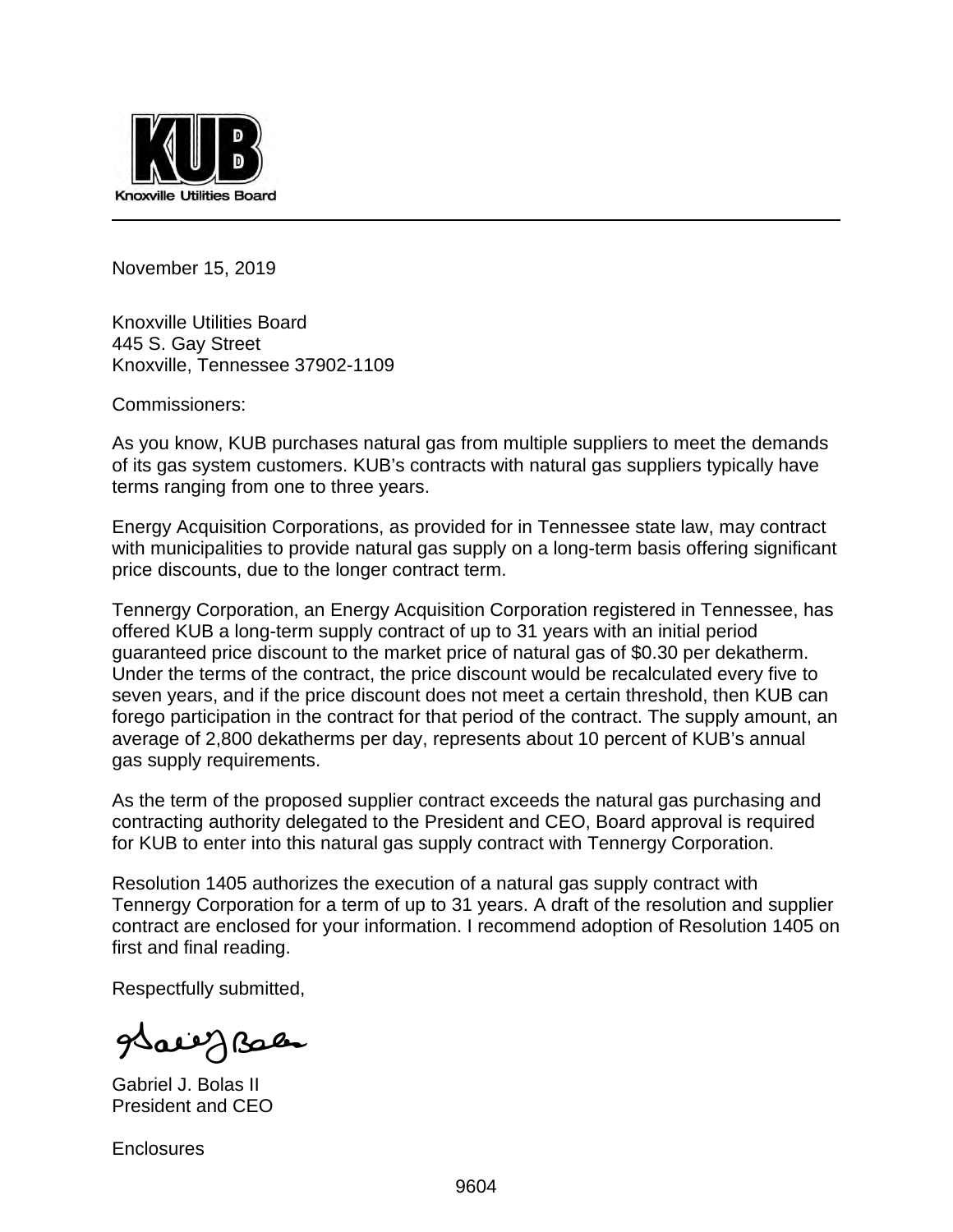Knoxville Utilities Board

November 15, 2019

Knoxville Utilities Board
445 S. Gay Street
Knoxville, Tennessee 37902-1109

Commissioners:

As you know, KUB purchases natural gas from multiple suppliers to meet the demands of its gas system customers. KUB's contracts with natural gas suppliers typically have terms ranging from one to three years.

Energy Acquisition Corporations, as provided for in Tennessee state law, may contract with municipalities to provide natural gas supply on a long-term basis offering significant price discounts, due to the longer contract term.

Tennergy Corporation, an Energy Acquisition Corporation registered in Tennessee, has offered KUB a long-term supply contract of up to 31 years with an initial period guaranteed price discount to the market price of natural gas of $0.30 per dekatherm. Under the terms of the contract, the price discount would be recalculated every five to seven years, and if the price discount does not meet a certain threshold, then KUB can forego participation in the contract for that period of the contract. The supply amount, an average of 2,800 dekatherms per day, represents about 10 percent of KUB's annual gas supply requirements.

As the term of the proposed supplier contract exceeds the natural gas purchasing and contracting authority delegated to the President and CEO, Board approval is required for KUB to enter into this natural gas supply contract with Tennergy Corporation.

Resolution 1405 authorizes the execution of a natural gas supply contract with Tennergy Corporation for a term of up to 31 years. A draft of the resolution and supplier contract are enclosed for your information. I recommend adoption of Resolution 1405 on first and final reading.

Respectfully submitted,

Gabriel J. Bolas II
President and CEO

Enclosures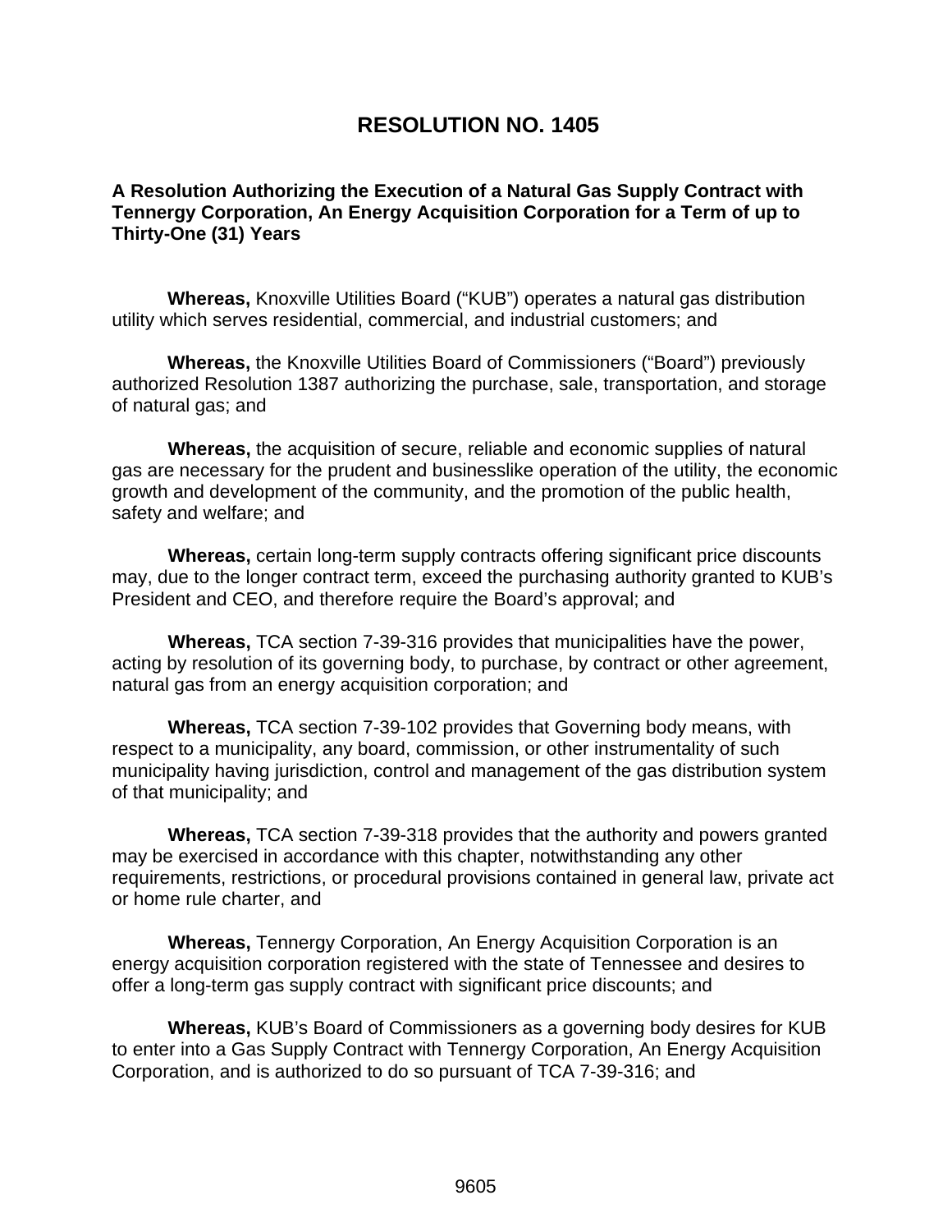# RESOLUTION NO. 1405

**A Resolution Authorizing the Execution of a Natural Gas Supply Contract with Tennergy Corporation, An Energy Acquisition Corporation for a Term of up to Thirty-One (31) Years**

**Whereas,** Knoxville Utilities Board ("KUB") operates a natural gas distribution utility which serves residential, commercial, and industrial customers; and

**Whereas,** the Knoxville Utilities Board of Commissioners ("Board") previously authorized Resolution 1387 authorizing the purchase, sale, transportation, and storage of natural gas; and

**Whereas,** the acquisition of secure, reliable and economic supplies of natural gas are necessary for the prudent and businesslike operation of the utility, the economic growth and development of the community, and the promotion of the public health, safety and welfare; and

**Whereas,** certain long-term supply contracts offering significant price discounts may, due to the longer contract term, exceed the purchasing authority granted to KUB's President and CEO, and therefore require the Board's approval; and

**Whereas,** TCA section 7-39-316 provides that municipalities have the power, acting by resolution of its governing body, to purchase, by contract or other agreement, natural gas from an energy acquisition corporation; and

**Whereas,** TCA section 7-39-102 provides that Governing body means, with respect to a municipality, any board, commission, or other instrumentality of such municipality having jurisdiction, control and management of the gas distribution system of that municipality; and

**Whereas,** TCA section 7-39-318 provides that the authority and powers granted may be exercised in accordance with this chapter, notwithstanding any other requirements, restrictions, or procedural provisions contained in general law, private act or home rule charter, and

**Whereas,** Tennergy Corporation, An Energy Acquisition Corporation is an energy acquisition corporation registered with the state of Tennessee and desires to offer a long-term gas supply contract with significant price discounts; and

**Whereas,** KUB's Board of Commissioners as a governing body desires for KUB to enter into a Gas Supply Contract with Tennergy Corporation, An Energy Acquisition Corporation, and is authorized to do so pursuant of TCA 7-39-316; and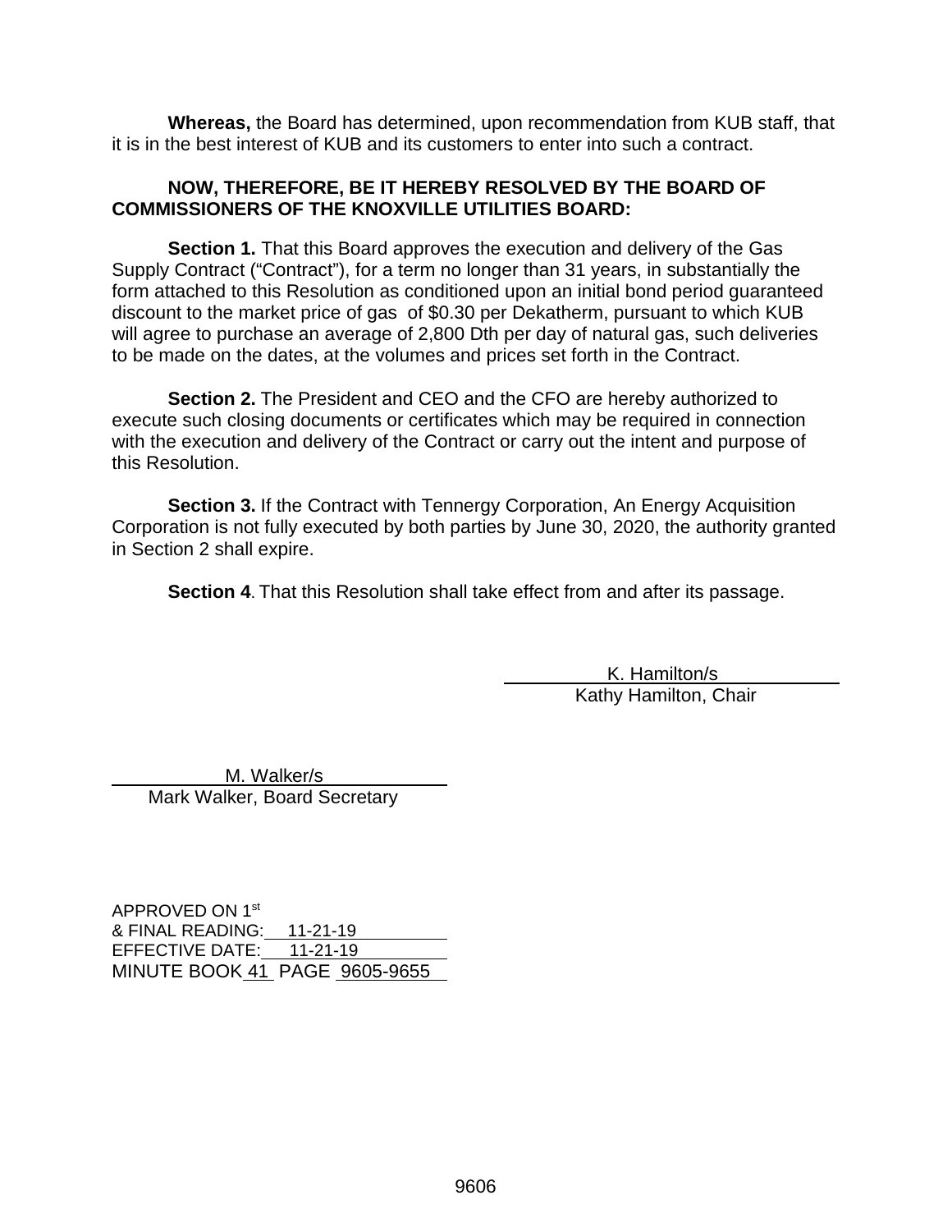**Whereas,** the Board has determined, upon recommendation from KUB staff, that it is in the best interest of KUB and its customers to enter into such a contract.

**NOW, THEREFORE, BE IT HEREBY RESOLVED BY THE BOARD OF COMMISSIONERS OF THE KNOXVILLE UTILITIES BOARD:**

**Section 1.** That this Board approves the execution and delivery of the Gas Supply Contract ("Contract"), for a term no longer than 31 years, in substantially the form attached to this Resolution as conditioned upon an initial bond period guaranteed discount to the market price of gas of $0.30 per Dekatherm, pursuant to which KUB will agree to purchase an average of 2,800 Dth per day of natural gas, such deliveries to be made on the dates, at the volumes and prices set forth in the Contract.

**Section 2.** The President and CEO and the CFO are hereby authorized to execute such closing documents or certificates which may be required in connection with the execution and delivery of the Contract or carry out the intent and purpose of this Resolution.

**Section 3.** If the Contract with Tennergy Corporation, An Energy Acquisition Corporation is not fully executed by both parties by June 30, 2020, the authority granted in Section 2 shall expire.

**Section 4**. That this Resolution shall take effect from and after its passage.

K. Hamilton/s
Kathy Hamilton, Chair

M. Walker/s
Mark Walker, Board Secretary

APPROVED ON 1st
& FINAL READING: 11-21-19
EFFECTIVE DATE: 11-21-19
MINUTE BOOK 41 PAGE 9605-9655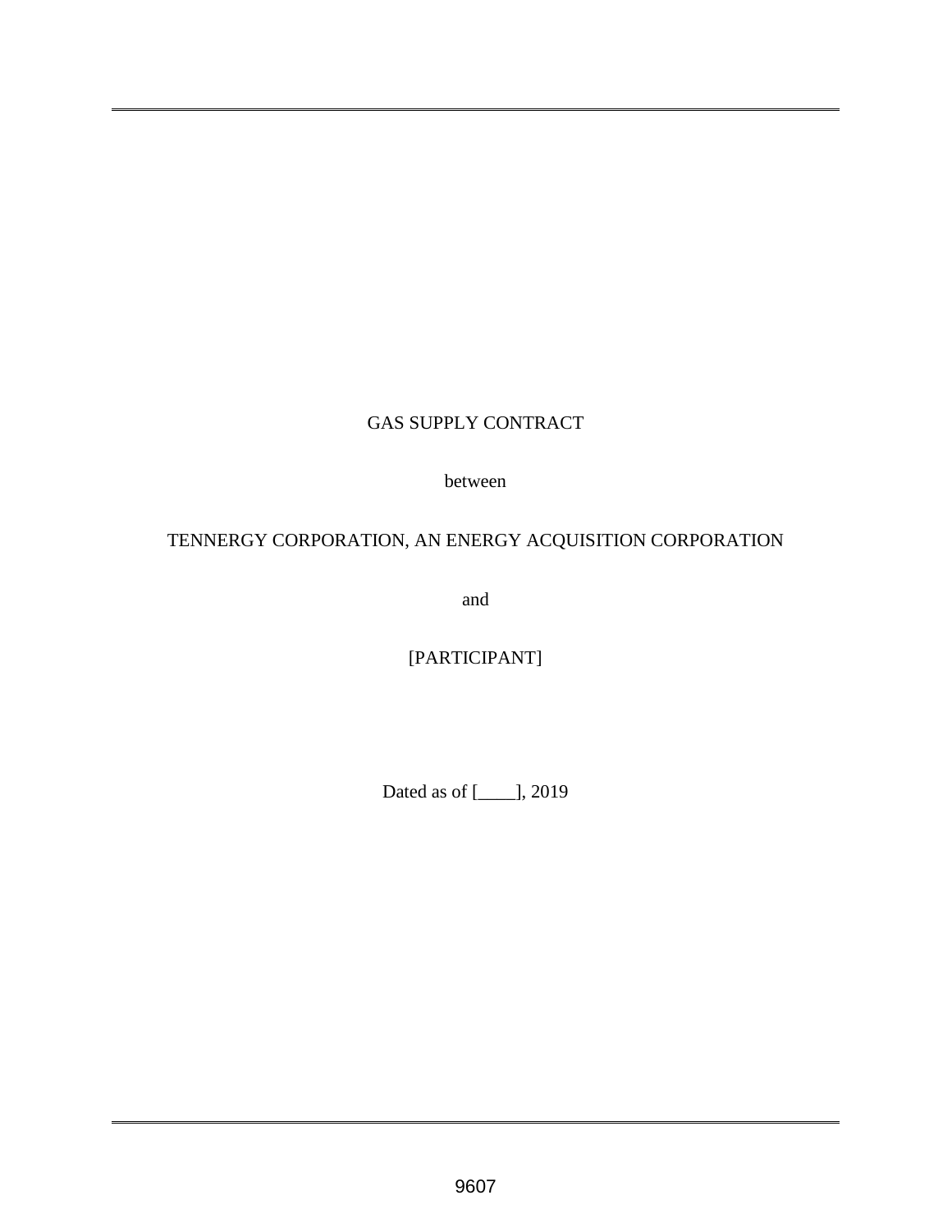GAS SUPPLY CONTRACT

between

TENNERGY CORPORATION, AN ENERGY ACQUISITION CORPORATION

and

[PARTICIPANT]

Dated as of [____], 2019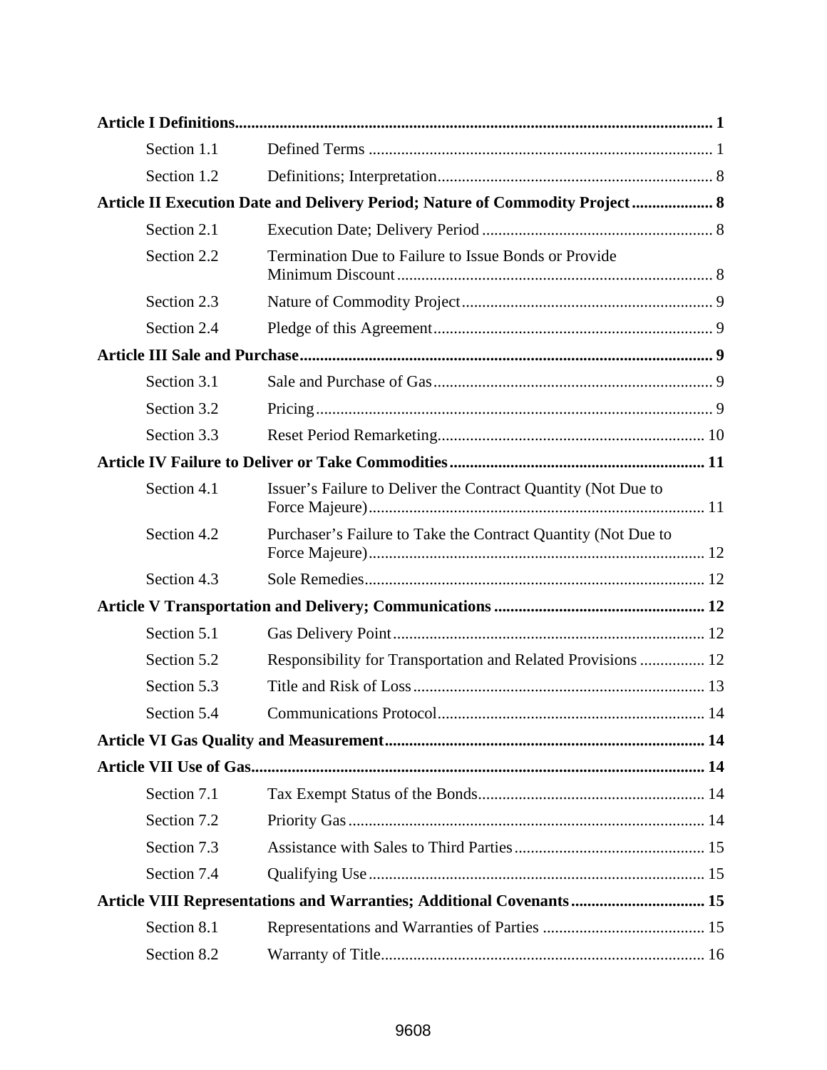**Article I Definitions** .......... 1

Section 1.1 Defined Terms .......... 1

Section 1.2 Definitions; Interpretation .......... 8

**Article II Execution Date and Delivery Period; Nature of Commodity Project** .......... 8

Section 2.1 Execution Date; Delivery Period .......... 8

Section 2.2 Termination Due to Failure to Issue Bonds or Provide Minimum Discount .......... 8

Section 2.3 Nature of Commodity Project .......... 9

Section 2.4 Pledge of this Agreement .......... 9

**Article III Sale and Purchase** .......... 9

Section 3.1 Sale and Purchase of Gas .......... 9

Section 3.2 Pricing .......... 9

Section 3.3 Reset Period Remarketing .......... 10

**Article IV Failure to Deliver or Take Commodities** .......... 11

Section 4.1 Issuer's Failure to Deliver the Contract Quantity (Not Due to Force Majeure) .......... 11

Section 4.2 Purchaser's Failure to Take the Contract Quantity (Not Due to Force Majeure) .......... 12

Section 4.3 Sole Remedies .......... 12

**Article V Transportation and Delivery; Communications** .......... 12

Section 5.1 Gas Delivery Point .......... 12

Section 5.2 Responsibility for Transportation and Related Provisions .......... 12

Section 5.3 Title and Risk of Loss .......... 13

Section 5.4 Communications Protocol .......... 14

**Article VI Gas Quality and Measurement** .......... 14

**Article VII Use of Gas** .......... 14

Section 7.1 Tax Exempt Status of the Bonds .......... 14

Section 7.2 Priority Gas .......... 14

Section 7.3 Assistance with Sales to Third Parties .......... 15

Section 7.4 Qualifying Use .......... 15

**Article VIII Representations and Warranties; Additional Covenants** .......... 15

Section 8.1 Representations and Warranties of Parties .......... 15

Section 8.2 Warranty of Title .......... 16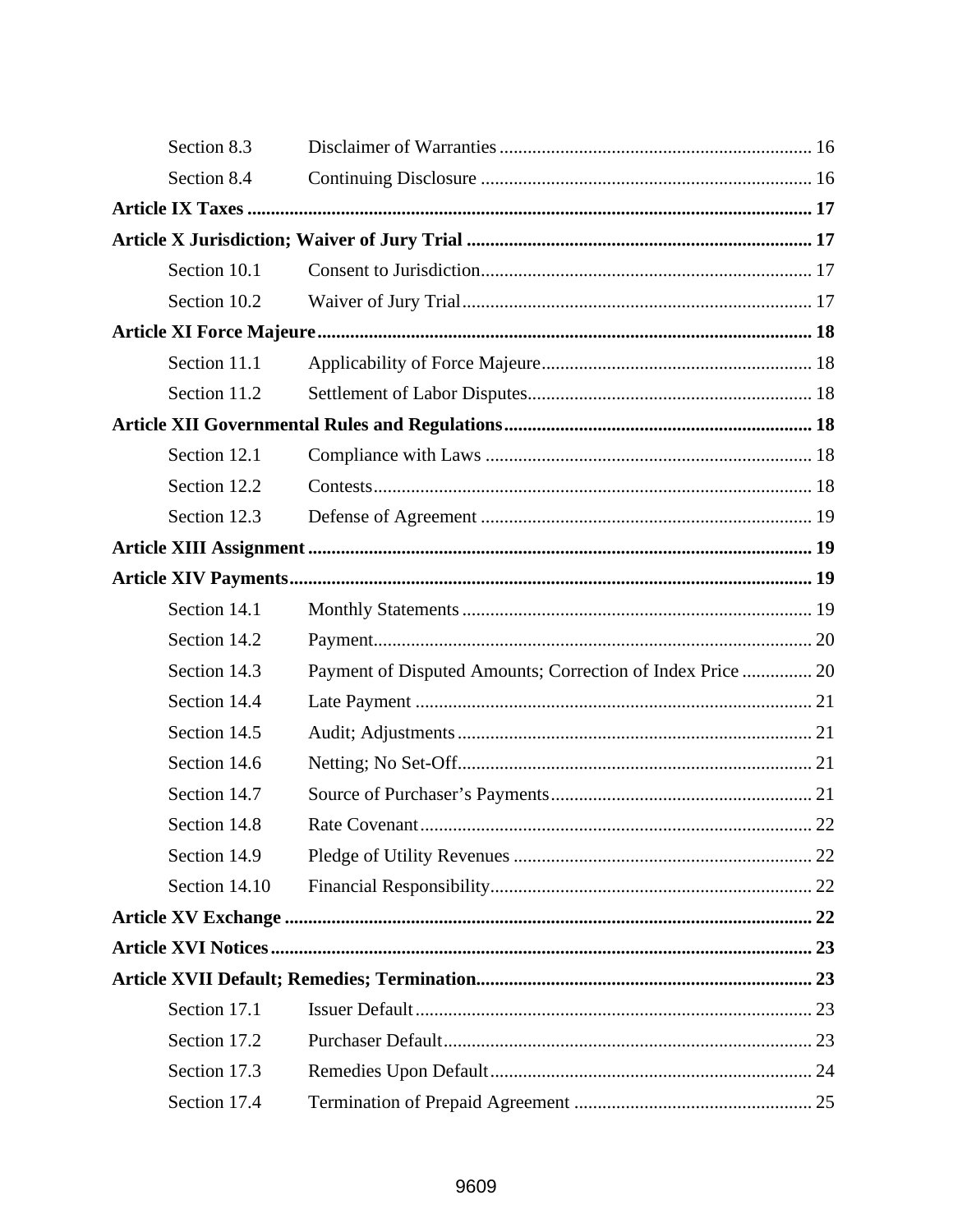Section 8.3 Disclaimer of Warranties .......... 16

Section 8.4 Continuing Disclosure .......... 16

**Article IX Taxes .......... 17**

**Article X Jurisdiction; Waiver of Jury Trial .......... 17**

Section 10.1 Consent to Jurisdiction .......... 17

Section 10.2 Waiver of Jury Trial .......... 17

**Article XI Force Majeure .......... 18**

Section 11.1 Applicability of Force Majeure .......... 18

Section 11.2 Settlement of Labor Disputes .......... 18

**Article XII Governmental Rules and Regulations .......... 18**

Section 12.1 Compliance with Laws .......... 18

Section 12.2 Contests .......... 18

Section 12.3 Defense of Agreement .......... 19

**Article XIII Assignment .......... 19**

**Article XIV Payments .......... 19**

Section 14.1 Monthly Statements .......... 19

Section 14.2 Payment .......... 20

Section 14.3 Payment of Disputed Amounts; Correction of Index Price .......... 20

Section 14.4 Late Payment .......... 21

Section 14.5 Audit; Adjustments .......... 21

Section 14.6 Netting; No Set-Off .......... 21

Section 14.7 Source of Purchaser's Payments .......... 21

Section 14.8 Rate Covenant .......... 22

Section 14.9 Pledge of Utility Revenues .......... 22

Section 14.10 Financial Responsibility .......... 22

**Article XV Exchange .......... 22**

**Article XVI Notices .......... 23**

**Article XVII Default; Remedies; Termination .......... 23**

Section 17.1 Issuer Default .......... 23

Section 17.2 Purchaser Default .......... 23

Section 17.3 Remedies Upon Default .......... 24

Section 17.4 Termination of Prepaid Agreement .......... 25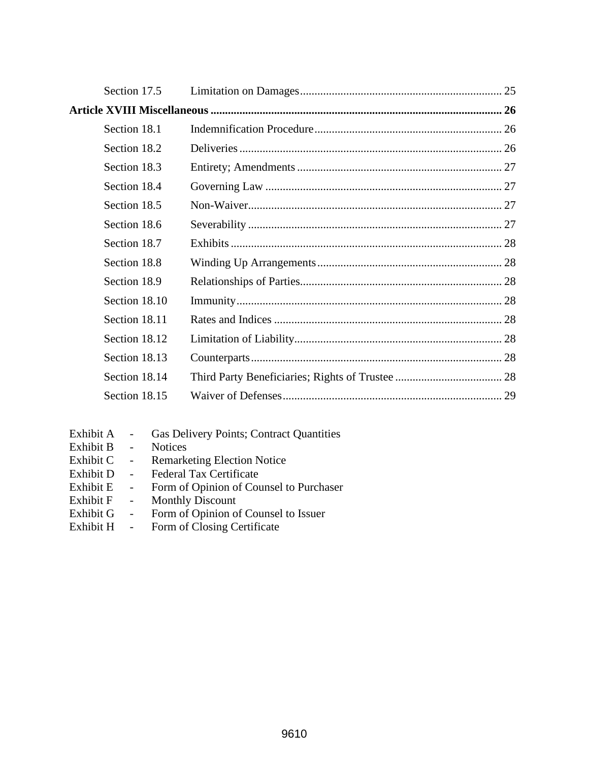Section 17.5 Limitation on Damages ..... 25

**Article XVIII Miscellaneous ..... 26**

Section 18.1 Indemnification Procedure ..... 26

Section 18.2 Deliveries ..... 26

Section 18.3 Entirety; Amendments ..... 27

Section 18.4 Governing Law ..... 27

Section 18.5 Non-Waiver ..... 27

Section 18.6 Severability ..... 27

Section 18.7 Exhibits ..... 28

Section 18.8 Winding Up Arrangements ..... 28

Section 18.9 Relationships of Parties ..... 28

Section 18.10 Immunity ..... 28

Section 18.11 Rates and Indices ..... 28

Section 18.12 Limitation of Liability ..... 28

Section 18.13 Counterparts ..... 28

Section 18.14 Third Party Beneficiaries; Rights of Trustee ..... 28

Section 18.15 Waiver of Defenses ..... 29

Exhibit A - Gas Delivery Points; Contract Quantities
Exhibit B - Notices
Exhibit C - Remarketing Election Notice
Exhibit D - Federal Tax Certificate
Exhibit E - Form of Opinion of Counsel to Purchaser
Exhibit F - Monthly Discount
Exhibit G - Form of Opinion of Counsel to Issuer
Exhibit H - Form of Closing Certificate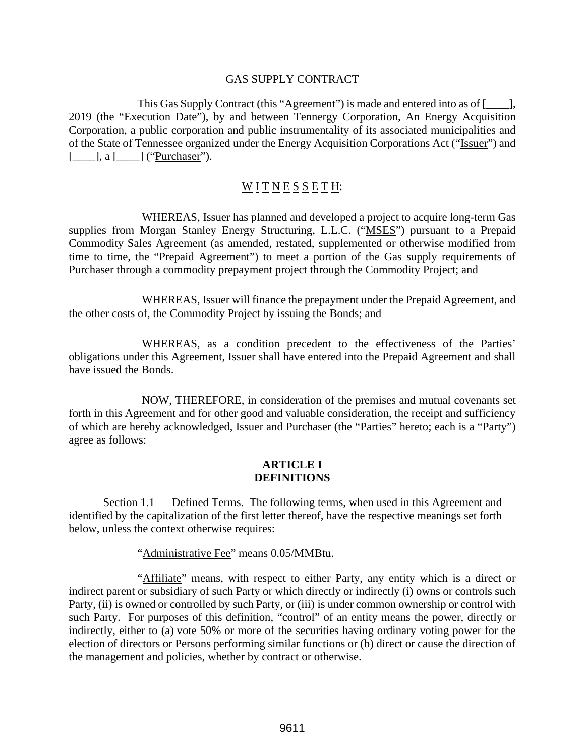# GAS SUPPLY CONTRACT

This Gas Supply Contract (this "Agreement") is made and entered into as of [____], 2019 (the "Execution Date"), by and between Tennergy Corporation, An Energy Acquisition Corporation, a public corporation and public instrumentality of its associated municipalities and of the State of Tennessee organized under the Energy Acquisition Corporations Act ("Issuer") and [____], a [____] ("Purchaser").

## W I T N E S S E T H:

WHEREAS, Issuer has planned and developed a project to acquire long-term Gas supplies from Morgan Stanley Energy Structuring, L.L.C. ("MSES") pursuant to a Prepaid Commodity Sales Agreement (as amended, restated, supplemented or otherwise modified from time to time, the "Prepaid Agreement") to meet a portion of the Gas supply requirements of Purchaser through a commodity prepayment project through the Commodity Project; and

WHEREAS, Issuer will finance the prepayment under the Prepaid Agreement, and the other costs of, the Commodity Project by issuing the Bonds; and

WHEREAS, as a condition precedent to the effectiveness of the Parties' obligations under this Agreement, Issuer shall have entered into the Prepaid Agreement and shall have issued the Bonds.

NOW, THEREFORE, in consideration of the premises and mutual covenants set forth in this Agreement and for other good and valuable consideration, the receipt and sufficiency of which are hereby acknowledged, Issuer and Purchaser (the "Parties" hereto; each is a "Party") agree as follows:

## ARTICLE I
## DEFINITIONS

Section 1.1 Defined Terms. The following terms, when used in this Agreement and identified by the capitalization of the first letter thereof, have the respective meanings set forth below, unless the context otherwise requires:

"Administrative Fee" means 0.05/MMBtu.

"Affiliate" means, with respect to either Party, any entity which is a direct or indirect parent or subsidiary of such Party or which directly or indirectly (i) owns or controls such Party, (ii) is owned or controlled by such Party, or (iii) is under common ownership or control with such Party. For purposes of this definition, "control" of an entity means the power, directly or indirectly, either to (a) vote 50% or more of the securities having ordinary voting power for the election of directors or Persons performing similar functions or (b) direct or cause the direction of the management and policies, whether by contract or otherwise.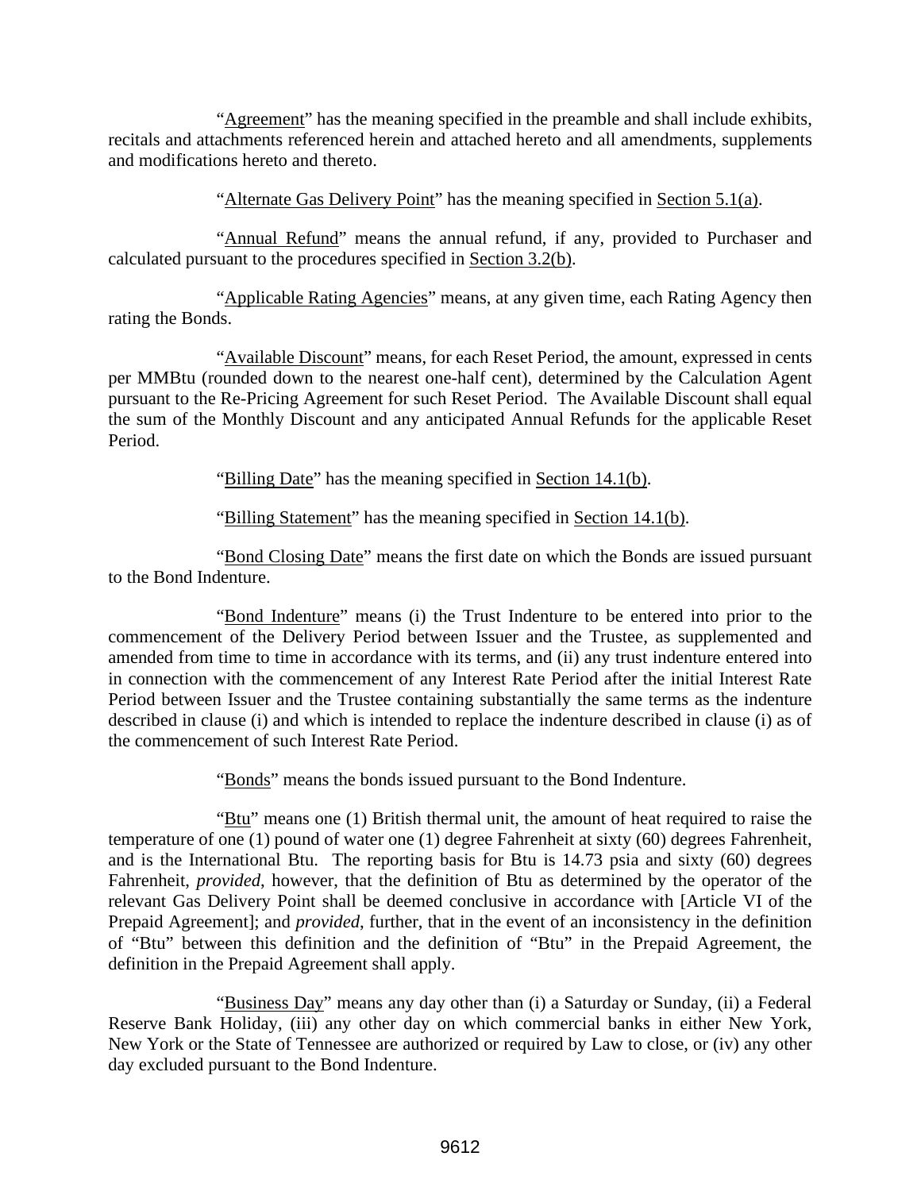"Agreement" has the meaning specified in the preamble and shall include exhibits, recitals and attachments referenced herein and attached hereto and all amendments, supplements and modifications hereto and thereto.

"Alternate Gas Delivery Point" has the meaning specified in Section 5.1(a).

"Annual Refund" means the annual refund, if any, provided to Purchaser and calculated pursuant to the procedures specified in Section 3.2(b).

"Applicable Rating Agencies" means, at any given time, each Rating Agency then rating the Bonds.

"Available Discount" means, for each Reset Period, the amount, expressed in cents per MMBtu (rounded down to the nearest one-half cent), determined by the Calculation Agent pursuant to the Re-Pricing Agreement for such Reset Period. The Available Discount shall equal the sum of the Monthly Discount and any anticipated Annual Refunds for the applicable Reset Period.

"Billing Date" has the meaning specified in Section 14.1(b).

"Billing Statement" has the meaning specified in Section 14.1(b).

"Bond Closing Date" means the first date on which the Bonds are issued pursuant to the Bond Indenture.

"Bond Indenture" means (i) the Trust Indenture to be entered into prior to the commencement of the Delivery Period between Issuer and the Trustee, as supplemented and amended from time to time in accordance with its terms, and (ii) any trust indenture entered into in connection with the commencement of any Interest Rate Period after the initial Interest Rate Period between Issuer and the Trustee containing substantially the same terms as the indenture described in clause (i) and which is intended to replace the indenture described in clause (i) as of the commencement of such Interest Rate Period.

"Bonds" means the bonds issued pursuant to the Bond Indenture.

"Btu" means one (1) British thermal unit, the amount of heat required to raise the temperature of one (1) pound of water one (1) degree Fahrenheit at sixty (60) degrees Fahrenheit, and is the International Btu. The reporting basis for Btu is 14.73 psia and sixty (60) degrees Fahrenheit, *provided*, however, that the definition of Btu as determined by the operator of the relevant Gas Delivery Point shall be deemed conclusive in accordance with [Article VI of the Prepaid Agreement]; and *provided*, further, that in the event of an inconsistency in the definition of "Btu" between this definition and the definition of "Btu" in the Prepaid Agreement, the definition in the Prepaid Agreement shall apply.

"Business Day" means any day other than (i) a Saturday or Sunday, (ii) a Federal Reserve Bank Holiday, (iii) any other day on which commercial banks in either New York, New York or the State of Tennessee are authorized or required by Law to close, or (iv) any other day excluded pursuant to the Bond Indenture.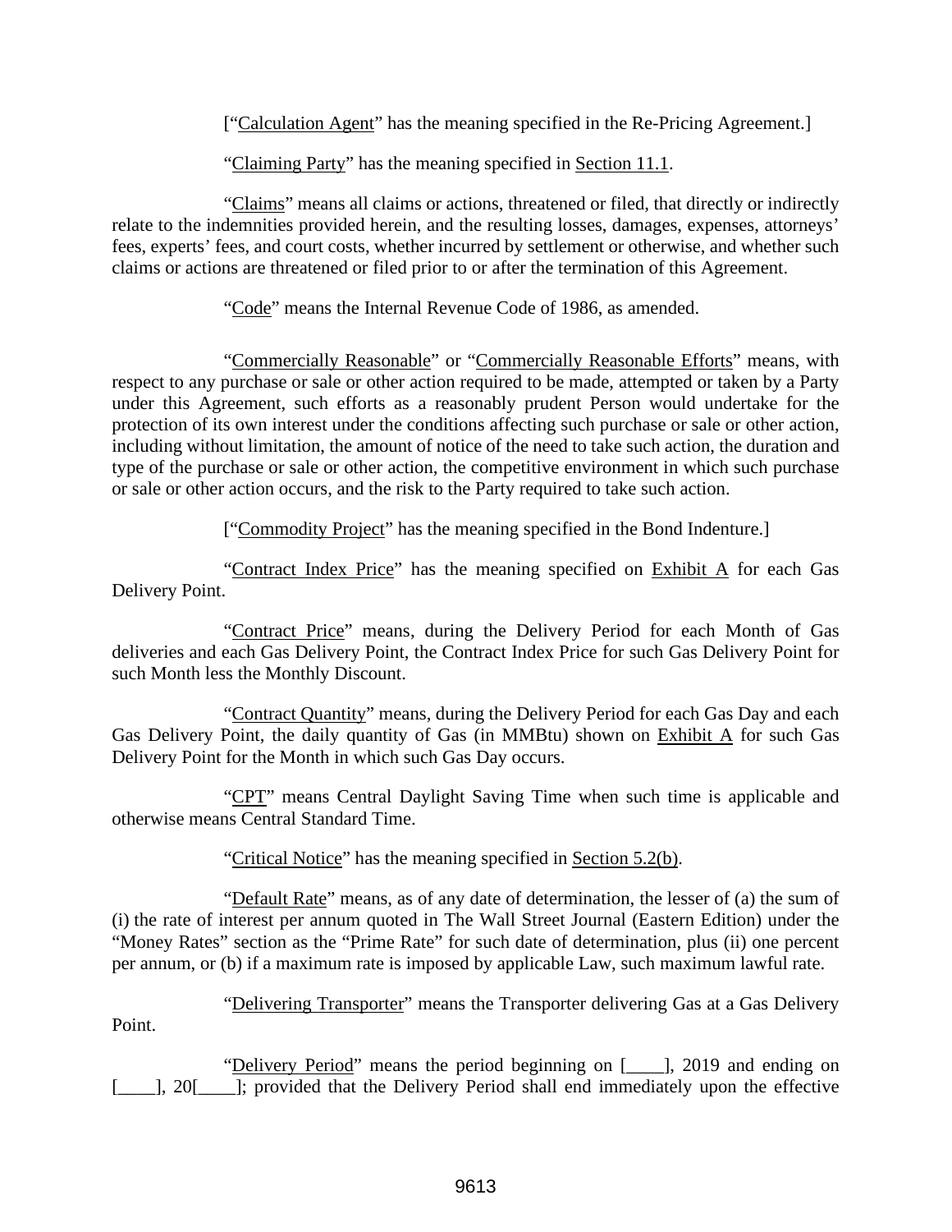["Calculation Agent" has the meaning specified in the Re-Pricing Agreement.]

"Claiming Party" has the meaning specified in Section 11.1.

"Claims" means all claims or actions, threatened or filed, that directly or indirectly relate to the indemnities provided herein, and the resulting losses, damages, expenses, attorneys' fees, experts' fees, and court costs, whether incurred by settlement or otherwise, and whether such claims or actions are threatened or filed prior to or after the termination of this Agreement.

"Code" means the Internal Revenue Code of 1986, as amended.

"Commercially Reasonable" or "Commercially Reasonable Efforts" means, with respect to any purchase or sale or other action required to be made, attempted or taken by a Party under this Agreement, such efforts as a reasonably prudent Person would undertake for the protection of its own interest under the conditions affecting such purchase or sale or other action, including without limitation, the amount of notice of the need to take such action, the duration and type of the purchase or sale or other action, the competitive environment in which such purchase or sale or other action occurs, and the risk to the Party required to take such action.

["Commodity Project" has the meaning specified in the Bond Indenture.]

"Contract Index Price" has the meaning specified on Exhibit A for each Gas Delivery Point.

"Contract Price" means, during the Delivery Period for each Month of Gas deliveries and each Gas Delivery Point, the Contract Index Price for such Gas Delivery Point for such Month less the Monthly Discount.

"Contract Quantity" means, during the Delivery Period for each Gas Day and each Gas Delivery Point, the daily quantity of Gas (in MMBtu) shown on Exhibit A for such Gas Delivery Point for the Month in which such Gas Day occurs.

"CPT" means Central Daylight Saving Time when such time is applicable and otherwise means Central Standard Time.

"Critical Notice" has the meaning specified in Section 5.2(b).

"Default Rate" means, as of any date of determination, the lesser of (a) the sum of (i) the rate of interest per annum quoted in The Wall Street Journal (Eastern Edition) under the "Money Rates" section as the "Prime Rate" for such date of determination, plus (ii) one percent per annum, or (b) if a maximum rate is imposed by applicable Law, such maximum lawful rate.

"Delivering Transporter" means the Transporter delivering Gas at a Gas Delivery Point.

"Delivery Period" means the period beginning on [____], 2019 and ending on [____], 20[____]; provided that the Delivery Period shall end immediately upon the effective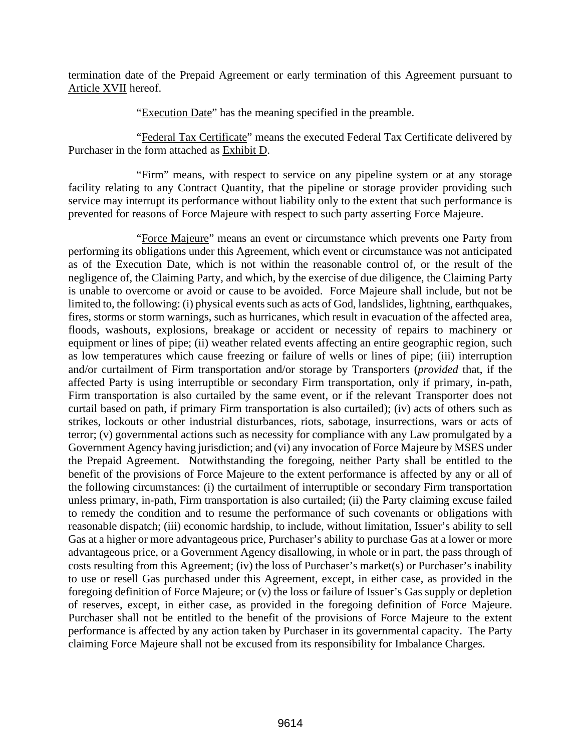termination date of the Prepaid Agreement or early termination of this Agreement pursuant to Article XVII hereof.

"Execution Date" has the meaning specified in the preamble.

"Federal Tax Certificate" means the executed Federal Tax Certificate delivered by Purchaser in the form attached as Exhibit D.

"Firm" means, with respect to service on any pipeline system or at any storage facility relating to any Contract Quantity, that the pipeline or storage provider providing such service may interrupt its performance without liability only to the extent that such performance is prevented for reasons of Force Majeure with respect to such party asserting Force Majeure.

"Force Majeure" means an event or circumstance which prevents one Party from performing its obligations under this Agreement, which event or circumstance was not anticipated as of the Execution Date, which is not within the reasonable control of, or the result of the negligence of, the Claiming Party, and which, by the exercise of due diligence, the Claiming Party is unable to overcome or avoid or cause to be avoided. Force Majeure shall include, but not be limited to, the following: (i) physical events such as acts of God, landslides, lightning, earthquakes, fires, storms or storm warnings, such as hurricanes, which result in evacuation of the affected area, floods, washouts, explosions, breakage or accident or necessity of repairs to machinery or equipment or lines of pipe; (ii) weather related events affecting an entire geographic region, such as low temperatures which cause freezing or failure of wells or lines of pipe; (iii) interruption and/or curtailment of Firm transportation and/or storage by Transporters (*provided* that, if the affected Party is using interruptible or secondary Firm transportation, only if primary, in-path, Firm transportation is also curtailed by the same event, or if the relevant Transporter does not curtail based on path, if primary Firm transportation is also curtailed); (iv) acts of others such as strikes, lockouts or other industrial disturbances, riots, sabotage, insurrections, wars or acts of terror; (v) governmental actions such as necessity for compliance with any Law promulgated by a Government Agency having jurisdiction; and (vi) any invocation of Force Majeure by MSES under the Prepaid Agreement. Notwithstanding the foregoing, neither Party shall be entitled to the benefit of the provisions of Force Majeure to the extent performance is affected by any or all of the following circumstances: (i) the curtailment of interruptible or secondary Firm transportation unless primary, in-path, Firm transportation is also curtailed; (ii) the Party claiming excuse failed to remedy the condition and to resume the performance of such covenants or obligations with reasonable dispatch; (iii) economic hardship, to include, without limitation, Issuer's ability to sell Gas at a higher or more advantageous price, Purchaser's ability to purchase Gas at a lower or more advantageous price, or a Government Agency disallowing, in whole or in part, the pass through of costs resulting from this Agreement; (iv) the loss of Purchaser's market(s) or Purchaser's inability to use or resell Gas purchased under this Agreement, except, in either case, as provided in the foregoing definition of Force Majeure; or (v) the loss or failure of Issuer's Gas supply or depletion of reserves, except, in either case, as provided in the foregoing definition of Force Majeure. Purchaser shall not be entitled to the benefit of the provisions of Force Majeure to the extent performance is affected by any action taken by Purchaser in its governmental capacity. The Party claiming Force Majeure shall not be excused from its responsibility for Imbalance Charges.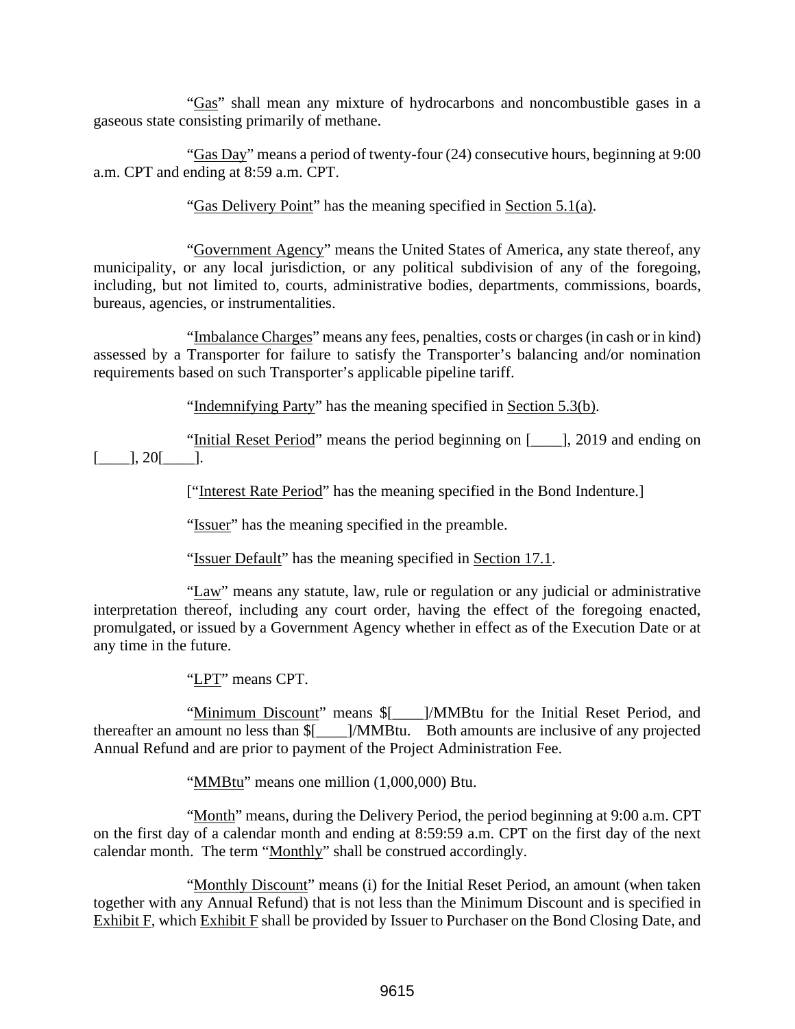"Gas" shall mean any mixture of hydrocarbons and noncombustible gases in a gaseous state consisting primarily of methane.

"Gas Day" means a period of twenty-four (24) consecutive hours, beginning at 9:00 a.m. CPT and ending at 8:59 a.m. CPT.

"Gas Delivery Point" has the meaning specified in Section 5.1(a).

"Government Agency" means the United States of America, any state thereof, any municipality, or any local jurisdiction, or any political subdivision of any of the foregoing, including, but not limited to, courts, administrative bodies, departments, commissions, boards, bureaus, agencies, or instrumentalities.

"Imbalance Charges" means any fees, penalties, costs or charges (in cash or in kind) assessed by a Transporter for failure to satisfy the Transporter's balancing and/or nomination requirements based on such Transporter's applicable pipeline tariff.

"Indemnifying Party" has the meaning specified in Section 5.3(b).

"Initial Reset Period" means the period beginning on [____], 2019 and ending on [____], 20[____].

["Interest Rate Period" has the meaning specified in the Bond Indenture.]

"Issuer" has the meaning specified in the preamble.

"Issuer Default" has the meaning specified in Section 17.1.

"Law" means any statute, law, rule or regulation or any judicial or administrative interpretation thereof, including any court order, having the effect of the foregoing enacted, promulgated, or issued by a Government Agency whether in effect as of the Execution Date or at any time in the future.

"LPT" means CPT.

"Minimum Discount" means $[____]/MMBtu for the Initial Reset Period, and thereafter an amount no less than $[____]/MMBtu. Both amounts are inclusive of any projected Annual Refund and are prior to payment of the Project Administration Fee.

"MMBtu" means one million (1,000,000) Btu.

"Month" means, during the Delivery Period, the period beginning at 9:00 a.m. CPT on the first day of a calendar month and ending at 8:59:59 a.m. CPT on the first day of the next calendar month. The term "Monthly" shall be construed accordingly.

"Monthly Discount" means (i) for the Initial Reset Period, an amount (when taken together with any Annual Refund) that is not less than the Minimum Discount and is specified in Exhibit F, which Exhibit F shall be provided by Issuer to Purchaser on the Bond Closing Date, and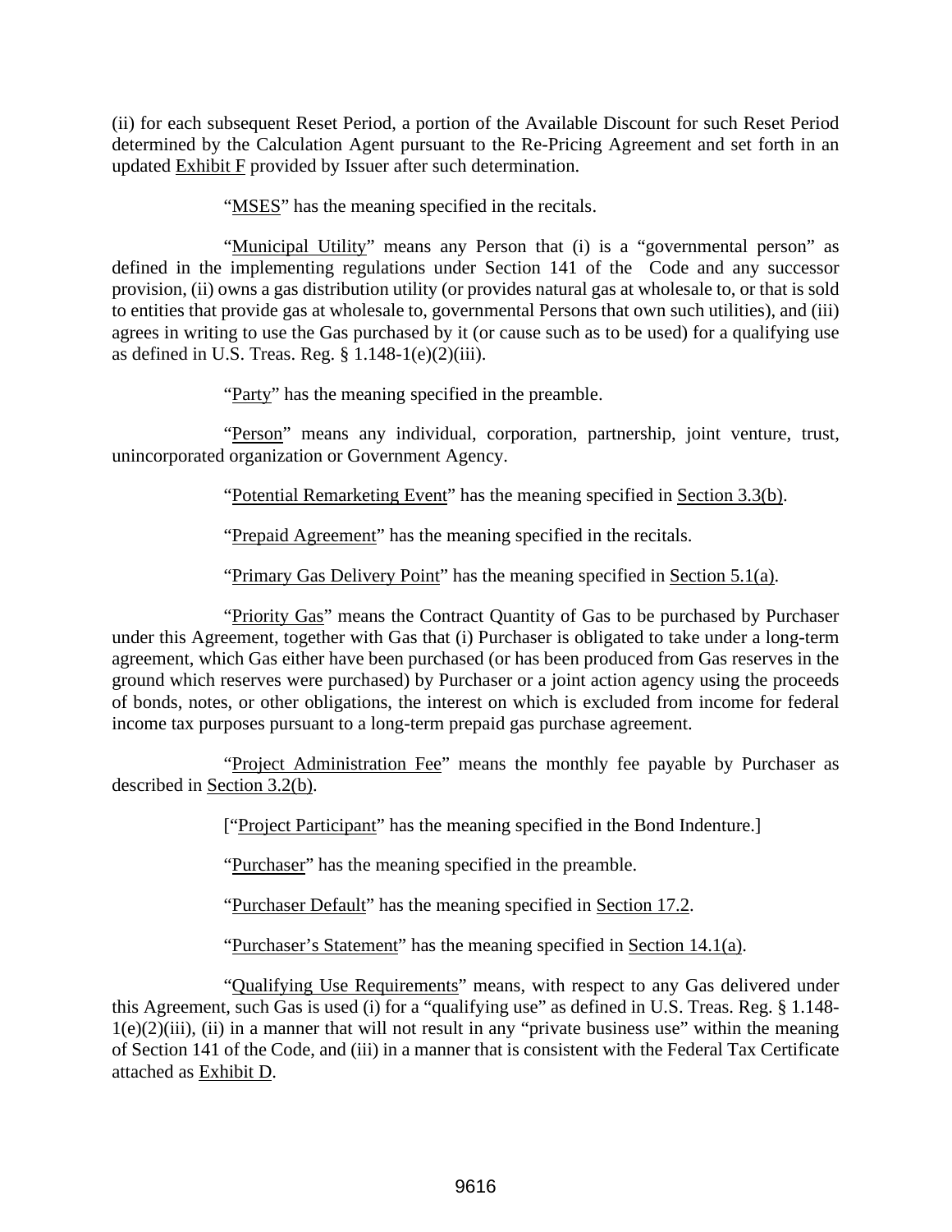(ii) for each subsequent Reset Period, a portion of the Available Discount for such Reset Period determined by the Calculation Agent pursuant to the Re-Pricing Agreement and set forth in an updated Exhibit F provided by Issuer after such determination.

"MSES" has the meaning specified in the recitals.

"Municipal Utility" means any Person that (i) is a "governmental person" as defined in the implementing regulations under Section 141 of the Code and any successor provision, (ii) owns a gas distribution utility (or provides natural gas at wholesale to, or that is sold to entities that provide gas at wholesale to, governmental Persons that own such utilities), and (iii) agrees in writing to use the Gas purchased by it (or cause such as to be used) for a qualifying use as defined in U.S. Treas. Reg. § 1.148-1(e)(2)(iii).

"Party" has the meaning specified in the preamble.

"Person" means any individual, corporation, partnership, joint venture, trust, unincorporated organization or Government Agency.

"Potential Remarketing Event" has the meaning specified in Section 3.3(b).

"Prepaid Agreement" has the meaning specified in the recitals.

"Primary Gas Delivery Point" has the meaning specified in Section 5.1(a).

"Priority Gas" means the Contract Quantity of Gas to be purchased by Purchaser under this Agreement, together with Gas that (i) Purchaser is obligated to take under a long-term agreement, which Gas either have been purchased (or has been produced from Gas reserves in the ground which reserves were purchased) by Purchaser or a joint action agency using the proceeds of bonds, notes, or other obligations, the interest on which is excluded from income for federal income tax purposes pursuant to a long-term prepaid gas purchase agreement.

"Project Administration Fee" means the monthly fee payable by Purchaser as described in Section 3.2(b).

["Project Participant" has the meaning specified in the Bond Indenture.]

"Purchaser" has the meaning specified in the preamble.

"Purchaser Default" has the meaning specified in Section 17.2.

"Purchaser's Statement" has the meaning specified in Section 14.1(a).

"Qualifying Use Requirements" means, with respect to any Gas delivered under this Agreement, such Gas is used (i) for a "qualifying use" as defined in U.S. Treas. Reg. § 1.148-1(e)(2)(iii), (ii) in a manner that will not result in any "private business use" within the meaning of Section 141 of the Code, and (iii) in a manner that is consistent with the Federal Tax Certificate attached as Exhibit D.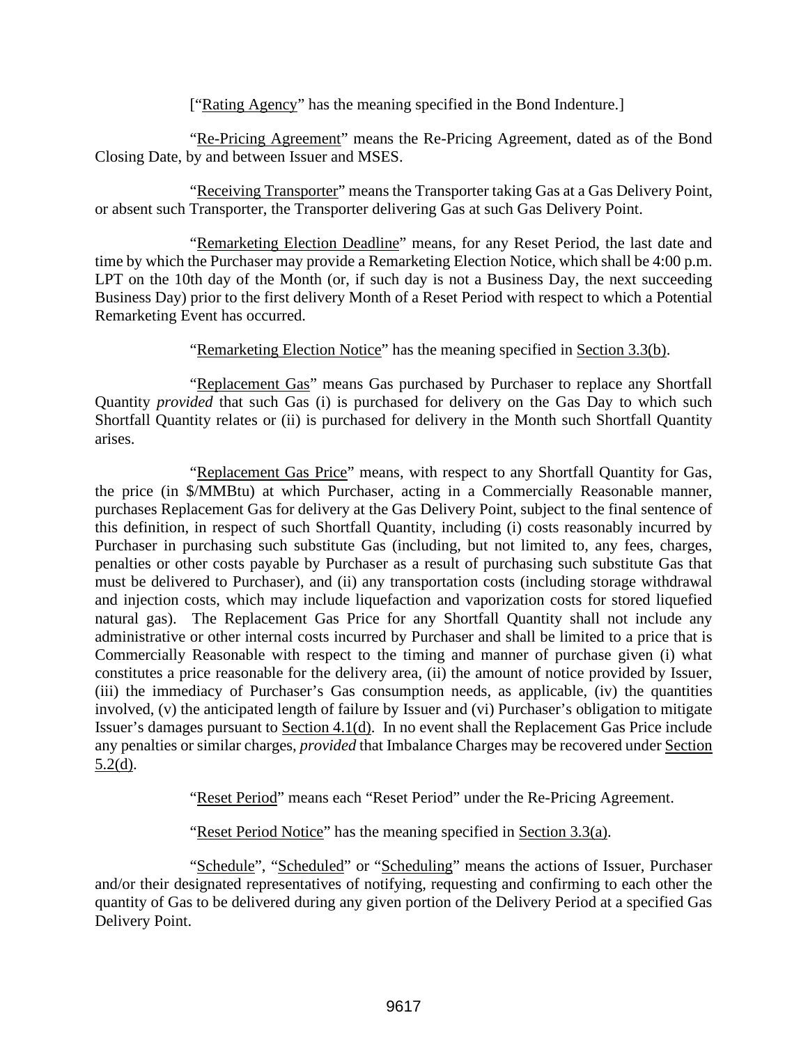["Rating Agency" has the meaning specified in the Bond Indenture.]

"Re-Pricing Agreement" means the Re-Pricing Agreement, dated as of the Bond Closing Date, by and between Issuer and MSES.

"Receiving Transporter" means the Transporter taking Gas at a Gas Delivery Point, or absent such Transporter, the Transporter delivering Gas at such Gas Delivery Point.

"Remarketing Election Deadline" means, for any Reset Period, the last date and time by which the Purchaser may provide a Remarketing Election Notice, which shall be 4:00 p.m. LPT on the 10th day of the Month (or, if such day is not a Business Day, the next succeeding Business Day) prior to the first delivery Month of a Reset Period with respect to which a Potential Remarketing Event has occurred.

"Remarketing Election Notice" has the meaning specified in Section 3.3(b).

"Replacement Gas" means Gas purchased by Purchaser to replace any Shortfall Quantity *provided* that such Gas (i) is purchased for delivery on the Gas Day to which such Shortfall Quantity relates or (ii) is purchased for delivery in the Month such Shortfall Quantity arises.

"Replacement Gas Price" means, with respect to any Shortfall Quantity for Gas, the price (in $/MMBtu) at which Purchaser, acting in a Commercially Reasonable manner, purchases Replacement Gas for delivery at the Gas Delivery Point, subject to the final sentence of this definition, in respect of such Shortfall Quantity, including (i) costs reasonably incurred by Purchaser in purchasing such substitute Gas (including, but not limited to, any fees, charges, penalties or other costs payable by Purchaser as a result of purchasing such substitute Gas that must be delivered to Purchaser), and (ii) any transportation costs (including storage withdrawal and injection costs, which may include liquefaction and vaporization costs for stored liquefied natural gas). The Replacement Gas Price for any Shortfall Quantity shall not include any administrative or other internal costs incurred by Purchaser and shall be limited to a price that is Commercially Reasonable with respect to the timing and manner of purchase given (i) what constitutes a price reasonable for the delivery area, (ii) the amount of notice provided by Issuer, (iii) the immediacy of Purchaser's Gas consumption needs, as applicable, (iv) the quantities involved, (v) the anticipated length of failure by Issuer and (vi) Purchaser's obligation to mitigate Issuer's damages pursuant to Section 4.1(d). In no event shall the Replacement Gas Price include any penalties or similar charges, *provided* that Imbalance Charges may be recovered under Section 5.2(d).

"Reset Period" means each "Reset Period" under the Re-Pricing Agreement.

"Reset Period Notice" has the meaning specified in Section 3.3(a).

"Schedule", "Scheduled" or "Scheduling" means the actions of Issuer, Purchaser and/or their designated representatives of notifying, requesting and confirming to each other the quantity of Gas to be delivered during any given portion of the Delivery Period at a specified Gas Delivery Point.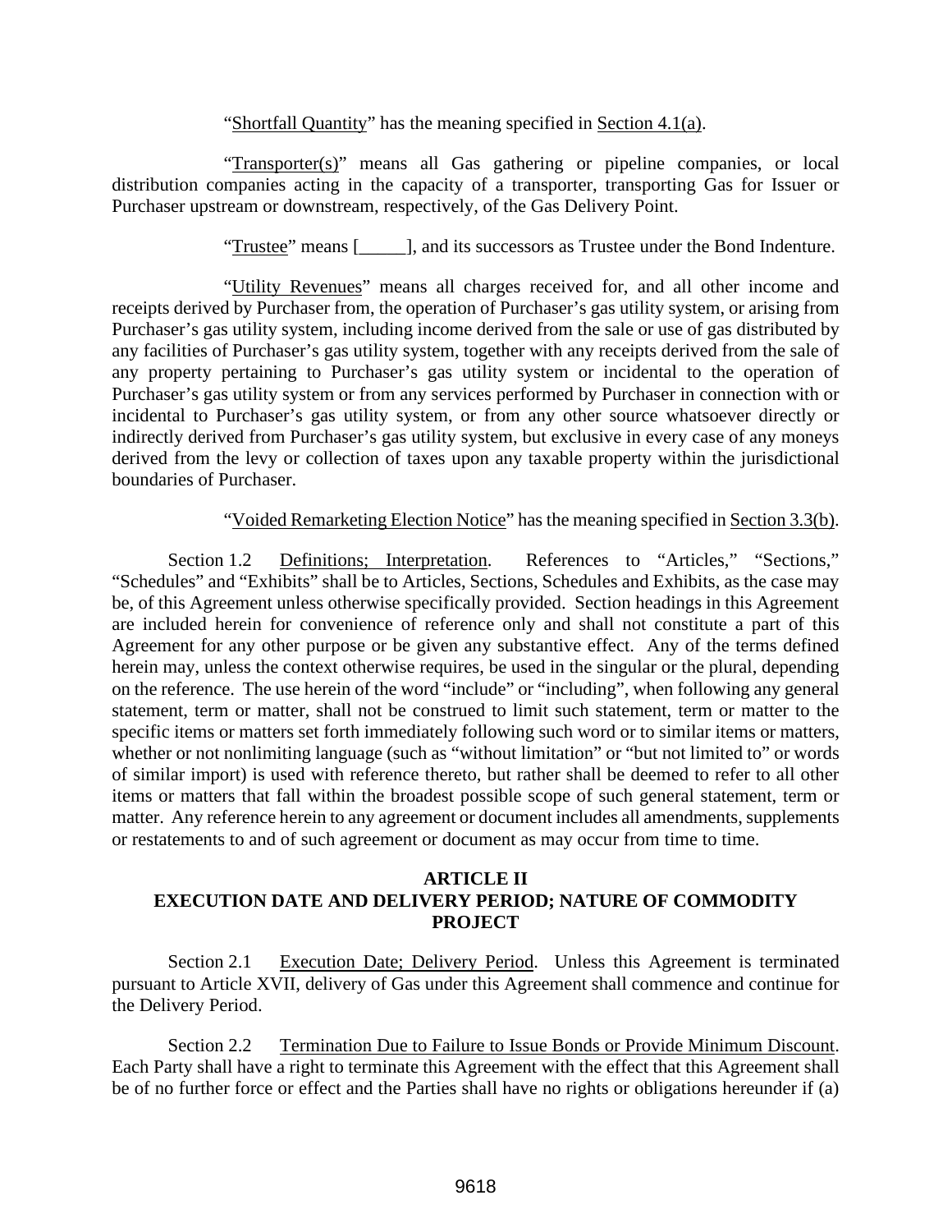"Shortfall Quantity" has the meaning specified in Section 4.1(a).

"Transporter(s)" means all Gas gathering or pipeline companies, or local distribution companies acting in the capacity of a transporter, transporting Gas for Issuer or Purchaser upstream or downstream, respectively, of the Gas Delivery Point.

"Trustee" means [_____], and its successors as Trustee under the Bond Indenture.

"Utility Revenues" means all charges received for, and all other income and receipts derived by Purchaser from, the operation of Purchaser's gas utility system, or arising from Purchaser's gas utility system, including income derived from the sale or use of gas distributed by any facilities of Purchaser's gas utility system, together with any receipts derived from the sale of any property pertaining to Purchaser's gas utility system or incidental to the operation of Purchaser's gas utility system or from any services performed by Purchaser in connection with or incidental to Purchaser's gas utility system, or from any other source whatsoever directly or indirectly derived from Purchaser's gas utility system, but exclusive in every case of any moneys derived from the levy or collection of taxes upon any taxable property within the jurisdictional boundaries of Purchaser.

"Voided Remarketing Election Notice" has the meaning specified in Section 3.3(b).

Section 1.2 Definitions; Interpretation. References to "Articles," "Sections," "Schedules" and "Exhibits" shall be to Articles, Sections, Schedules and Exhibits, as the case may be, of this Agreement unless otherwise specifically provided. Section headings in this Agreement are included herein for convenience of reference only and shall not constitute a part of this Agreement for any other purpose or be given any substantive effect. Any of the terms defined herein may, unless the context otherwise requires, be used in the singular or the plural, depending on the reference. The use herein of the word "include" or "including", when following any general statement, term or matter, shall not be construed to limit such statement, term or matter to the specific items or matters set forth immediately following such word or to similar items or matters, whether or not nonlimiting language (such as "without limitation" or "but not limited to" or words of similar import) is used with reference thereto, but rather shall be deemed to refer to all other items or matters that fall within the broadest possible scope of such general statement, term or matter. Any reference herein to any agreement or document includes all amendments, supplements or restatements to and of such agreement or document as may occur from time to time.

## ARTICLE II
## EXECUTION DATE AND DELIVERY PERIOD; NATURE OF COMMODITY PROJECT

Section 2.1 Execution Date; Delivery Period. Unless this Agreement is terminated pursuant to Article XVII, delivery of Gas under this Agreement shall commence and continue for the Delivery Period.

Section 2.2 Termination Due to Failure to Issue Bonds or Provide Minimum Discount. Each Party shall have a right to terminate this Agreement with the effect that this Agreement shall be of no further force or effect and the Parties shall have no rights or obligations hereunder if (a)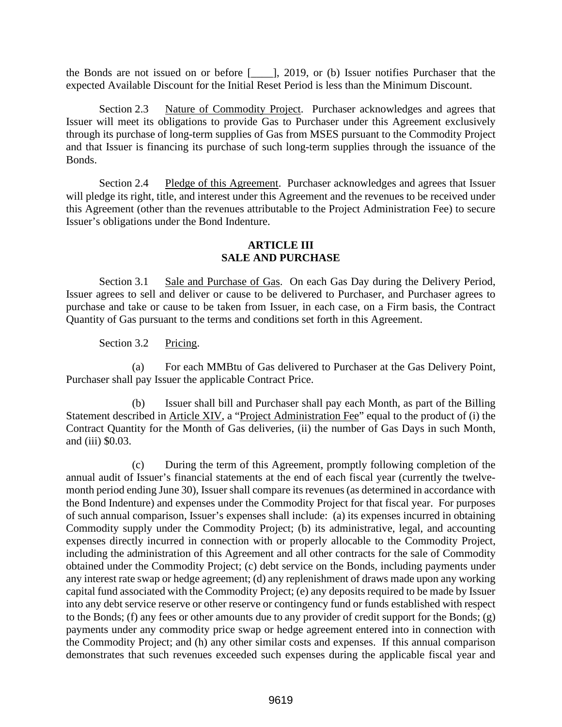the Bonds are not issued on or before [____], 2019, or (b) Issuer notifies Purchaser that the expected Available Discount for the Initial Reset Period is less than the Minimum Discount.

Section 2.3 Nature of Commodity Project. Purchaser acknowledges and agrees that Issuer will meet its obligations to provide Gas to Purchaser under this Agreement exclusively through its purchase of long-term supplies of Gas from MSES pursuant to the Commodity Project and that Issuer is financing its purchase of such long-term supplies through the issuance of the Bonds.

Section 2.4 Pledge of this Agreement. Purchaser acknowledges and agrees that Issuer will pledge its right, title, and interest under this Agreement and the revenues to be received under this Agreement (other than the revenues attributable to the Project Administration Fee) to secure Issuer's obligations under the Bond Indenture.

## ARTICLE III
## SALE AND PURCHASE

Section 3.1 Sale and Purchase of Gas. On each Gas Day during the Delivery Period, Issuer agrees to sell and deliver or cause to be delivered to Purchaser, and Purchaser agrees to purchase and take or cause to be taken from Issuer, in each case, on a Firm basis, the Contract Quantity of Gas pursuant to the terms and conditions set forth in this Agreement.

Section 3.2 Pricing.

(a) For each MMBtu of Gas delivered to Purchaser at the Gas Delivery Point, Purchaser shall pay Issuer the applicable Contract Price.

(b) Issuer shall bill and Purchaser shall pay each Month, as part of the Billing Statement described in Article XIV, a "Project Administration Fee" equal to the product of (i) the Contract Quantity for the Month of Gas deliveries, (ii) the number of Gas Days in such Month, and (iii) $0.03.

(c) During the term of this Agreement, promptly following completion of the annual audit of Issuer's financial statements at the end of each fiscal year (currently the twelve-month period ending June 30), Issuer shall compare its revenues (as determined in accordance with the Bond Indenture) and expenses under the Commodity Project for that fiscal year. For purposes of such annual comparison, Issuer's expenses shall include: (a) its expenses incurred in obtaining Commodity supply under the Commodity Project; (b) its administrative, legal, and accounting expenses directly incurred in connection with or properly allocable to the Commodity Project, including the administration of this Agreement and all other contracts for the sale of Commodity obtained under the Commodity Project; (c) debt service on the Bonds, including payments under any interest rate swap or hedge agreement; (d) any replenishment of draws made upon any working capital fund associated with the Commodity Project; (e) any deposits required to be made by Issuer into any debt service reserve or other reserve or contingency fund or funds established with respect to the Bonds; (f) any fees or other amounts due to any provider of credit support for the Bonds; (g) payments under any commodity price swap or hedge agreement entered into in connection with the Commodity Project; and (h) any other similar costs and expenses. If this annual comparison demonstrates that such revenues exceeded such expenses during the applicable fiscal year and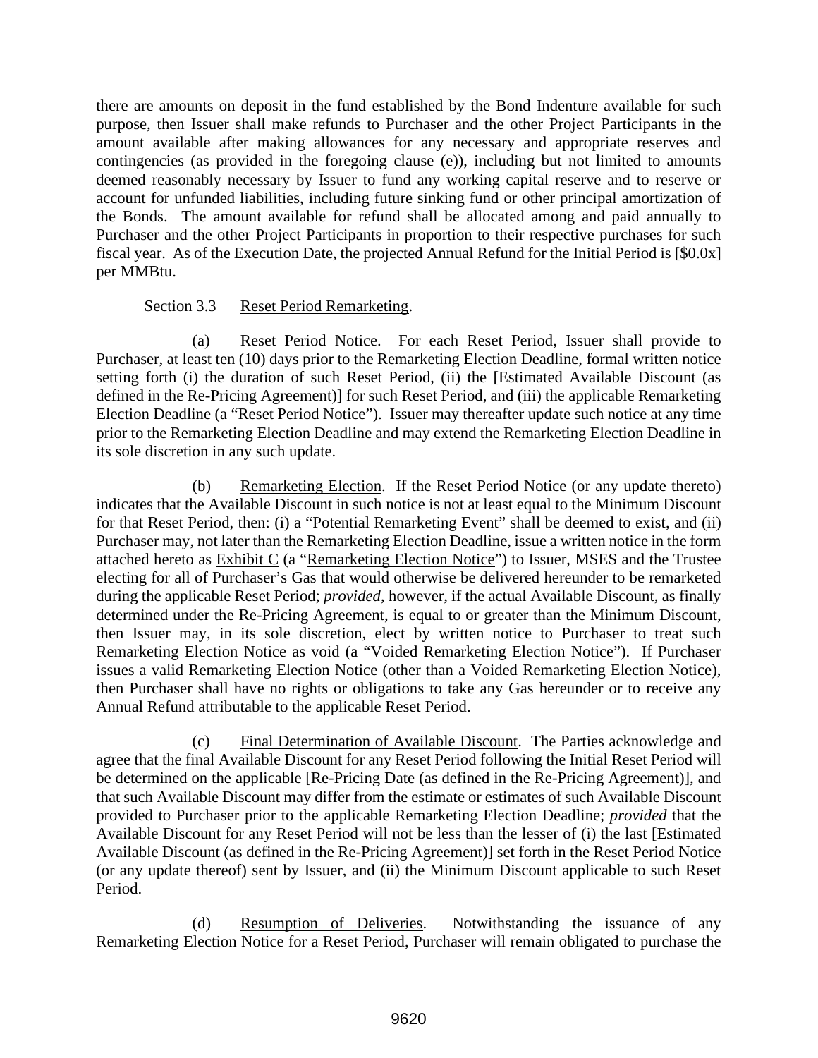there are amounts on deposit in the fund established by the Bond Indenture available for such purpose, then Issuer shall make refunds to Purchaser and the other Project Participants in the amount available after making allowances for any necessary and appropriate reserves and contingencies (as provided in the foregoing clause (e)), including but not limited to amounts deemed reasonably necessary by Issuer to fund any working capital reserve and to reserve or account for unfunded liabilities, including future sinking fund or other principal amortization of the Bonds. The amount available for refund shall be allocated among and paid annually to Purchaser and the other Project Participants in proportion to their respective purchases for such fiscal year. As of the Execution Date, the projected Annual Refund for the Initial Period is [$0.0x] per MMBtu.

Section 3.3 Reset Period Remarketing.

(a) Reset Period Notice. For each Reset Period, Issuer shall provide to Purchaser, at least ten (10) days prior to the Remarketing Election Deadline, formal written notice setting forth (i) the duration of such Reset Period, (ii) the [Estimated Available Discount (as defined in the Re-Pricing Agreement)] for such Reset Period, and (iii) the applicable Remarketing Election Deadline (a "Reset Period Notice"). Issuer may thereafter update such notice at any time prior to the Remarketing Election Deadline and may extend the Remarketing Election Deadline in its sole discretion in any such update.

(b) Remarketing Election. If the Reset Period Notice (or any update thereto) indicates that the Available Discount in such notice is not at least equal to the Minimum Discount for that Reset Period, then: (i) a "Potential Remarketing Event" shall be deemed to exist, and (ii) Purchaser may, not later than the Remarketing Election Deadline, issue a written notice in the form attached hereto as Exhibit C (a "Remarketing Election Notice") to Issuer, MSES and the Trustee electing for all of Purchaser's Gas that would otherwise be delivered hereunder to be remarketed during the applicable Reset Period; *provided*, however, if the actual Available Discount, as finally determined under the Re-Pricing Agreement, is equal to or greater than the Minimum Discount, then Issuer may, in its sole discretion, elect by written notice to Purchaser to treat such Remarketing Election Notice as void (a "Voided Remarketing Election Notice"). If Purchaser issues a valid Remarketing Election Notice (other than a Voided Remarketing Election Notice), then Purchaser shall have no rights or obligations to take any Gas hereunder or to receive any Annual Refund attributable to the applicable Reset Period.

(c) Final Determination of Available Discount. The Parties acknowledge and agree that the final Available Discount for any Reset Period following the Initial Reset Period will be determined on the applicable [Re-Pricing Date (as defined in the Re-Pricing Agreement)], and that such Available Discount may differ from the estimate or estimates of such Available Discount provided to Purchaser prior to the applicable Remarketing Election Deadline; *provided* that the Available Discount for any Reset Period will not be less than the lesser of (i) the last [Estimated Available Discount (as defined in the Re-Pricing Agreement)] set forth in the Reset Period Notice (or any update thereof) sent by Issuer, and (ii) the Minimum Discount applicable to such Reset Period.

(d) Resumption of Deliveries. Notwithstanding the issuance of any Remarketing Election Notice for a Reset Period, Purchaser will remain obligated to purchase the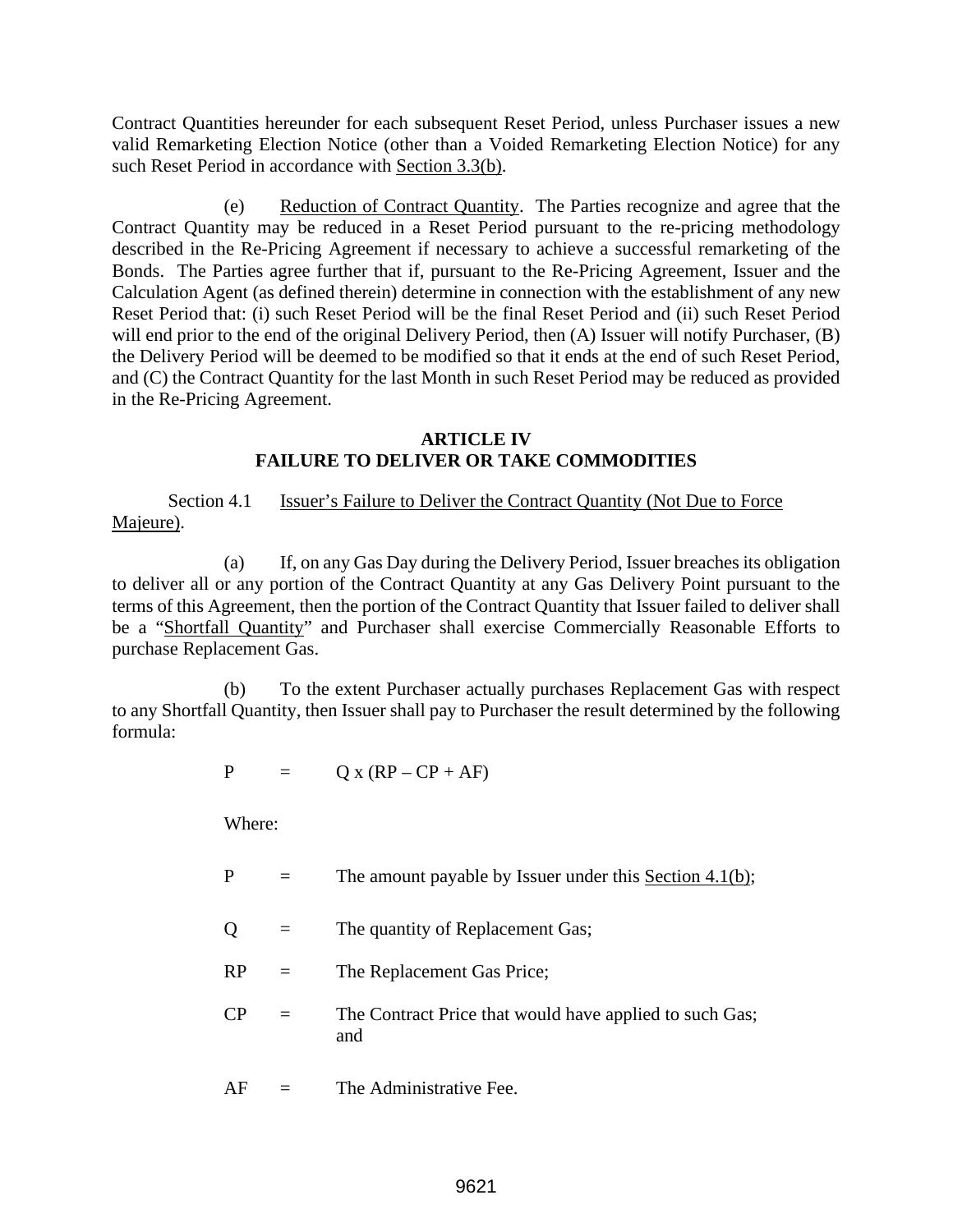Contract Quantities hereunder for each subsequent Reset Period, unless Purchaser issues a new valid Remarketing Election Notice (other than a Voided Remarketing Election Notice) for any such Reset Period in accordance with Section 3.3(b).

(e) Reduction of Contract Quantity. The Parties recognize and agree that the Contract Quantity may be reduced in a Reset Period pursuant to the re-pricing methodology described in the Re-Pricing Agreement if necessary to achieve a successful remarketing of the Bonds. The Parties agree further that if, pursuant to the Re-Pricing Agreement, Issuer and the Calculation Agent (as defined therein) determine in connection with the establishment of any new Reset Period that: (i) such Reset Period will be the final Reset Period and (ii) such Reset Period will end prior to the end of the original Delivery Period, then (A) Issuer will notify Purchaser, (B) the Delivery Period will be deemed to be modified so that it ends at the end of such Reset Period, and (C) the Contract Quantity for the last Month in such Reset Period may be reduced as provided in the Re-Pricing Agreement.

## ARTICLE IV
## FAILURE TO DELIVER OR TAKE COMMODITIES

Section 4.1 Issuer's Failure to Deliver the Contract Quantity (Not Due to Force Majeure).

(a) If, on any Gas Day during the Delivery Period, Issuer breaches its obligation to deliver all or any portion of the Contract Quantity at any Gas Delivery Point pursuant to the terms of this Agreement, then the portion of the Contract Quantity that Issuer failed to deliver shall be a "Shortfall Quantity" and Purchaser shall exercise Commercially Reasonable Efforts to purchase Replacement Gas.

(b) To the extent Purchaser actually purchases Replacement Gas with respect to any Shortfall Quantity, then Issuer shall pay to Purchaser the result determined by the following formula:

$$P = Q \times (RP - CP + AF)$$

Where:

P = The amount payable by Issuer under this Section 4.1(b);

Q = The quantity of Replacement Gas;

RP = The Replacement Gas Price;

CP = The Contract Price that would have applied to such Gas; and

AF = The Administrative Fee.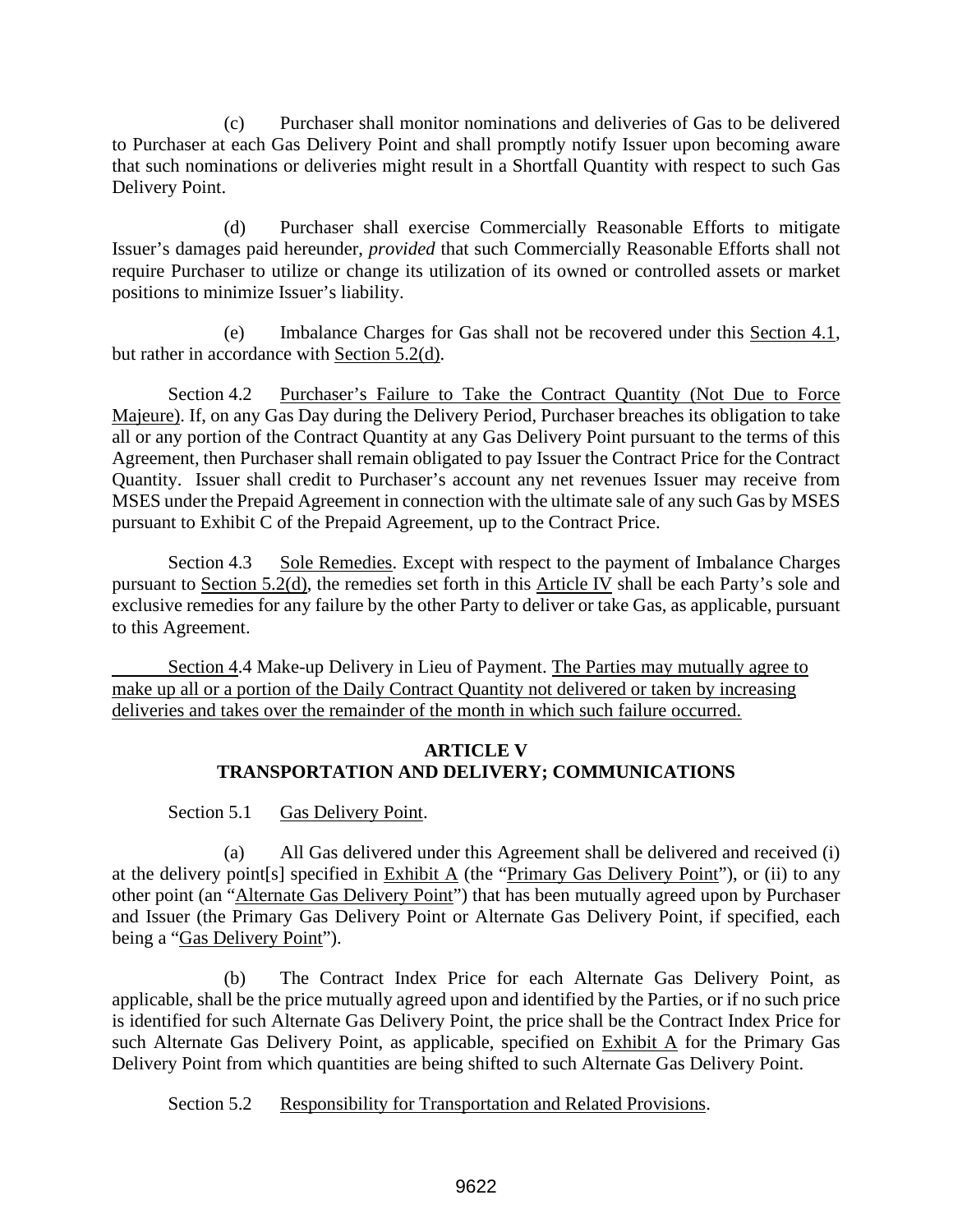(c) Purchaser shall monitor nominations and deliveries of Gas to be delivered to Purchaser at each Gas Delivery Point and shall promptly notify Issuer upon becoming aware that such nominations or deliveries might result in a Shortfall Quantity with respect to such Gas Delivery Point.

(d) Purchaser shall exercise Commercially Reasonable Efforts to mitigate Issuer's damages paid hereunder, *provided* that such Commercially Reasonable Efforts shall not require Purchaser to utilize or change its utilization of its owned or controlled assets or market positions to minimize Issuer's liability.

(e) Imbalance Charges for Gas shall not be recovered under this Section 4.1, but rather in accordance with Section 5.2(d).

Section 4.2 Purchaser's Failure to Take the Contract Quantity (Not Due to Force Majeure). If, on any Gas Day during the Delivery Period, Purchaser breaches its obligation to take all or any portion of the Contract Quantity at any Gas Delivery Point pursuant to the terms of this Agreement, then Purchaser shall remain obligated to pay Issuer the Contract Price for the Contract Quantity. Issuer shall credit to Purchaser's account any net revenues Issuer may receive from MSES under the Prepaid Agreement in connection with the ultimate sale of any such Gas by MSES pursuant to Exhibit C of the Prepaid Agreement, up to the Contract Price.

Section 4.3 Sole Remedies. Except with respect to the payment of Imbalance Charges pursuant to Section 5.2(d), the remedies set forth in this Article IV shall be each Party's sole and exclusive remedies for any failure by the other Party to deliver or take Gas, as applicable, pursuant to this Agreement.

Section 4.4 Make-up Delivery in Lieu of Payment. The Parties may mutually agree to make up all or a portion of the Daily Contract Quantity not delivered or taken by increasing deliveries and takes over the remainder of the month in which such failure occurred.

## ARTICLE V
## TRANSPORTATION AND DELIVERY; COMMUNICATIONS

Section 5.1 Gas Delivery Point.

(a) All Gas delivered under this Agreement shall be delivered and received (i) at the delivery point[s] specified in Exhibit A (the "Primary Gas Delivery Point"), or (ii) to any other point (an "Alternate Gas Delivery Point") that has been mutually agreed upon by Purchaser and Issuer (the Primary Gas Delivery Point or Alternate Gas Delivery Point, if specified, each being a "Gas Delivery Point").

(b) The Contract Index Price for each Alternate Gas Delivery Point, as applicable, shall be the price mutually agreed upon and identified by the Parties, or if no such price is identified for such Alternate Gas Delivery Point, the price shall be the Contract Index Price for such Alternate Gas Delivery Point, as applicable, specified on Exhibit A for the Primary Gas Delivery Point from which quantities are being shifted to such Alternate Gas Delivery Point.

Section 5.2 Responsibility for Transportation and Related Provisions.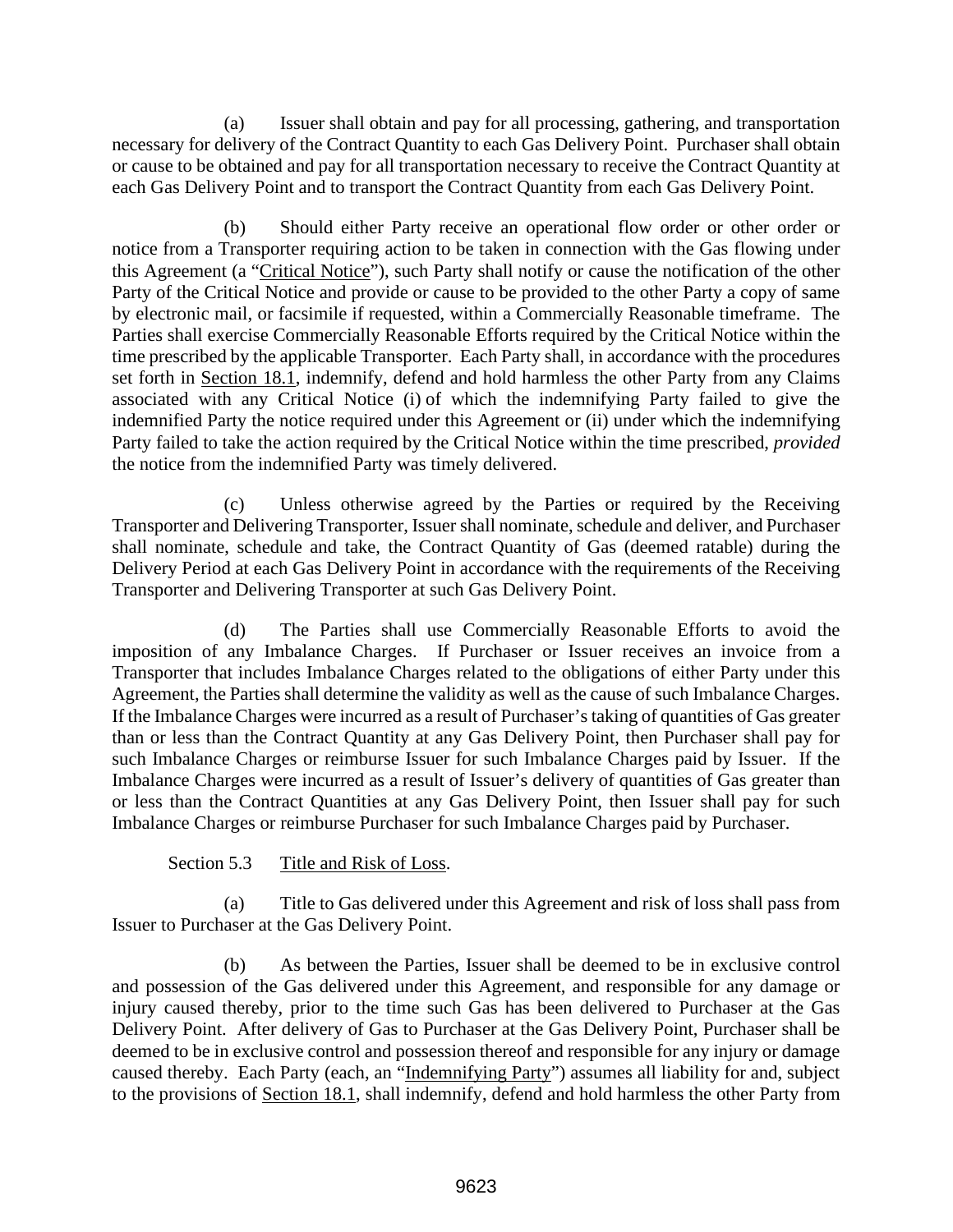(a) Issuer shall obtain and pay for all processing, gathering, and transportation necessary for delivery of the Contract Quantity to each Gas Delivery Point. Purchaser shall obtain or cause to be obtained and pay for all transportation necessary to receive the Contract Quantity at each Gas Delivery Point and to transport the Contract Quantity from each Gas Delivery Point.

(b) Should either Party receive an operational flow order or other order or notice from a Transporter requiring action to be taken in connection with the Gas flowing under this Agreement (a "Critical Notice"), such Party shall notify or cause the notification of the other Party of the Critical Notice and provide or cause to be provided to the other Party a copy of same by electronic mail, or facsimile if requested, within a Commercially Reasonable timeframe. The Parties shall exercise Commercially Reasonable Efforts required by the Critical Notice within the time prescribed by the applicable Transporter. Each Party shall, in accordance with the procedures set forth in Section 18.1, indemnify, defend and hold harmless the other Party from any Claims associated with any Critical Notice (i) of which the indemnifying Party failed to give the indemnified Party the notice required under this Agreement or (ii) under which the indemnifying Party failed to take the action required by the Critical Notice within the time prescribed, *provided* the notice from the indemnified Party was timely delivered.

(c) Unless otherwise agreed by the Parties or required by the Receiving Transporter and Delivering Transporter, Issuer shall nominate, schedule and deliver, and Purchaser shall nominate, schedule and take, the Contract Quantity of Gas (deemed ratable) during the Delivery Period at each Gas Delivery Point in accordance with the requirements of the Receiving Transporter and Delivering Transporter at such Gas Delivery Point.

(d) The Parties shall use Commercially Reasonable Efforts to avoid the imposition of any Imbalance Charges. If Purchaser or Issuer receives an invoice from a Transporter that includes Imbalance Charges related to the obligations of either Party under this Agreement, the Parties shall determine the validity as well as the cause of such Imbalance Charges. If the Imbalance Charges were incurred as a result of Purchaser's taking of quantities of Gas greater than or less than the Contract Quantity at any Gas Delivery Point, then Purchaser shall pay for such Imbalance Charges or reimburse Issuer for such Imbalance Charges paid by Issuer. If the Imbalance Charges were incurred as a result of Issuer's delivery of quantities of Gas greater than or less than the Contract Quantities at any Gas Delivery Point, then Issuer shall pay for such Imbalance Charges or reimburse Purchaser for such Imbalance Charges paid by Purchaser.

Section 5.3 Title and Risk of Loss.

(a) Title to Gas delivered under this Agreement and risk of loss shall pass from Issuer to Purchaser at the Gas Delivery Point.

(b) As between the Parties, Issuer shall be deemed to be in exclusive control and possession of the Gas delivered under this Agreement, and responsible for any damage or injury caused thereby, prior to the time such Gas has been delivered to Purchaser at the Gas Delivery Point. After delivery of Gas to Purchaser at the Gas Delivery Point, Purchaser shall be deemed to be in exclusive control and possession thereof and responsible for any injury or damage caused thereby. Each Party (each, an "Indemnifying Party") assumes all liability for and, subject to the provisions of Section 18.1, shall indemnify, defend and hold harmless the other Party from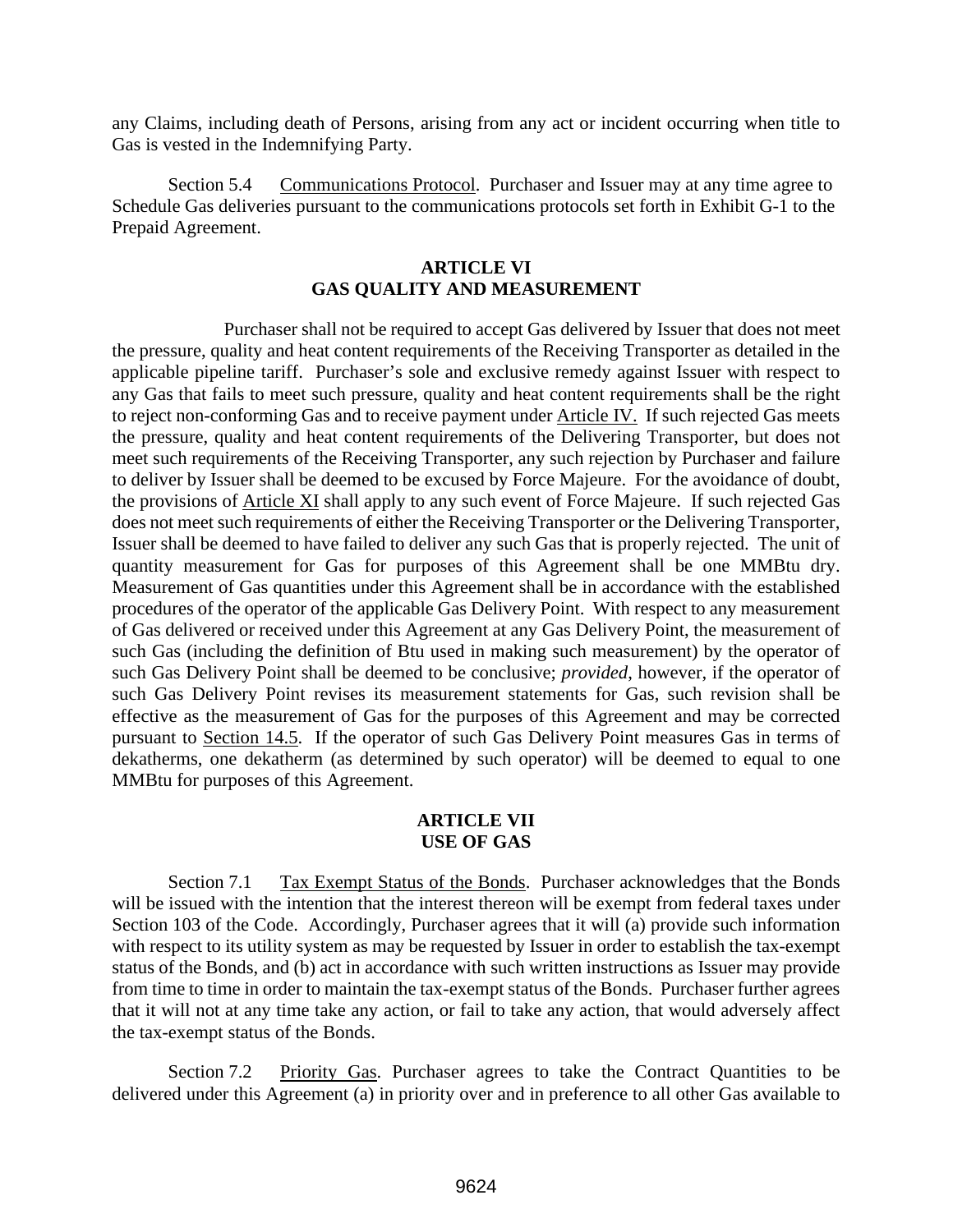any Claims, including death of Persons, arising from any act or incident occurring when title to Gas is vested in the Indemnifying Party.

Section 5.4 Communications Protocol. Purchaser and Issuer may at any time agree to Schedule Gas deliveries pursuant to the communications protocols set forth in Exhibit G-1 to the Prepaid Agreement.

## ARTICLE VI
## GAS QUALITY AND MEASUREMENT

Purchaser shall not be required to accept Gas delivered by Issuer that does not meet the pressure, quality and heat content requirements of the Receiving Transporter as detailed in the applicable pipeline tariff. Purchaser's sole and exclusive remedy against Issuer with respect to any Gas that fails to meet such pressure, quality and heat content requirements shall be the right to reject non-conforming Gas and to receive payment under Article IV. If such rejected Gas meets the pressure, quality and heat content requirements of the Delivering Transporter, but does not meet such requirements of the Receiving Transporter, any such rejection by Purchaser and failure to deliver by Issuer shall be deemed to be excused by Force Majeure. For the avoidance of doubt, the provisions of Article XI shall apply to any such event of Force Majeure. If such rejected Gas does not meet such requirements of either the Receiving Transporter or the Delivering Transporter, Issuer shall be deemed to have failed to deliver any such Gas that is properly rejected. The unit of quantity measurement for Gas for purposes of this Agreement shall be one MMBtu dry. Measurement of Gas quantities under this Agreement shall be in accordance with the established procedures of the operator of the applicable Gas Delivery Point. With respect to any measurement of Gas delivered or received under this Agreement at any Gas Delivery Point, the measurement of such Gas (including the definition of Btu used in making such measurement) by the operator of such Gas Delivery Point shall be deemed to be conclusive; *provided*, however, if the operator of such Gas Delivery Point revises its measurement statements for Gas, such revision shall be effective as the measurement of Gas for the purposes of this Agreement and may be corrected pursuant to Section 14.5. If the operator of such Gas Delivery Point measures Gas in terms of dekatherms, one dekatherm (as determined by such operator) will be deemed to equal to one MMBtu for purposes of this Agreement.

## ARTICLE VII
## USE OF GAS

Section 7.1 Tax Exempt Status of the Bonds. Purchaser acknowledges that the Bonds will be issued with the intention that the interest thereon will be exempt from federal taxes under Section 103 of the Code. Accordingly, Purchaser agrees that it will (a) provide such information with respect to its utility system as may be requested by Issuer in order to establish the tax-exempt status of the Bonds, and (b) act in accordance with such written instructions as Issuer may provide from time to time in order to maintain the tax-exempt status of the Bonds. Purchaser further agrees that it will not at any time take any action, or fail to take any action, that would adversely affect the tax-exempt status of the Bonds.

Section 7.2 Priority Gas. Purchaser agrees to take the Contract Quantities to be delivered under this Agreement (a) in priority over and in preference to all other Gas available to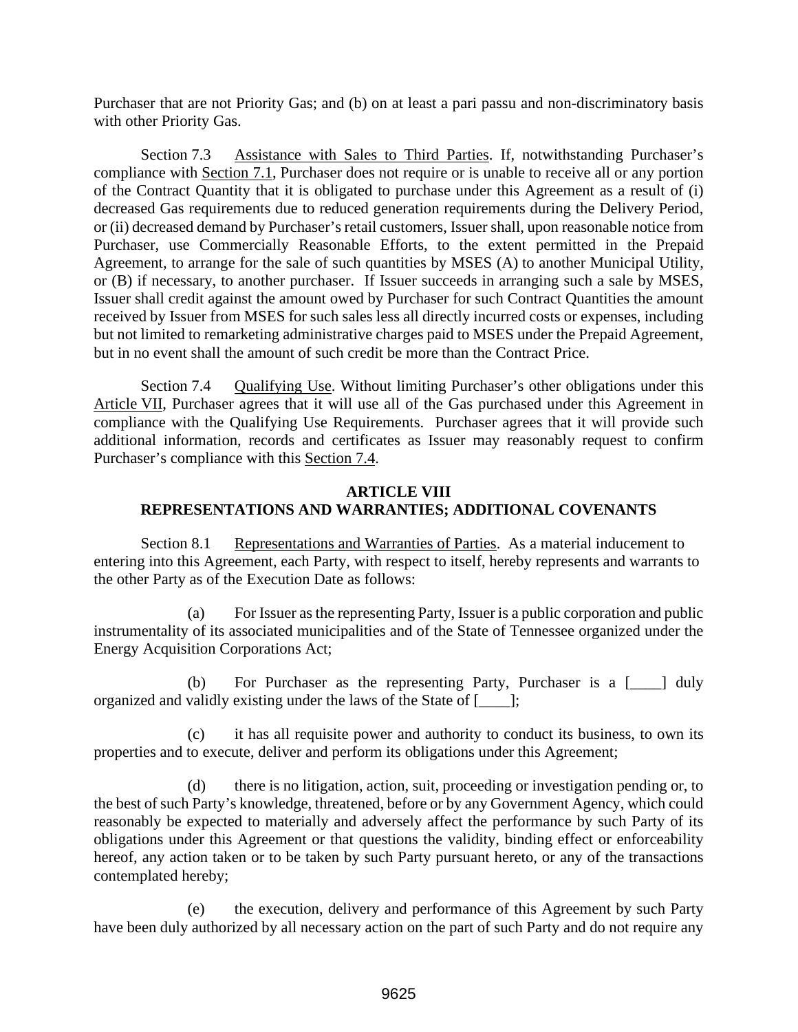Purchaser that are not Priority Gas; and (b) on at least a pari passu and non-discriminatory basis with other Priority Gas.

Section 7.3 Assistance with Sales to Third Parties. If, notwithstanding Purchaser's compliance with Section 7.1, Purchaser does not require or is unable to receive all or any portion of the Contract Quantity that it is obligated to purchase under this Agreement as a result of (i) decreased Gas requirements due to reduced generation requirements during the Delivery Period, or (ii) decreased demand by Purchaser's retail customers, Issuer shall, upon reasonable notice from Purchaser, use Commercially Reasonable Efforts, to the extent permitted in the Prepaid Agreement, to arrange for the sale of such quantities by MSES (A) to another Municipal Utility, or (B) if necessary, to another purchaser. If Issuer succeeds in arranging such a sale by MSES, Issuer shall credit against the amount owed by Purchaser for such Contract Quantities the amount received by Issuer from MSES for such sales less all directly incurred costs or expenses, including but not limited to remarketing administrative charges paid to MSES under the Prepaid Agreement, but in no event shall the amount of such credit be more than the Contract Price.

Section 7.4 Qualifying Use. Without limiting Purchaser's other obligations under this Article VII, Purchaser agrees that it will use all of the Gas purchased under this Agreement in compliance with the Qualifying Use Requirements. Purchaser agrees that it will provide such additional information, records and certificates as Issuer may reasonably request to confirm Purchaser's compliance with this Section 7.4.

## ARTICLE VIII
## REPRESENTATIONS AND WARRANTIES; ADDITIONAL COVENANTS

Section 8.1 Representations and Warranties of Parties. As a material inducement to entering into this Agreement, each Party, with respect to itself, hereby represents and warrants to the other Party as of the Execution Date as follows:

(a) For Issuer as the representing Party, Issuer is a public corporation and public instrumentality of its associated municipalities and of the State of Tennessee organized under the Energy Acquisition Corporations Act;

(b) For Purchaser as the representing Party, Purchaser is a [____] duly organized and validly existing under the laws of the State of [____];

(c) it has all requisite power and authority to conduct its business, to own its properties and to execute, deliver and perform its obligations under this Agreement;

(d) there is no litigation, action, suit, proceeding or investigation pending or, to the best of such Party's knowledge, threatened, before or by any Government Agency, which could reasonably be expected to materially and adversely affect the performance by such Party of its obligations under this Agreement or that questions the validity, binding effect or enforceability hereof, any action taken or to be taken by such Party pursuant hereto, or any of the transactions contemplated hereby;

(e) the execution, delivery and performance of this Agreement by such Party have been duly authorized by all necessary action on the part of such Party and do not require any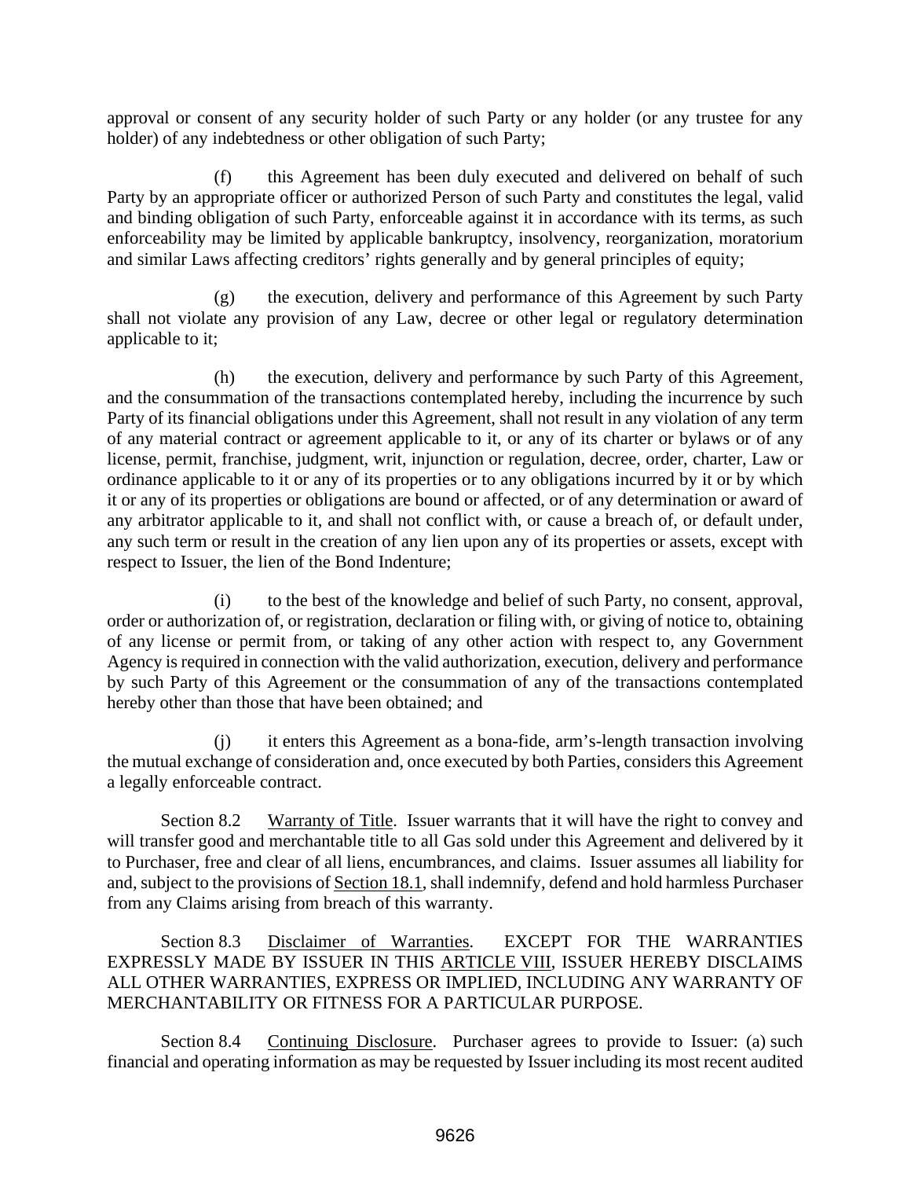approval or consent of any security holder of such Party or any holder (or any trustee for any holder) of any indebtedness or other obligation of such Party;

(f) this Agreement has been duly executed and delivered on behalf of such Party by an appropriate officer or authorized Person of such Party and constitutes the legal, valid and binding obligation of such Party, enforceable against it in accordance with its terms, as such enforceability may be limited by applicable bankruptcy, insolvency, reorganization, moratorium and similar Laws affecting creditors' rights generally and by general principles of equity;

(g) the execution, delivery and performance of this Agreement by such Party shall not violate any provision of any Law, decree or other legal or regulatory determination applicable to it;

(h) the execution, delivery and performance by such Party of this Agreement, and the consummation of the transactions contemplated hereby, including the incurrence by such Party of its financial obligations under this Agreement, shall not result in any violation of any term of any material contract or agreement applicable to it, or any of its charter or bylaws or of any license, permit, franchise, judgment, writ, injunction or regulation, decree, order, charter, Law or ordinance applicable to it or any of its properties or to any obligations incurred by it or by which it or any of its properties or obligations are bound or affected, or of any determination or award of any arbitrator applicable to it, and shall not conflict with, or cause a breach of, or default under, any such term or result in the creation of any lien upon any of its properties or assets, except with respect to Issuer, the lien of the Bond Indenture;

(i) to the best of the knowledge and belief of such Party, no consent, approval, order or authorization of, or registration, declaration or filing with, or giving of notice to, obtaining of any license or permit from, or taking of any other action with respect to, any Government Agency is required in connection with the valid authorization, execution, delivery and performance by such Party of this Agreement or the consummation of any of the transactions contemplated hereby other than those that have been obtained; and

(j) it enters this Agreement as a bona-fide, arm's-length transaction involving the mutual exchange of consideration and, once executed by both Parties, considers this Agreement a legally enforceable contract.

Section 8.2 Warranty of Title. Issuer warrants that it will have the right to convey and will transfer good and merchantable title to all Gas sold under this Agreement and delivered by it to Purchaser, free and clear of all liens, encumbrances, and claims. Issuer assumes all liability for and, subject to the provisions of Section 18.1, shall indemnify, defend and hold harmless Purchaser from any Claims arising from breach of this warranty.

Section 8.3 Disclaimer of Warranties. EXCEPT FOR THE WARRANTIES EXPRESSLY MADE BY ISSUER IN THIS ARTICLE VIII, ISSUER HEREBY DISCLAIMS ALL OTHER WARRANTIES, EXPRESS OR IMPLIED, INCLUDING ANY WARRANTY OF MERCHANTABILITY OR FITNESS FOR A PARTICULAR PURPOSE.

Section 8.4 Continuing Disclosure. Purchaser agrees to provide to Issuer: (a) such financial and operating information as may be requested by Issuer including its most recent audited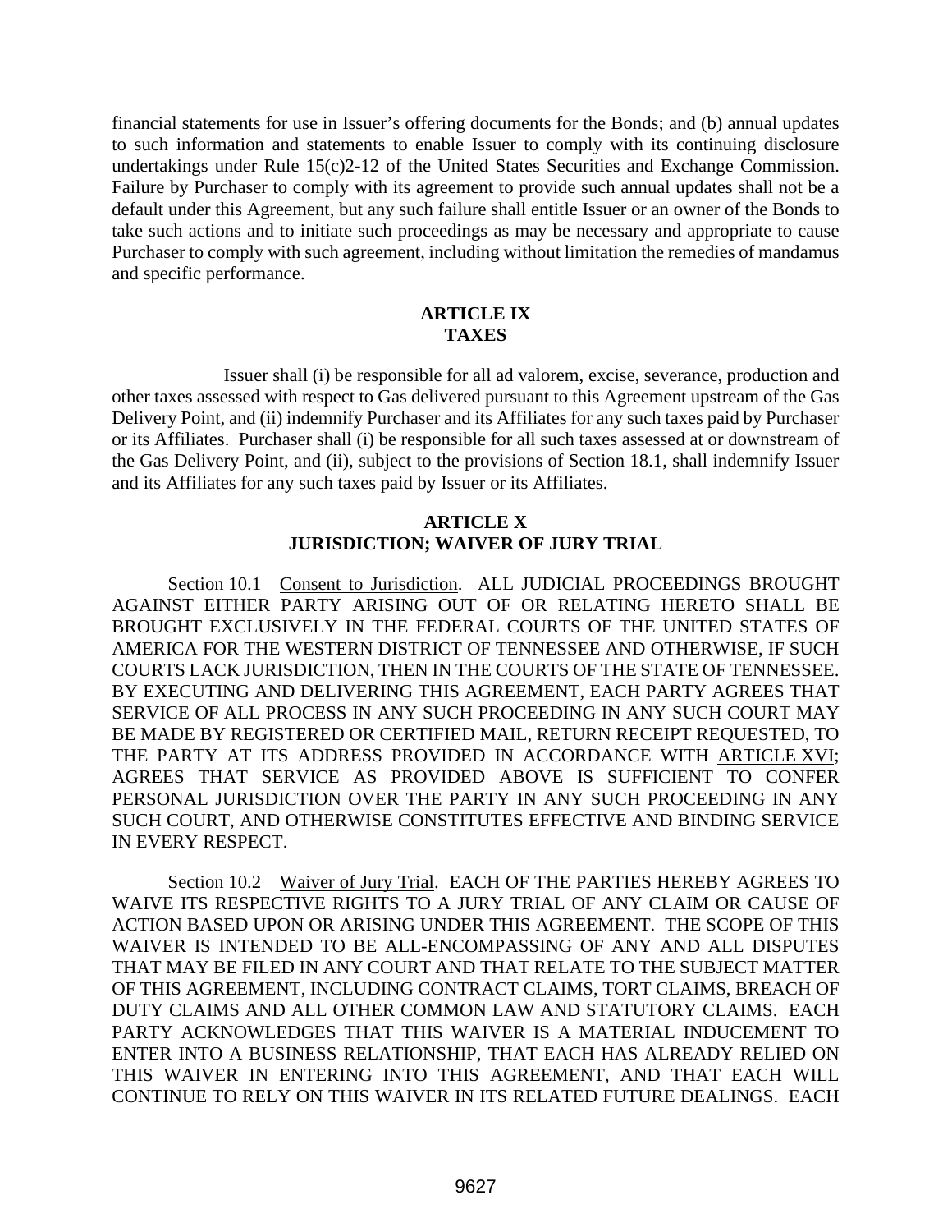financial statements for use in Issuer's offering documents for the Bonds; and (b) annual updates to such information and statements to enable Issuer to comply with its continuing disclosure undertakings under Rule 15(c)2-12 of the United States Securities and Exchange Commission. Failure by Purchaser to comply with its agreement to provide such annual updates shall not be a default under this Agreement, but any such failure shall entitle Issuer or an owner of the Bonds to take such actions and to initiate such proceedings as may be necessary and appropriate to cause Purchaser to comply with such agreement, including without limitation the remedies of mandamus and specific performance.

## ARTICLE IX
## TAXES

Issuer shall (i) be responsible for all ad valorem, excise, severance, production and other taxes assessed with respect to Gas delivered pursuant to this Agreement upstream of the Gas Delivery Point, and (ii) indemnify Purchaser and its Affiliates for any such taxes paid by Purchaser or its Affiliates. Purchaser shall (i) be responsible for all such taxes assessed at or downstream of the Gas Delivery Point, and (ii), subject to the provisions of Section 18.1, shall indemnify Issuer and its Affiliates for any such taxes paid by Issuer or its Affiliates.

## ARTICLE X
## JURISDICTION; WAIVER OF JURY TRIAL

Section 10.1 Consent to Jurisdiction. ALL JUDICIAL PROCEEDINGS BROUGHT AGAINST EITHER PARTY ARISING OUT OF OR RELATING HERETO SHALL BE BROUGHT EXCLUSIVELY IN THE FEDERAL COURTS OF THE UNITED STATES OF AMERICA FOR THE WESTERN DISTRICT OF TENNESSEE AND OTHERWISE, IF SUCH COURTS LACK JURISDICTION, THEN IN THE COURTS OF THE STATE OF TENNESSEE. BY EXECUTING AND DELIVERING THIS AGREEMENT, EACH PARTY AGREES THAT SERVICE OF ALL PROCESS IN ANY SUCH PROCEEDING IN ANY SUCH COURT MAY BE MADE BY REGISTERED OR CERTIFIED MAIL, RETURN RECEIPT REQUESTED, TO THE PARTY AT ITS ADDRESS PROVIDED IN ACCORDANCE WITH ARTICLE XVI; AGREES THAT SERVICE AS PROVIDED ABOVE IS SUFFICIENT TO CONFER PERSONAL JURISDICTION OVER THE PARTY IN ANY SUCH PROCEEDING IN ANY SUCH COURT, AND OTHERWISE CONSTITUTES EFFECTIVE AND BINDING SERVICE IN EVERY RESPECT.

Section 10.2 Waiver of Jury Trial. EACH OF THE PARTIES HEREBY AGREES TO WAIVE ITS RESPECTIVE RIGHTS TO A JURY TRIAL OF ANY CLAIM OR CAUSE OF ACTION BASED UPON OR ARISING UNDER THIS AGREEMENT. THE SCOPE OF THIS WAIVER IS INTENDED TO BE ALL-ENCOMPASSING OF ANY AND ALL DISPUTES THAT MAY BE FILED IN ANY COURT AND THAT RELATE TO THE SUBJECT MATTER OF THIS AGREEMENT, INCLUDING CONTRACT CLAIMS, TORT CLAIMS, BREACH OF DUTY CLAIMS AND ALL OTHER COMMON LAW AND STATUTORY CLAIMS. EACH PARTY ACKNOWLEDGES THAT THIS WAIVER IS A MATERIAL INDUCEMENT TO ENTER INTO A BUSINESS RELATIONSHIP, THAT EACH HAS ALREADY RELIED ON THIS WAIVER IN ENTERING INTO THIS AGREEMENT, AND THAT EACH WILL CONTINUE TO RELY ON THIS WAIVER IN ITS RELATED FUTURE DEALINGS. EACH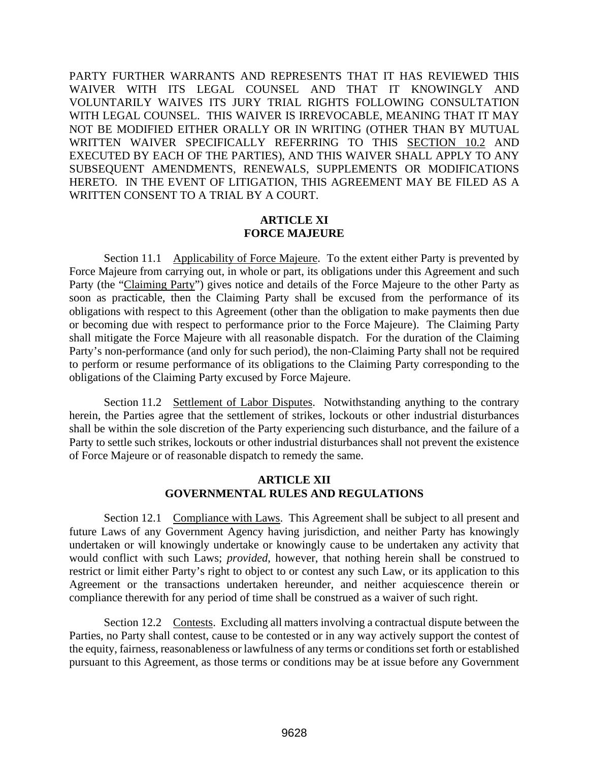PARTY FURTHER WARRANTS AND REPRESENTS THAT IT HAS REVIEWED THIS WAIVER WITH ITS LEGAL COUNSEL AND THAT IT KNOWINGLY AND VOLUNTARILY WAIVES ITS JURY TRIAL RIGHTS FOLLOWING CONSULTATION WITH LEGAL COUNSEL. THIS WAIVER IS IRREVOCABLE, MEANING THAT IT MAY NOT BE MODIFIED EITHER ORALLY OR IN WRITING (OTHER THAN BY MUTUAL WRITTEN WAIVER SPECIFICALLY REFERRING TO THIS SECTION 10.2 AND EXECUTED BY EACH OF THE PARTIES), AND THIS WAIVER SHALL APPLY TO ANY SUBSEQUENT AMENDMENTS, RENEWALS, SUPPLEMENTS OR MODIFICATIONS HERETO. IN THE EVENT OF LITIGATION, THIS AGREEMENT MAY BE FILED AS A WRITTEN CONSENT TO A TRIAL BY A COURT.

## ARTICLE XI
## FORCE MAJEURE

Section 11.1 Applicability of Force Majeure. To the extent either Party is prevented by Force Majeure from carrying out, in whole or part, its obligations under this Agreement and such Party (the "Claiming Party") gives notice and details of the Force Majeure to the other Party as soon as practicable, then the Claiming Party shall be excused from the performance of its obligations with respect to this Agreement (other than the obligation to make payments then due or becoming due with respect to performance prior to the Force Majeure). The Claiming Party shall mitigate the Force Majeure with all reasonable dispatch. For the duration of the Claiming Party's non-performance (and only for such period), the non-Claiming Party shall not be required to perform or resume performance of its obligations to the Claiming Party corresponding to the obligations of the Claiming Party excused by Force Majeure.

Section 11.2 Settlement of Labor Disputes. Notwithstanding anything to the contrary herein, the Parties agree that the settlement of strikes, lockouts or other industrial disturbances shall be within the sole discretion of the Party experiencing such disturbance, and the failure of a Party to settle such strikes, lockouts or other industrial disturbances shall not prevent the existence of Force Majeure or of reasonable dispatch to remedy the same.

## ARTICLE XII
## GOVERNMENTAL RULES AND REGULATIONS

Section 12.1 Compliance with Laws. This Agreement shall be subject to all present and future Laws of any Government Agency having jurisdiction, and neither Party has knowingly undertaken or will knowingly undertake or knowingly cause to be undertaken any activity that would conflict with such Laws; *provided*, however, that nothing herein shall be construed to restrict or limit either Party's right to object to or contest any such Law, or its application to this Agreement or the transactions undertaken hereunder, and neither acquiescence therein or compliance therewith for any period of time shall be construed as a waiver of such right.

Section 12.2 Contests. Excluding all matters involving a contractual dispute between the Parties, no Party shall contest, cause to be contested or in any way actively support the contest of the equity, fairness, reasonableness or lawfulness of any terms or conditions set forth or established pursuant to this Agreement, as those terms or conditions may be at issue before any Government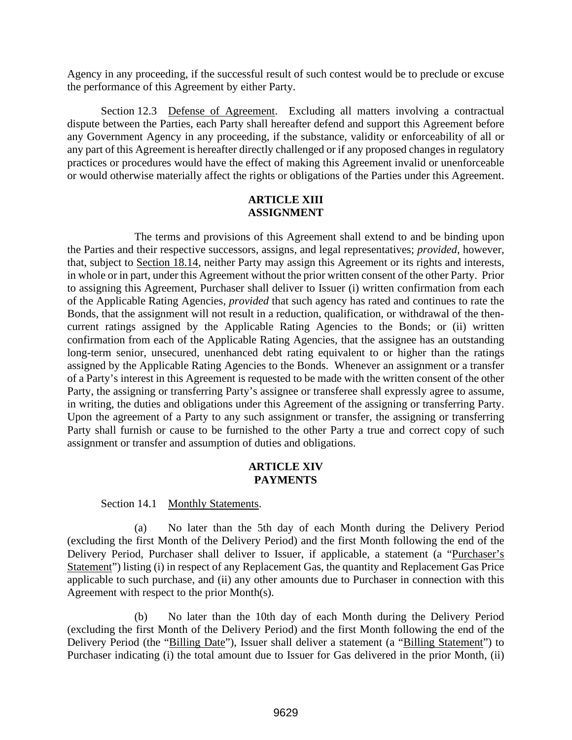Agency in any proceeding, if the successful result of such contest would be to preclude or excuse the performance of this Agreement by either Party.

Section 12.3 Defense of Agreement. Excluding all matters involving a contractual dispute between the Parties, each Party shall hereafter defend and support this Agreement before any Government Agency in any proceeding, if the substance, validity or enforceability of all or any part of this Agreement is hereafter directly challenged or if any proposed changes in regulatory practices or procedures would have the effect of making this Agreement invalid or unenforceable or would otherwise materially affect the rights or obligations of the Parties under this Agreement.

## ARTICLE XIII
## ASSIGNMENT

The terms and provisions of this Agreement shall extend to and be binding upon the Parties and their respective successors, assigns, and legal representatives; *provided*, however, that, subject to Section 18.14, neither Party may assign this Agreement or its rights and interests, in whole or in part, under this Agreement without the prior written consent of the other Party. Prior to assigning this Agreement, Purchaser shall deliver to Issuer (i) written confirmation from each of the Applicable Rating Agencies, *provided* that such agency has rated and continues to rate the Bonds, that the assignment will not result in a reduction, qualification, or withdrawal of the then-current ratings assigned by the Applicable Rating Agencies to the Bonds; or (ii) written confirmation from each of the Applicable Rating Agencies, that the assignee has an outstanding long-term senior, unsecured, unenhanced debt rating equivalent to or higher than the ratings assigned by the Applicable Rating Agencies to the Bonds. Whenever an assignment or a transfer of a Party's interest in this Agreement is requested to be made with the written consent of the other Party, the assigning or transferring Party's assignee or transferee shall expressly agree to assume, in writing, the duties and obligations under this Agreement of the assigning or transferring Party. Upon the agreement of a Party to any such assignment or transfer, the assigning or transferring Party shall furnish or cause to be furnished to the other Party a true and correct copy of such assignment or transfer and assumption of duties and obligations.

## ARTICLE XIV
## PAYMENTS

Section 14.1 Monthly Statements.

(a) No later than the 5th day of each Month during the Delivery Period (excluding the first Month of the Delivery Period) and the first Month following the end of the Delivery Period, Purchaser shall deliver to Issuer, if applicable, a statement (a "Purchaser's Statement") listing (i) in respect of any Replacement Gas, the quantity and Replacement Gas Price applicable to such purchase, and (ii) any other amounts due to Purchaser in connection with this Agreement with respect to the prior Month(s).

(b) No later than the 10th day of each Month during the Delivery Period (excluding the first Month of the Delivery Period) and the first Month following the end of the Delivery Period (the "Billing Date"), Issuer shall deliver a statement (a "Billing Statement") to Purchaser indicating (i) the total amount due to Issuer for Gas delivered in the prior Month, (ii)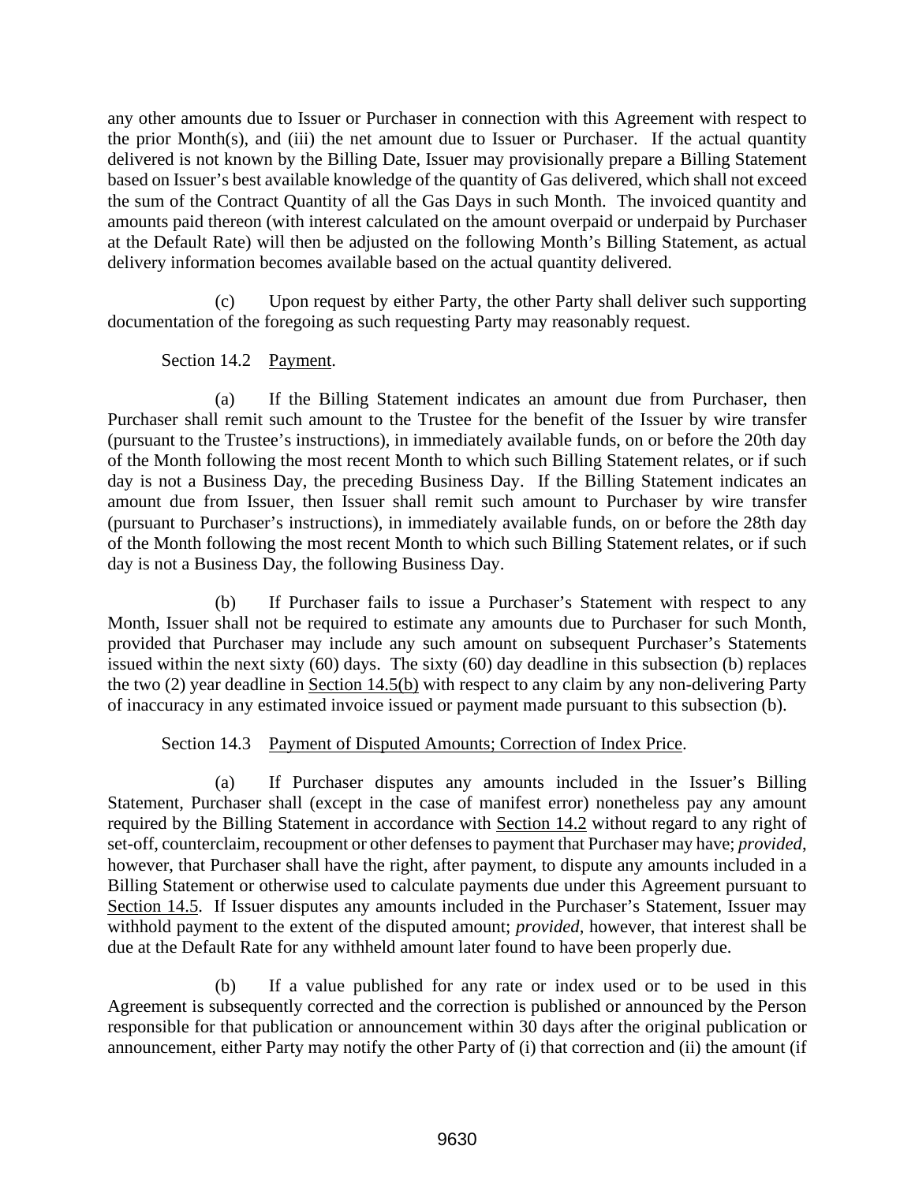any other amounts due to Issuer or Purchaser in connection with this Agreement with respect to the prior Month(s), and (iii) the net amount due to Issuer or Purchaser. If the actual quantity delivered is not known by the Billing Date, Issuer may provisionally prepare a Billing Statement based on Issuer's best available knowledge of the quantity of Gas delivered, which shall not exceed the sum of the Contract Quantity of all the Gas Days in such Month. The invoiced quantity and amounts paid thereon (with interest calculated on the amount overpaid or underpaid by Purchaser at the Default Rate) will then be adjusted on the following Month's Billing Statement, as actual delivery information becomes available based on the actual quantity delivered.

(c) Upon request by either Party, the other Party shall deliver such supporting documentation of the foregoing as such requesting Party may reasonably request.

Section 14.2 Payment.

(a) If the Billing Statement indicates an amount due from Purchaser, then Purchaser shall remit such amount to the Trustee for the benefit of the Issuer by wire transfer (pursuant to the Trustee's instructions), in immediately available funds, on or before the 20th day of the Month following the most recent Month to which such Billing Statement relates, or if such day is not a Business Day, the preceding Business Day. If the Billing Statement indicates an amount due from Issuer, then Issuer shall remit such amount to Purchaser by wire transfer (pursuant to Purchaser's instructions), in immediately available funds, on or before the 28th day of the Month following the most recent Month to which such Billing Statement relates, or if such day is not a Business Day, the following Business Day.

(b) If Purchaser fails to issue a Purchaser's Statement with respect to any Month, Issuer shall not be required to estimate any amounts due to Purchaser for such Month, provided that Purchaser may include any such amount on subsequent Purchaser's Statements issued within the next sixty (60) days. The sixty (60) day deadline in this subsection (b) replaces the two (2) year deadline in Section 14.5(b) with respect to any claim by any non-delivering Party of inaccuracy in any estimated invoice issued or payment made pursuant to this subsection (b).

Section 14.3 Payment of Disputed Amounts; Correction of Index Price.

(a) If Purchaser disputes any amounts included in the Issuer's Billing Statement, Purchaser shall (except in the case of manifest error) nonetheless pay any amount required by the Billing Statement in accordance with Section 14.2 without regard to any right of set-off, counterclaim, recoupment or other defenses to payment that Purchaser may have; *provided*, however, that Purchaser shall have the right, after payment, to dispute any amounts included in a Billing Statement or otherwise used to calculate payments due under this Agreement pursuant to Section 14.5. If Issuer disputes any amounts included in the Purchaser's Statement, Issuer may withhold payment to the extent of the disputed amount; *provided*, however, that interest shall be due at the Default Rate for any withheld amount later found to have been properly due.

(b) If a value published for any rate or index used or to be used in this Agreement is subsequently corrected and the correction is published or announced by the Person responsible for that publication or announcement within 30 days after the original publication or announcement, either Party may notify the other Party of (i) that correction and (ii) the amount (if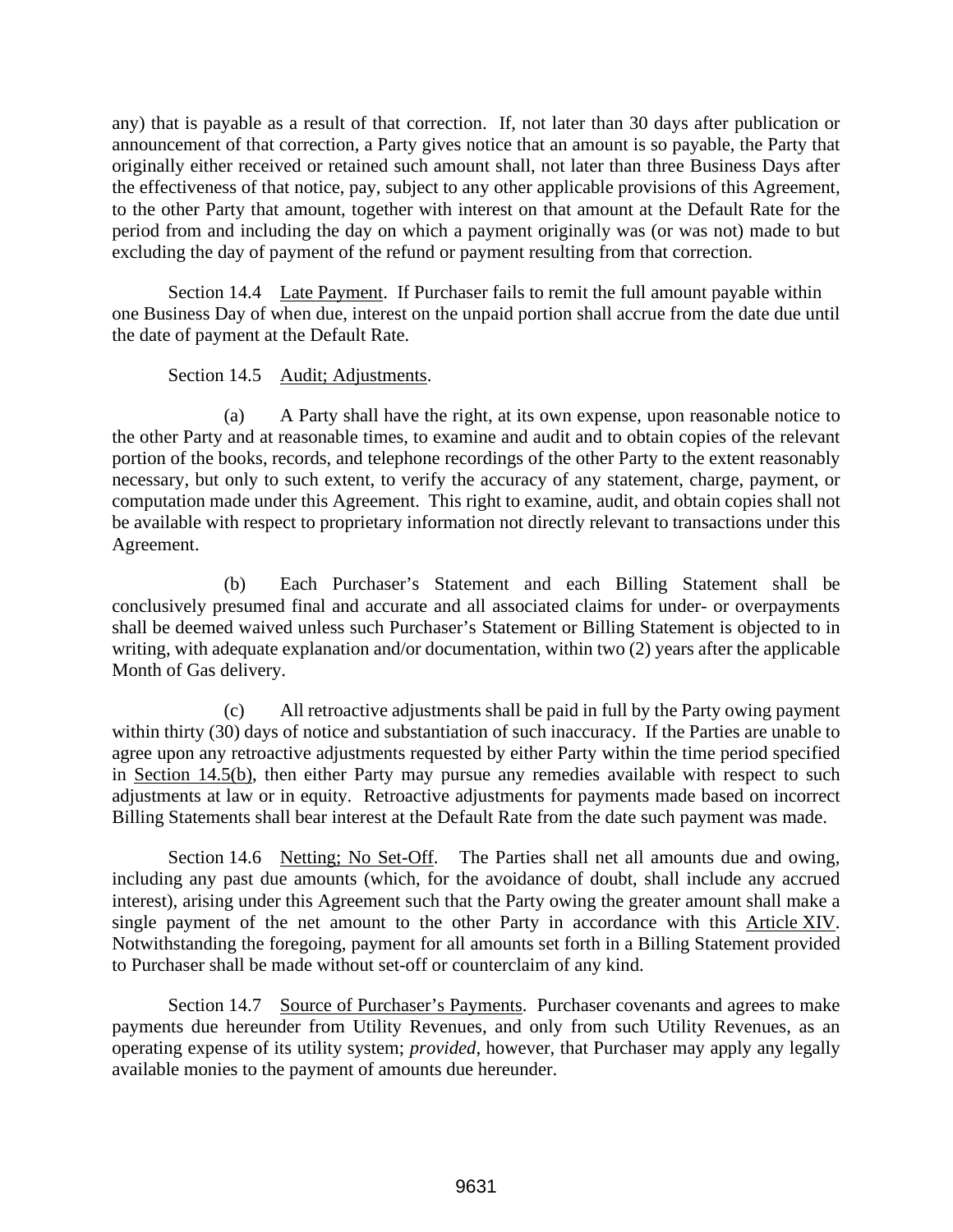any) that is payable as a result of that correction. If, not later than 30 days after publication or announcement of that correction, a Party gives notice that an amount is so payable, the Party that originally either received or retained such amount shall, not later than three Business Days after the effectiveness of that notice, pay, subject to any other applicable provisions of this Agreement, to the other Party that amount, together with interest on that amount at the Default Rate for the period from and including the day on which a payment originally was (or was not) made to but excluding the day of payment of the refund or payment resulting from that correction.

Section 14.4 Late Payment. If Purchaser fails to remit the full amount payable within one Business Day of when due, interest on the unpaid portion shall accrue from the date due until the date of payment at the Default Rate.

Section 14.5 Audit; Adjustments.

(a) A Party shall have the right, at its own expense, upon reasonable notice to the other Party and at reasonable times, to examine and audit and to obtain copies of the relevant portion of the books, records, and telephone recordings of the other Party to the extent reasonably necessary, but only to such extent, to verify the accuracy of any statement, charge, payment, or computation made under this Agreement. This right to examine, audit, and obtain copies shall not be available with respect to proprietary information not directly relevant to transactions under this Agreement.

(b) Each Purchaser's Statement and each Billing Statement shall be conclusively presumed final and accurate and all associated claims for under- or overpayments shall be deemed waived unless such Purchaser's Statement or Billing Statement is objected to in writing, with adequate explanation and/or documentation, within two (2) years after the applicable Month of Gas delivery.

(c) All retroactive adjustments shall be paid in full by the Party owing payment within thirty (30) days of notice and substantiation of such inaccuracy. If the Parties are unable to agree upon any retroactive adjustments requested by either Party within the time period specified in Section 14.5(b), then either Party may pursue any remedies available with respect to such adjustments at law or in equity. Retroactive adjustments for payments made based on incorrect Billing Statements shall bear interest at the Default Rate from the date such payment was made.

Section 14.6 Netting; No Set-Off. The Parties shall net all amounts due and owing, including any past due amounts (which, for the avoidance of doubt, shall include any accrued interest), arising under this Agreement such that the Party owing the greater amount shall make a single payment of the net amount to the other Party in accordance with this Article XIV. Notwithstanding the foregoing, payment for all amounts set forth in a Billing Statement provided to Purchaser shall be made without set-off or counterclaim of any kind.

Section 14.7 Source of Purchaser's Payments. Purchaser covenants and agrees to make payments due hereunder from Utility Revenues, and only from such Utility Revenues, as an operating expense of its utility system; *provided*, however, that Purchaser may apply any legally available monies to the payment of amounts due hereunder.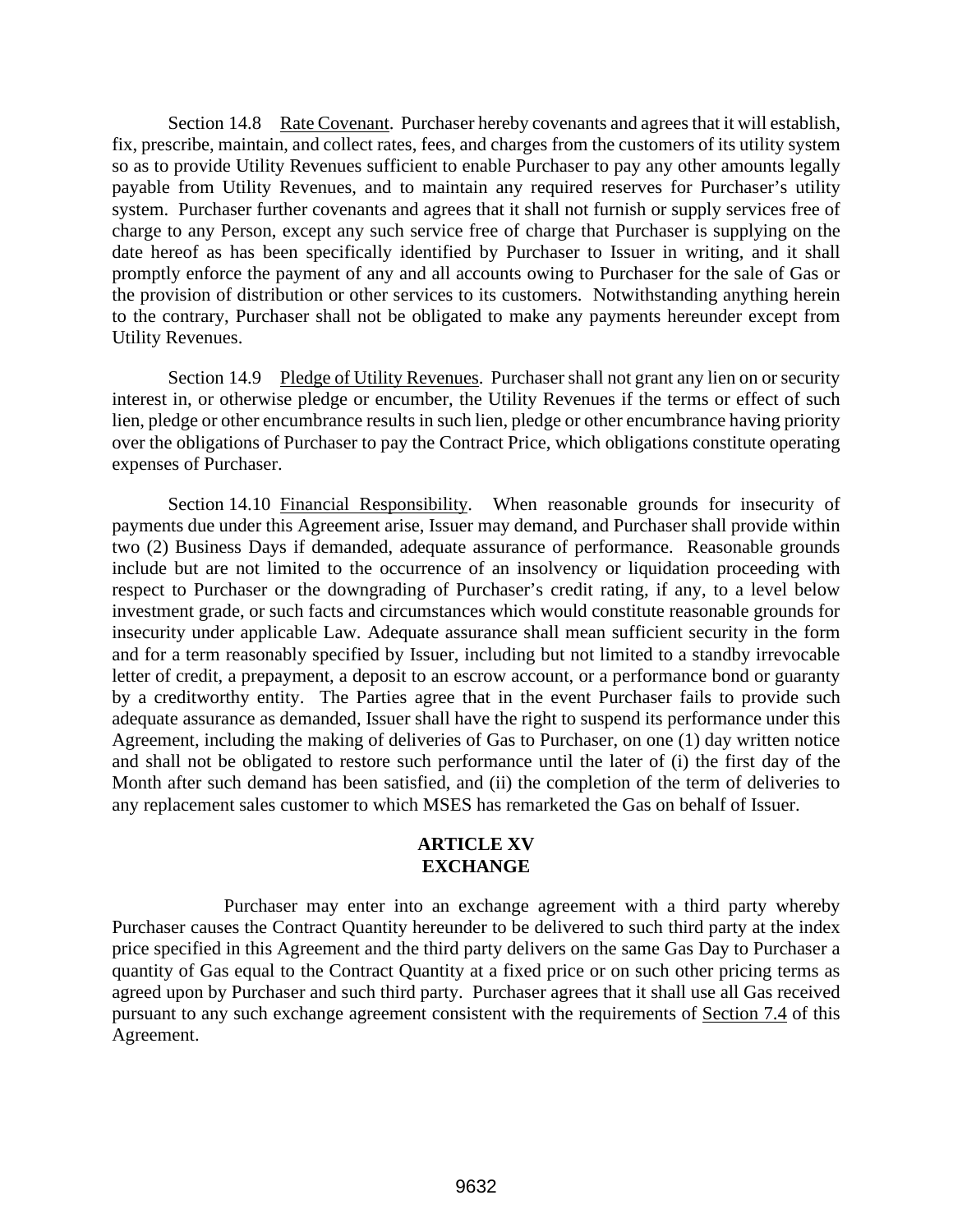Section 14.8 Rate Covenant. Purchaser hereby covenants and agrees that it will establish, fix, prescribe, maintain, and collect rates, fees, and charges from the customers of its utility system so as to provide Utility Revenues sufficient to enable Purchaser to pay any other amounts legally payable from Utility Revenues, and to maintain any required reserves for Purchaser's utility system. Purchaser further covenants and agrees that it shall not furnish or supply services free of charge to any Person, except any such service free of charge that Purchaser is supplying on the date hereof as has been specifically identified by Purchaser to Issuer in writing, and it shall promptly enforce the payment of any and all accounts owing to Purchaser for the sale of Gas or the provision of distribution or other services to its customers. Notwithstanding anything herein to the contrary, Purchaser shall not be obligated to make any payments hereunder except from Utility Revenues.

Section 14.9 Pledge of Utility Revenues. Purchaser shall not grant any lien on or security interest in, or otherwise pledge or encumber, the Utility Revenues if the terms or effect of such lien, pledge or other encumbrance results in such lien, pledge or other encumbrance having priority over the obligations of Purchaser to pay the Contract Price, which obligations constitute operating expenses of Purchaser.

Section 14.10 Financial Responsibility. When reasonable grounds for insecurity of payments due under this Agreement arise, Issuer may demand, and Purchaser shall provide within two (2) Business Days if demanded, adequate assurance of performance. Reasonable grounds include but are not limited to the occurrence of an insolvency or liquidation proceeding with respect to Purchaser or the downgrading of Purchaser's credit rating, if any, to a level below investment grade, or such facts and circumstances which would constitute reasonable grounds for insecurity under applicable Law. Adequate assurance shall mean sufficient security in the form and for a term reasonably specified by Issuer, including but not limited to a standby irrevocable letter of credit, a prepayment, a deposit to an escrow account, or a performance bond or guaranty by a creditworthy entity. The Parties agree that in the event Purchaser fails to provide such adequate assurance as demanded, Issuer shall have the right to suspend its performance under this Agreement, including the making of deliveries of Gas to Purchaser, on one (1) day written notice and shall not be obligated to restore such performance until the later of (i) the first day of the Month after such demand has been satisfied, and (ii) the completion of the term of deliveries to any replacement sales customer to which MSES has remarketed the Gas on behalf of Issuer.

## ARTICLE XV
## EXCHANGE

Purchaser may enter into an exchange agreement with a third party whereby Purchaser causes the Contract Quantity hereunder to be delivered to such third party at the index price specified in this Agreement and the third party delivers on the same Gas Day to Purchaser a quantity of Gas equal to the Contract Quantity at a fixed price or on such other pricing terms as agreed upon by Purchaser and such third party. Purchaser agrees that it shall use all Gas received pursuant to any such exchange agreement consistent with the requirements of Section 7.4 of this Agreement.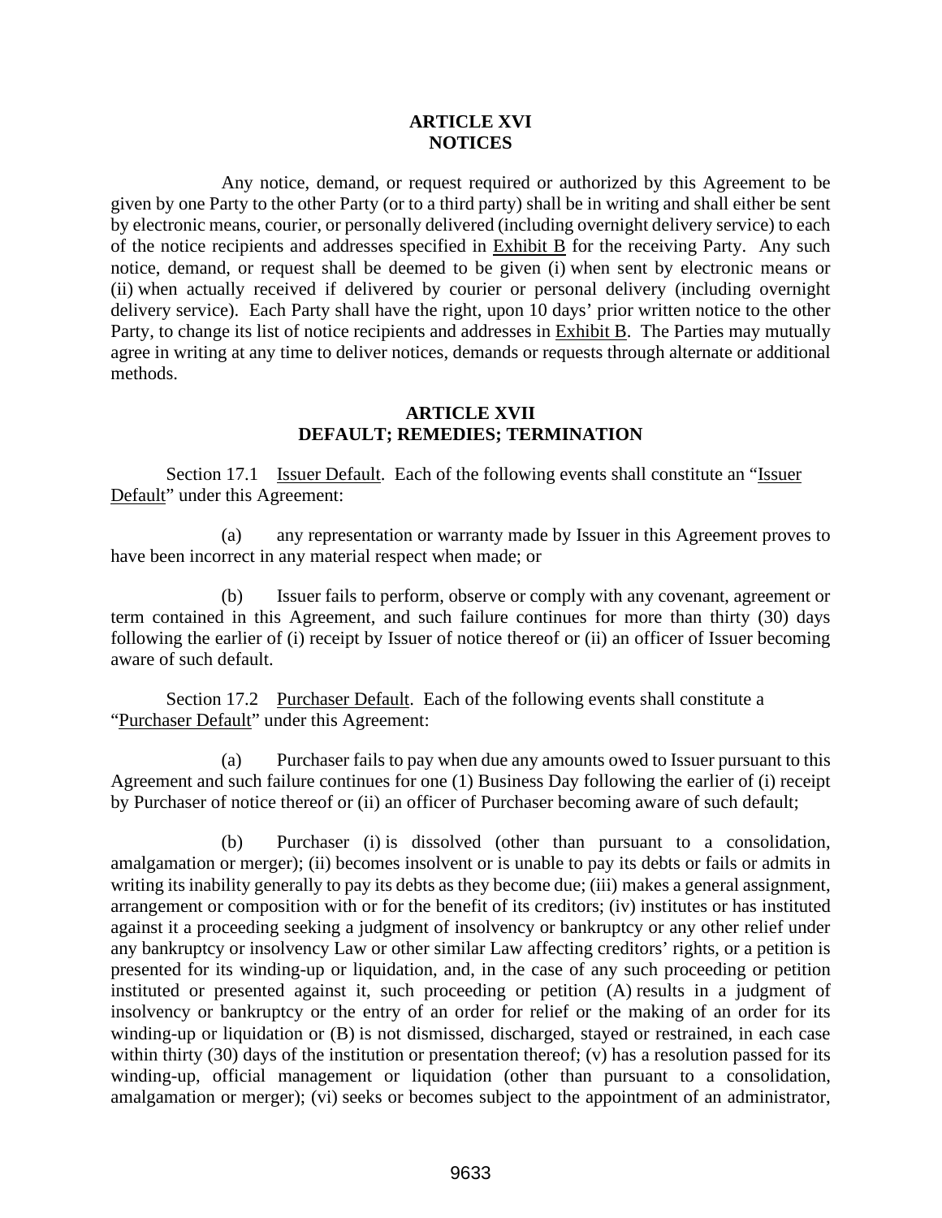## ARTICLE XVI
## NOTICES

Any notice, demand, or request required or authorized by this Agreement to be given by one Party to the other Party (or to a third party) shall be in writing and shall either be sent by electronic means, courier, or personally delivered (including overnight delivery service) to each of the notice recipients and addresses specified in Exhibit B for the receiving Party. Any such notice, demand, or request shall be deemed to be given (i) when sent by electronic means or (ii) when actually received if delivered by courier or personal delivery (including overnight delivery service). Each Party shall have the right, upon 10 days' prior written notice to the other Party, to change its list of notice recipients and addresses in Exhibit B. The Parties may mutually agree in writing at any time to deliver notices, demands or requests through alternate or additional methods.

## ARTICLE XVII
## DEFAULT; REMEDIES; TERMINATION

Section 17.1 Issuer Default. Each of the following events shall constitute an "Issuer Default" under this Agreement:

(a) any representation or warranty made by Issuer in this Agreement proves to have been incorrect in any material respect when made; or

(b) Issuer fails to perform, observe or comply with any covenant, agreement or term contained in this Agreement, and such failure continues for more than thirty (30) days following the earlier of (i) receipt by Issuer of notice thereof or (ii) an officer of Issuer becoming aware of such default.

Section 17.2 Purchaser Default. Each of the following events shall constitute a "Purchaser Default" under this Agreement:

(a) Purchaser fails to pay when due any amounts owed to Issuer pursuant to this Agreement and such failure continues for one (1) Business Day following the earlier of (i) receipt by Purchaser of notice thereof or (ii) an officer of Purchaser becoming aware of such default;

(b) Purchaser (i) is dissolved (other than pursuant to a consolidation, amalgamation or merger); (ii) becomes insolvent or is unable to pay its debts or fails or admits in writing its inability generally to pay its debts as they become due; (iii) makes a general assignment, arrangement or composition with or for the benefit of its creditors; (iv) institutes or has instituted against it a proceeding seeking a judgment of insolvency or bankruptcy or any other relief under any bankruptcy or insolvency Law or other similar Law affecting creditors' rights, or a petition is presented for its winding-up or liquidation, and, in the case of any such proceeding or petition instituted or presented against it, such proceeding or petition (A) results in a judgment of insolvency or bankruptcy or the entry of an order for relief or the making of an order for its winding-up or liquidation or (B) is not dismissed, discharged, stayed or restrained, in each case within thirty (30) days of the institution or presentation thereof; (v) has a resolution passed for its winding-up, official management or liquidation (other than pursuant to a consolidation, amalgamation or merger); (vi) seeks or becomes subject to the appointment of an administrator,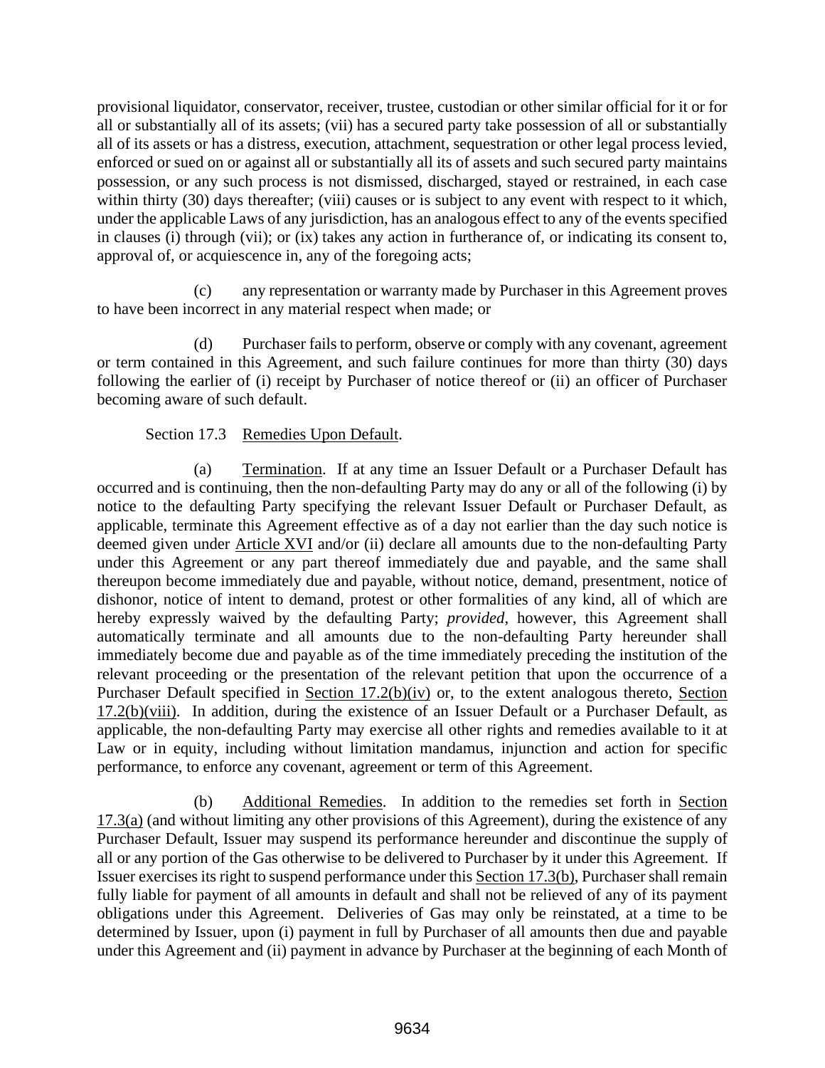provisional liquidator, conservator, receiver, trustee, custodian or other similar official for it or for all or substantially all of its assets; (vii) has a secured party take possession of all or substantially all of its assets or has a distress, execution, attachment, sequestration or other legal process levied, enforced or sued on or against all or substantially all its of assets and such secured party maintains possession, or any such process is not dismissed, discharged, stayed or restrained, in each case within thirty (30) days thereafter; (viii) causes or is subject to any event with respect to it which, under the applicable Laws of any jurisdiction, has an analogous effect to any of the events specified in clauses (i) through (vii); or (ix) takes any action in furtherance of, or indicating its consent to, approval of, or acquiescence in, any of the foregoing acts;

(c) any representation or warranty made by Purchaser in this Agreement proves to have been incorrect in any material respect when made; or

(d) Purchaser fails to perform, observe or comply with any covenant, agreement or term contained in this Agreement, and such failure continues for more than thirty (30) days following the earlier of (i) receipt by Purchaser of notice thereof or (ii) an officer of Purchaser becoming aware of such default.

Section 17.3 Remedies Upon Default.

(a) Termination. If at any time an Issuer Default or a Purchaser Default has occurred and is continuing, then the non-defaulting Party may do any or all of the following (i) by notice to the defaulting Party specifying the relevant Issuer Default or Purchaser Default, as applicable, terminate this Agreement effective as of a day not earlier than the day such notice is deemed given under Article XVI and/or (ii) declare all amounts due to the non-defaulting Party under this Agreement or any part thereof immediately due and payable, and the same shall thereupon become immediately due and payable, without notice, demand, presentment, notice of dishonor, notice of intent to demand, protest or other formalities of any kind, all of which are hereby expressly waived by the defaulting Party; *provided*, however, this Agreement shall automatically terminate and all amounts due to the non-defaulting Party hereunder shall immediately become due and payable as of the time immediately preceding the institution of the relevant proceeding or the presentation of the relevant petition that upon the occurrence of a Purchaser Default specified in Section 17.2(b)(iv) or, to the extent analogous thereto, Section 17.2(b)(viii). In addition, during the existence of an Issuer Default or a Purchaser Default, as applicable, the non-defaulting Party may exercise all other rights and remedies available to it at Law or in equity, including without limitation mandamus, injunction and action for specific performance, to enforce any covenant, agreement or term of this Agreement.

(b) Additional Remedies. In addition to the remedies set forth in Section 17.3(a) (and without limiting any other provisions of this Agreement), during the existence of any Purchaser Default, Issuer may suspend its performance hereunder and discontinue the supply of all or any portion of the Gas otherwise to be delivered to Purchaser by it under this Agreement. If Issuer exercises its right to suspend performance under this Section 17.3(b), Purchaser shall remain fully liable for payment of all amounts in default and shall not be relieved of any of its payment obligations under this Agreement. Deliveries of Gas may only be reinstated, at a time to be determined by Issuer, upon (i) payment in full by Purchaser of all amounts then due and payable under this Agreement and (ii) payment in advance by Purchaser at the beginning of each Month of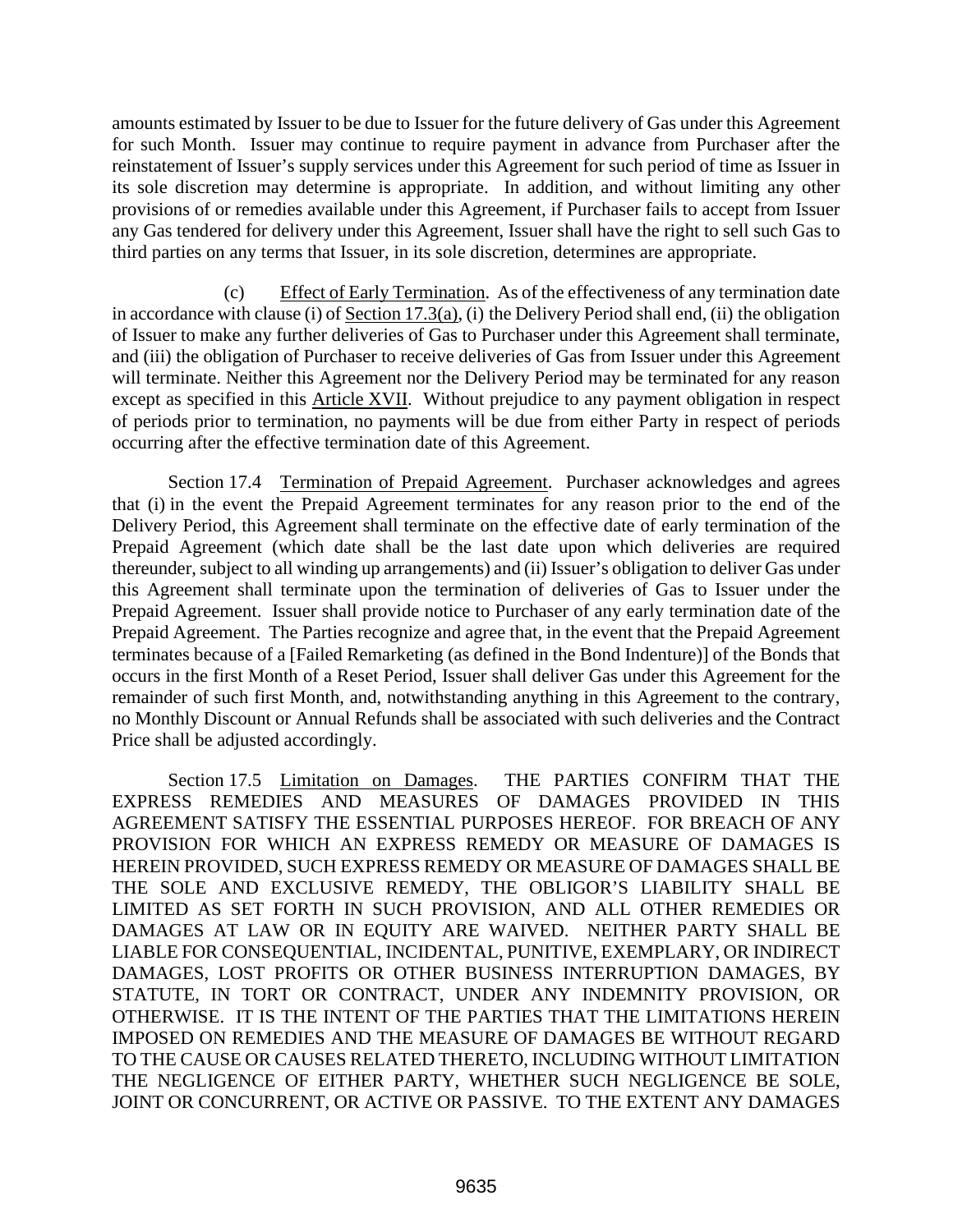amounts estimated by Issuer to be due to Issuer for the future delivery of Gas under this Agreement for such Month. Issuer may continue to require payment in advance from Purchaser after the reinstatement of Issuer's supply services under this Agreement for such period of time as Issuer in its sole discretion may determine is appropriate. In addition, and without limiting any other provisions of or remedies available under this Agreement, if Purchaser fails to accept from Issuer any Gas tendered for delivery under this Agreement, Issuer shall have the right to sell such Gas to third parties on any terms that Issuer, in its sole discretion, determines are appropriate.

(c) Effect of Early Termination. As of the effectiveness of any termination date in accordance with clause (i) of Section 17.3(a), (i) the Delivery Period shall end, (ii) the obligation of Issuer to make any further deliveries of Gas to Purchaser under this Agreement shall terminate, and (iii) the obligation of Purchaser to receive deliveries of Gas from Issuer under this Agreement will terminate. Neither this Agreement nor the Delivery Period may be terminated for any reason except as specified in this Article XVII. Without prejudice to any payment obligation in respect of periods prior to termination, no payments will be due from either Party in respect of periods occurring after the effective termination date of this Agreement.

Section 17.4 Termination of Prepaid Agreement. Purchaser acknowledges and agrees that (i) in the event the Prepaid Agreement terminates for any reason prior to the end of the Delivery Period, this Agreement shall terminate on the effective date of early termination of the Prepaid Agreement (which date shall be the last date upon which deliveries are required thereunder, subject to all winding up arrangements) and (ii) Issuer's obligation to deliver Gas under this Agreement shall terminate upon the termination of deliveries of Gas to Issuer under the Prepaid Agreement. Issuer shall provide notice to Purchaser of any early termination date of the Prepaid Agreement. The Parties recognize and agree that, in the event that the Prepaid Agreement terminates because of a [Failed Remarketing (as defined in the Bond Indenture)] of the Bonds that occurs in the first Month of a Reset Period, Issuer shall deliver Gas under this Agreement for the remainder of such first Month, and, notwithstanding anything in this Agreement to the contrary, no Monthly Discount or Annual Refunds shall be associated with such deliveries and the Contract Price shall be adjusted accordingly.

Section 17.5 Limitation on Damages. THE PARTIES CONFIRM THAT THE EXPRESS REMEDIES AND MEASURES OF DAMAGES PROVIDED IN THIS AGREEMENT SATISFY THE ESSENTIAL PURPOSES HEREOF. FOR BREACH OF ANY PROVISION FOR WHICH AN EXPRESS REMEDY OR MEASURE OF DAMAGES IS HEREIN PROVIDED, SUCH EXPRESS REMEDY OR MEASURE OF DAMAGES SHALL BE THE SOLE AND EXCLUSIVE REMEDY, THE OBLIGOR'S LIABILITY SHALL BE LIMITED AS SET FORTH IN SUCH PROVISION, AND ALL OTHER REMEDIES OR DAMAGES AT LAW OR IN EQUITY ARE WAIVED. NEITHER PARTY SHALL BE LIABLE FOR CONSEQUENTIAL, INCIDENTAL, PUNITIVE, EXEMPLARY, OR INDIRECT DAMAGES, LOST PROFITS OR OTHER BUSINESS INTERRUPTION DAMAGES, BY STATUTE, IN TORT OR CONTRACT, UNDER ANY INDEMNITY PROVISION, OR OTHERWISE. IT IS THE INTENT OF THE PARTIES THAT THE LIMITATIONS HEREIN IMPOSED ON REMEDIES AND THE MEASURE OF DAMAGES BE WITHOUT REGARD TO THE CAUSE OR CAUSES RELATED THERETO, INCLUDING WITHOUT LIMITATION THE NEGLIGENCE OF EITHER PARTY, WHETHER SUCH NEGLIGENCE BE SOLE, JOINT OR CONCURRENT, OR ACTIVE OR PASSIVE. TO THE EXTENT ANY DAMAGES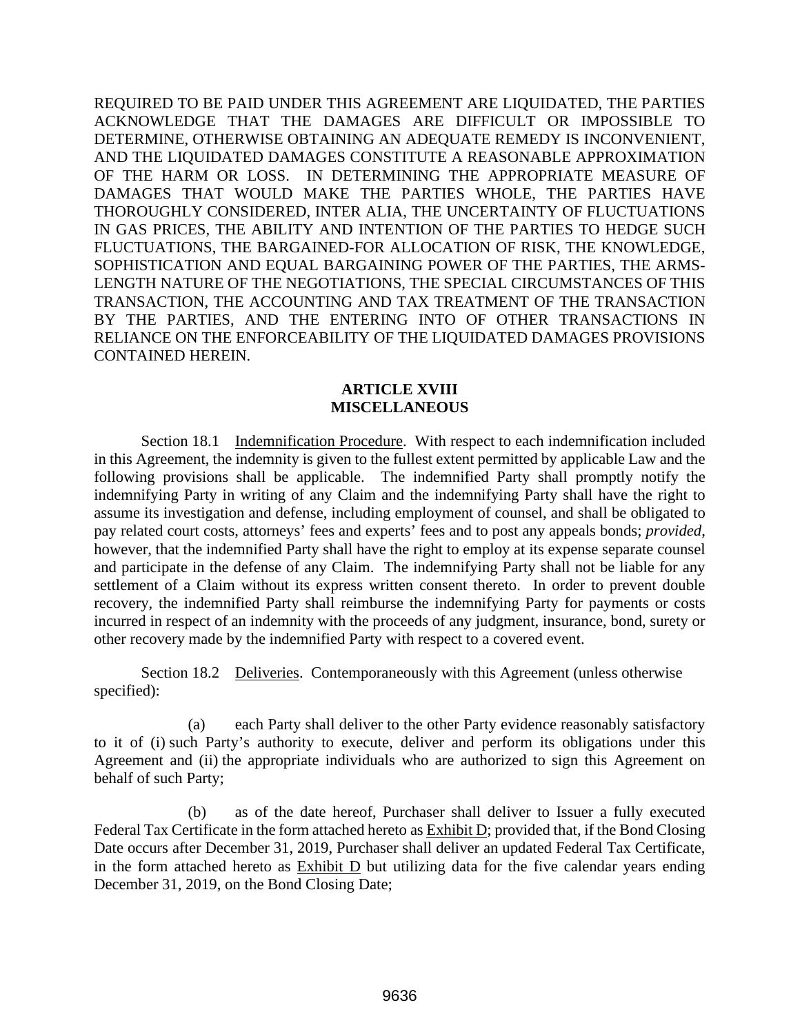REQUIRED TO BE PAID UNDER THIS AGREEMENT ARE LIQUIDATED, THE PARTIES ACKNOWLEDGE THAT THE DAMAGES ARE DIFFICULT OR IMPOSSIBLE TO DETERMINE, OTHERWISE OBTAINING AN ADEQUATE REMEDY IS INCONVENIENT, AND THE LIQUIDATED DAMAGES CONSTITUTE A REASONABLE APPROXIMATION OF THE HARM OR LOSS. IN DETERMINING THE APPROPRIATE MEASURE OF DAMAGES THAT WOULD MAKE THE PARTIES WHOLE, THE PARTIES HAVE THOROUGHLY CONSIDERED, INTER ALIA, THE UNCERTAINTY OF FLUCTUATIONS IN GAS PRICES, THE ABILITY AND INTENTION OF THE PARTIES TO HEDGE SUCH FLUCTUATIONS, THE BARGAINED-FOR ALLOCATION OF RISK, THE KNOWLEDGE, SOPHISTICATION AND EQUAL BARGAINING POWER OF THE PARTIES, THE ARMS-LENGTH NATURE OF THE NEGOTIATIONS, THE SPECIAL CIRCUMSTANCES OF THIS TRANSACTION, THE ACCOUNTING AND TAX TREATMENT OF THE TRANSACTION BY THE PARTIES, AND THE ENTERING INTO OF OTHER TRANSACTIONS IN RELIANCE ON THE ENFORCEABILITY OF THE LIQUIDATED DAMAGES PROVISIONS CONTAINED HEREIN.

## ARTICLE XVIII
## MISCELLANEOUS

Section 18.1 Indemnification Procedure. With respect to each indemnification included in this Agreement, the indemnity is given to the fullest extent permitted by applicable Law and the following provisions shall be applicable. The indemnified Party shall promptly notify the indemnifying Party in writing of any Claim and the indemnifying Party shall have the right to assume its investigation and defense, including employment of counsel, and shall be obligated to pay related court costs, attorneys' fees and experts' fees and to post any appeals bonds; *provided*, however, that the indemnified Party shall have the right to employ at its expense separate counsel and participate in the defense of any Claim. The indemnifying Party shall not be liable for any settlement of a Claim without its express written consent thereto. In order to prevent double recovery, the indemnified Party shall reimburse the indemnifying Party for payments or costs incurred in respect of an indemnity with the proceeds of any judgment, insurance, bond, surety or other recovery made by the indemnified Party with respect to a covered event.

Section 18.2 Deliveries. Contemporaneously with this Agreement (unless otherwise specified):

(a) each Party shall deliver to the other Party evidence reasonably satisfactory to it of (i) such Party's authority to execute, deliver and perform its obligations under this Agreement and (ii) the appropriate individuals who are authorized to sign this Agreement on behalf of such Party;

(b) as of the date hereof, Purchaser shall deliver to Issuer a fully executed Federal Tax Certificate in the form attached hereto as Exhibit D; provided that, if the Bond Closing Date occurs after December 31, 2019, Purchaser shall deliver an updated Federal Tax Certificate, in the form attached hereto as Exhibit D but utilizing data for the five calendar years ending December 31, 2019, on the Bond Closing Date;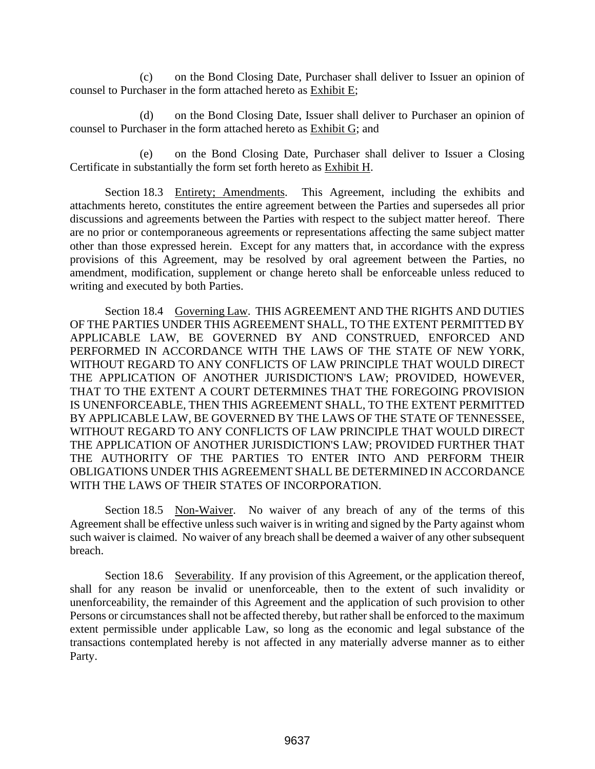(c) on the Bond Closing Date, Purchaser shall deliver to Issuer an opinion of counsel to Purchaser in the form attached hereto as Exhibit E;

(d) on the Bond Closing Date, Issuer shall deliver to Purchaser an opinion of counsel to Purchaser in the form attached hereto as Exhibit G; and

(e) on the Bond Closing Date, Purchaser shall deliver to Issuer a Closing Certificate in substantially the form set forth hereto as Exhibit H.

Section 18.3 Entirety; Amendments. This Agreement, including the exhibits and attachments hereto, constitutes the entire agreement between the Parties and supersedes all prior discussions and agreements between the Parties with respect to the subject matter hereof. There are no prior or contemporaneous agreements or representations affecting the same subject matter other than those expressed herein. Except for any matters that, in accordance with the express provisions of this Agreement, may be resolved by oral agreement between the Parties, no amendment, modification, supplement or change hereto shall be enforceable unless reduced to writing and executed by both Parties.

Section 18.4 Governing Law. THIS AGREEMENT AND THE RIGHTS AND DUTIES OF THE PARTIES UNDER THIS AGREEMENT SHALL, TO THE EXTENT PERMITTED BY APPLICABLE LAW, BE GOVERNED BY AND CONSTRUED, ENFORCED AND PERFORMED IN ACCORDANCE WITH THE LAWS OF THE STATE OF NEW YORK, WITHOUT REGARD TO ANY CONFLICTS OF LAW PRINCIPLE THAT WOULD DIRECT THE APPLICATION OF ANOTHER JURISDICTION'S LAW; PROVIDED, HOWEVER, THAT TO THE EXTENT A COURT DETERMINES THAT THE FOREGOING PROVISION IS UNENFORCEABLE, THEN THIS AGREEMENT SHALL, TO THE EXTENT PERMITTED BY APPLICABLE LAW, BE GOVERNED BY THE LAWS OF THE STATE OF TENNESSEE, WITHOUT REGARD TO ANY CONFLICTS OF LAW PRINCIPLE THAT WOULD DIRECT THE APPLICATION OF ANOTHER JURISDICTION'S LAW; PROVIDED FURTHER THAT THE AUTHORITY OF THE PARTIES TO ENTER INTO AND PERFORM THEIR OBLIGATIONS UNDER THIS AGREEMENT SHALL BE DETERMINED IN ACCORDANCE WITH THE LAWS OF THEIR STATES OF INCORPORATION.

Section 18.5 Non-Waiver. No waiver of any breach of any of the terms of this Agreement shall be effective unless such waiver is in writing and signed by the Party against whom such waiver is claimed. No waiver of any breach shall be deemed a waiver of any other subsequent breach.

Section 18.6 Severability. If any provision of this Agreement, or the application thereof, shall for any reason be invalid or unenforceable, then to the extent of such invalidity or unenforceability, the remainder of this Agreement and the application of such provision to other Persons or circumstances shall not be affected thereby, but rather shall be enforced to the maximum extent permissible under applicable Law, so long as the economic and legal substance of the transactions contemplated hereby is not affected in any materially adverse manner as to either Party.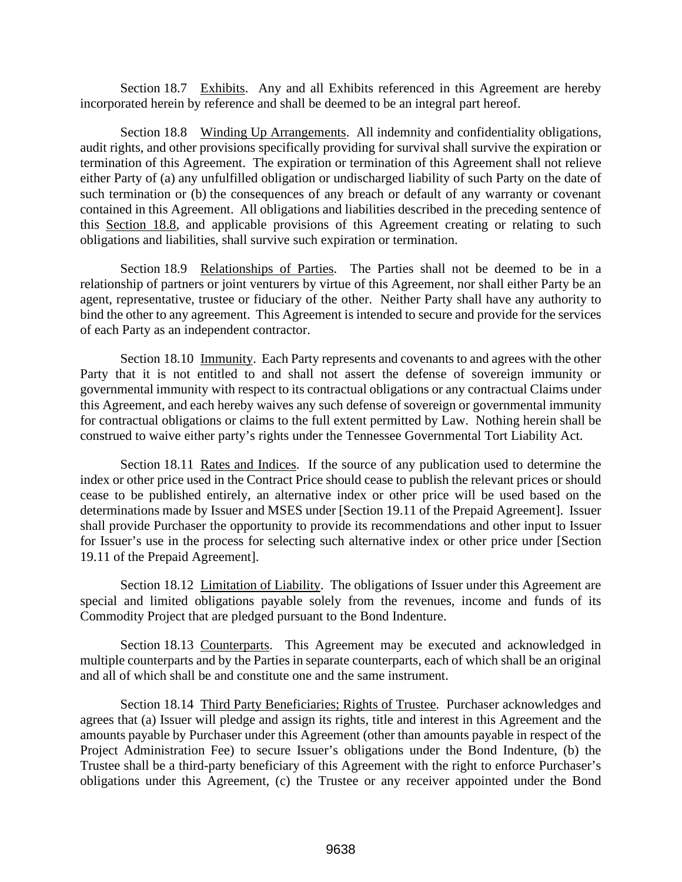Section 18.7 Exhibits. Any and all Exhibits referenced in this Agreement are hereby incorporated herein by reference and shall be deemed to be an integral part hereof.

Section 18.8 Winding Up Arrangements. All indemnity and confidentiality obligations, audit rights, and other provisions specifically providing for survival shall survive the expiration or termination of this Agreement. The expiration or termination of this Agreement shall not relieve either Party of (a) any unfulfilled obligation or undischarged liability of such Party on the date of such termination or (b) the consequences of any breach or default of any warranty or covenant contained in this Agreement. All obligations and liabilities described in the preceding sentence of this Section 18.8, and applicable provisions of this Agreement creating or relating to such obligations and liabilities, shall survive such expiration or termination.

Section 18.9 Relationships of Parties. The Parties shall not be deemed to be in a relationship of partners or joint venturers by virtue of this Agreement, nor shall either Party be an agent, representative, trustee or fiduciary of the other. Neither Party shall have any authority to bind the other to any agreement. This Agreement is intended to secure and provide for the services of each Party as an independent contractor.

Section 18.10 Immunity. Each Party represents and covenants to and agrees with the other Party that it is not entitled to and shall not assert the defense of sovereign immunity or governmental immunity with respect to its contractual obligations or any contractual Claims under this Agreement, and each hereby waives any such defense of sovereign or governmental immunity for contractual obligations or claims to the full extent permitted by Law. Nothing herein shall be construed to waive either party's rights under the Tennessee Governmental Tort Liability Act.

Section 18.11 Rates and Indices. If the source of any publication used to determine the index or other price used in the Contract Price should cease to publish the relevant prices or should cease to be published entirely, an alternative index or other price will be used based on the determinations made by Issuer and MSES under [Section 19.11 of the Prepaid Agreement]. Issuer shall provide Purchaser the opportunity to provide its recommendations and other input to Issuer for Issuer's use in the process for selecting such alternative index or other price under [Section 19.11 of the Prepaid Agreement].

Section 18.12 Limitation of Liability. The obligations of Issuer under this Agreement are special and limited obligations payable solely from the revenues, income and funds of its Commodity Project that are pledged pursuant to the Bond Indenture.

Section 18.13 Counterparts. This Agreement may be executed and acknowledged in multiple counterparts and by the Parties in separate counterparts, each of which shall be an original and all of which shall be and constitute one and the same instrument.

Section 18.14 Third Party Beneficiaries; Rights of Trustee. Purchaser acknowledges and agrees that (a) Issuer will pledge and assign its rights, title and interest in this Agreement and the amounts payable by Purchaser under this Agreement (other than amounts payable in respect of the Project Administration Fee) to secure Issuer's obligations under the Bond Indenture, (b) the Trustee shall be a third-party beneficiary of this Agreement with the right to enforce Purchaser's obligations under this Agreement, (c) the Trustee or any receiver appointed under the Bond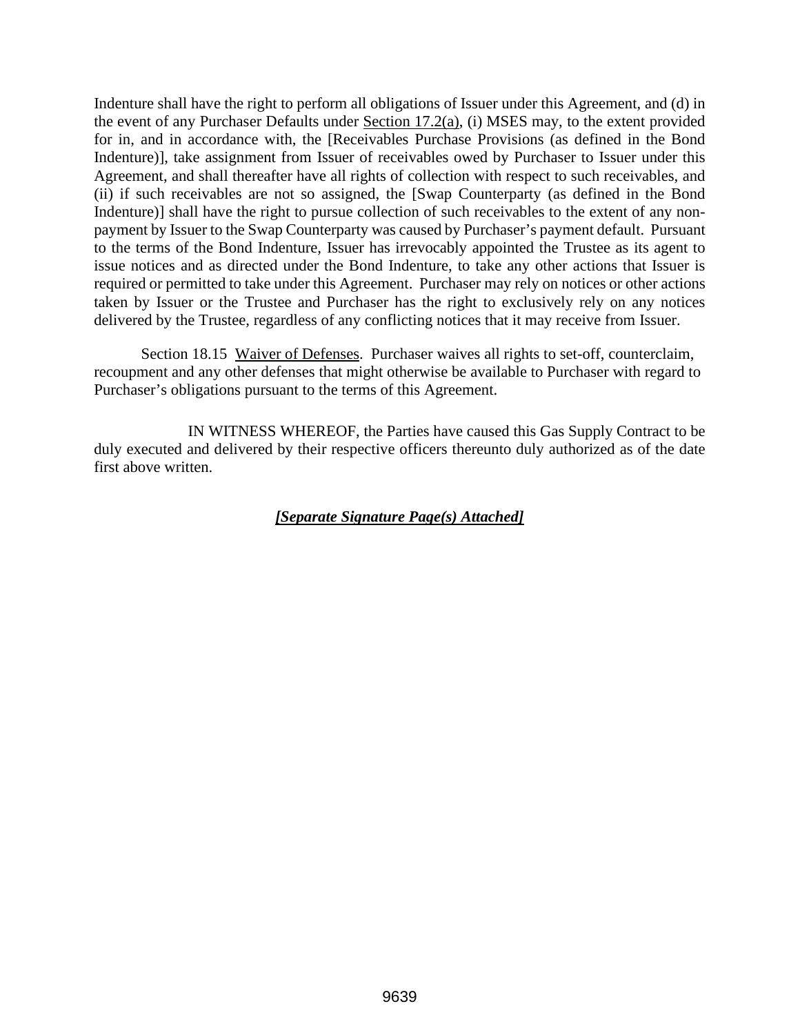Indenture shall have the right to perform all obligations of Issuer under this Agreement, and (d) in the event of any Purchaser Defaults under Section 17.2(a), (i) MSES may, to the extent provided for in, and in accordance with, the [Receivables Purchase Provisions (as defined in the Bond Indenture)], take assignment from Issuer of receivables owed by Purchaser to Issuer under this Agreement, and shall thereafter have all rights of collection with respect to such receivables, and (ii) if such receivables are not so assigned, the [Swap Counterparty (as defined in the Bond Indenture)] shall have the right to pursue collection of such receivables to the extent of any non-payment by Issuer to the Swap Counterparty was caused by Purchaser's payment default. Pursuant to the terms of the Bond Indenture, Issuer has irrevocably appointed the Trustee as its agent to issue notices and as directed under the Bond Indenture, to take any other actions that Issuer is required or permitted to take under this Agreement. Purchaser may rely on notices or other actions taken by Issuer or the Trustee and Purchaser has the right to exclusively rely on any notices delivered by the Trustee, regardless of any conflicting notices that it may receive from Issuer.

Section 18.15 Waiver of Defenses. Purchaser waives all rights to set-off, counterclaim, recoupment and any other defenses that might otherwise be available to Purchaser with regard to Purchaser's obligations pursuant to the terms of this Agreement.

IN WITNESS WHEREOF, the Parties have caused this Gas Supply Contract to be duly executed and delivered by their respective officers thereunto duly authorized as of the date first above written.

***[Separate Signature Page(s) Attached]***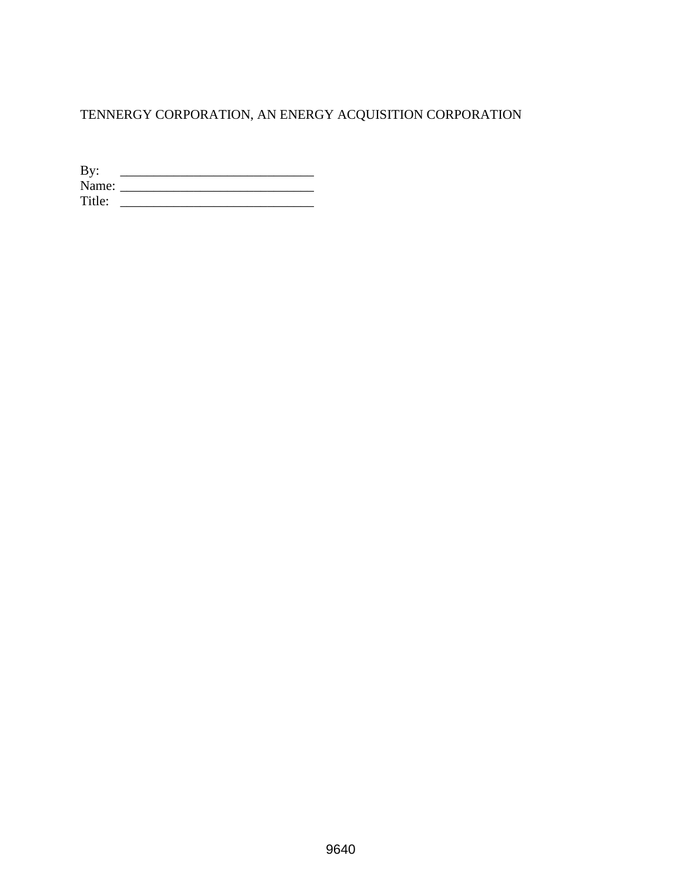TENNERGY CORPORATION, AN ENERGY ACQUISITION CORPORATION

By: ______________________________

Name: ______________________________

Title: ______________________________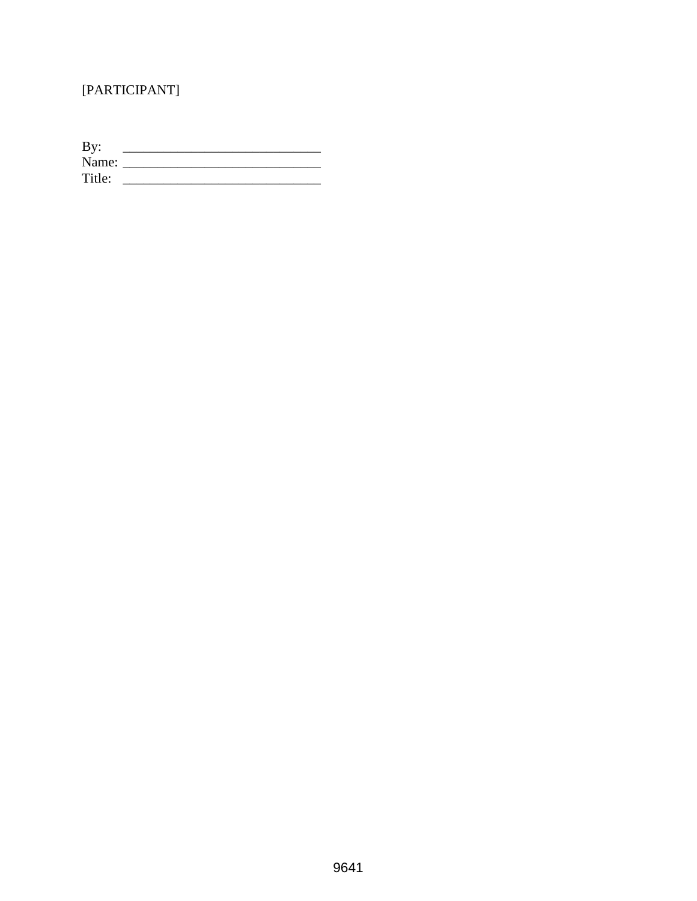[PARTICIPANT]

By: \_\_\_\_\_\_\_\_\_\_\_\_\_\_\_\_\_\_\_\_\_\_\_\_\_\_\_\_\_\_
Name: \_\_\_\_\_\_\_\_\_\_\_\_\_\_\_\_\_\_\_\_\_\_\_\_\_\_\_\_\_\_
Title: \_\_\_\_\_\_\_\_\_\_\_\_\_\_\_\_\_\_\_\_\_\_\_\_\_\_\_\_\_\_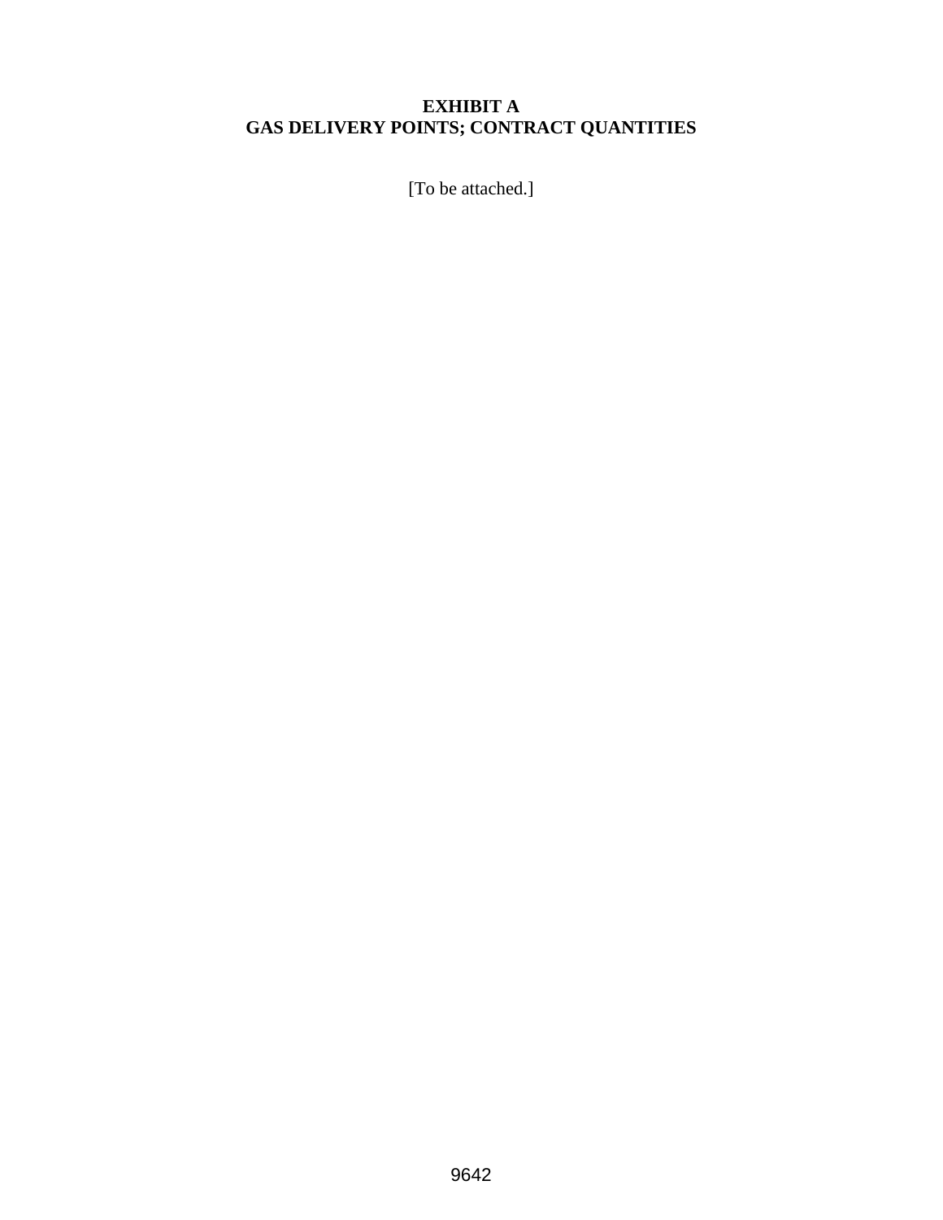# EXHIBIT A
# GAS DELIVERY POINTS; CONTRACT QUANTITIES

[To be attached.]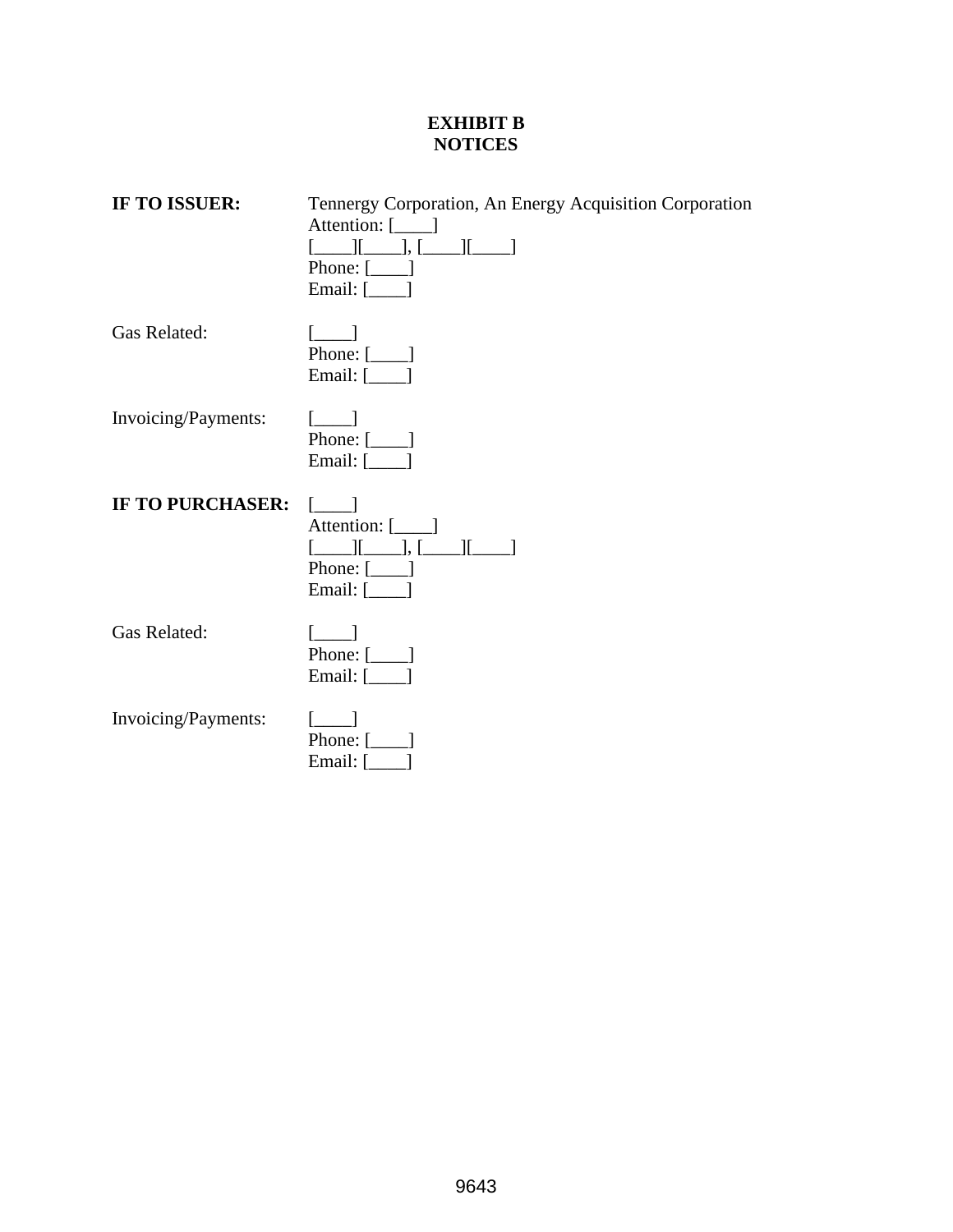# EXHIBIT B
# NOTICES

| | |
|---|---|
| **IF TO ISSUER:** | Tennergy Corporation, An Energy Acquisition Corporation<br>Attention: [____]<br>[____][____], [____][____]<br>Phone: [____]<br>Email: [____] |
| Gas Related: | [____]<br>Phone: [____]<br>Email: [____] |
| Invoicing/Payments: | [____]<br>Phone: [____]<br>Email: [____] |
| **IF TO PURCHASER:** | [____]<br>Attention: [____]<br>[____][____], [____][____]<br>Phone: [____]<br>Email: [____] |
| Gas Related: | [____]<br>Phone: [____]<br>Email: [____] |
| Invoicing/Payments: | [____]<br>Phone: [____]<br>Email: [____] |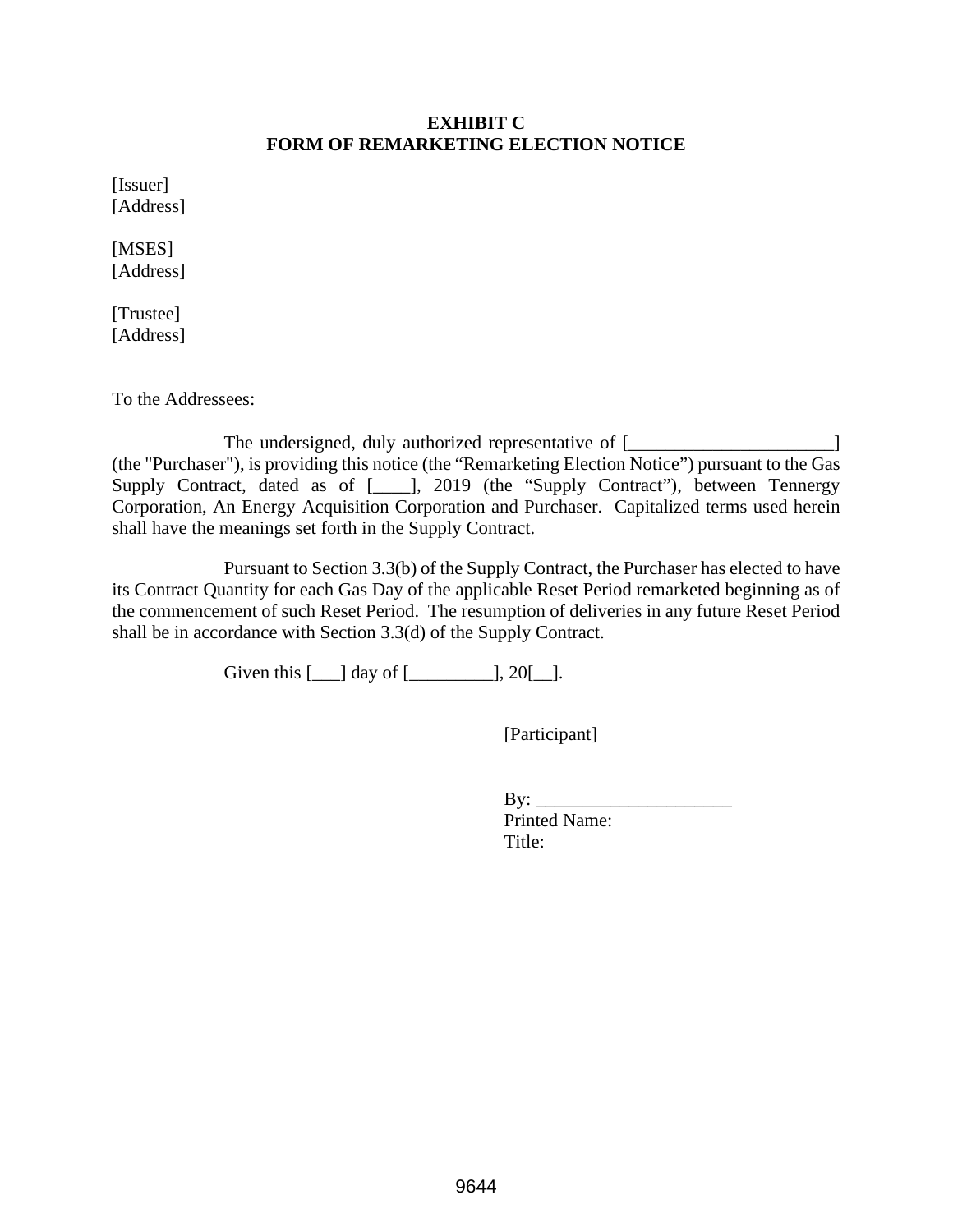**EXHIBIT C**
**FORM OF REMARKETING ELECTION NOTICE**

[Issuer]
[Address]

[MSES]
[Address]

[Trustee]
[Address]

To the Addressees:

The undersigned, duly authorized representative of [______________________] (the "Purchaser"), is providing this notice (the "Remarketing Election Notice") pursuant to the Gas Supply Contract, dated as of [____], 2019 (the "Supply Contract"), between Tennergy Corporation, An Energy Acquisition Corporation and Purchaser. Capitalized terms used herein shall have the meanings set forth in the Supply Contract.

Pursuant to Section 3.3(b) of the Supply Contract, the Purchaser has elected to have its Contract Quantity for each Gas Day of the applicable Reset Period remarketed beginning as of the commencement of such Reset Period. The resumption of deliveries in any future Reset Period shall be in accordance with Section 3.3(d) of the Supply Contract.

Given this [___] day of [_________], 20[__].

[Participant]

By: _____________________
Printed Name:
Title: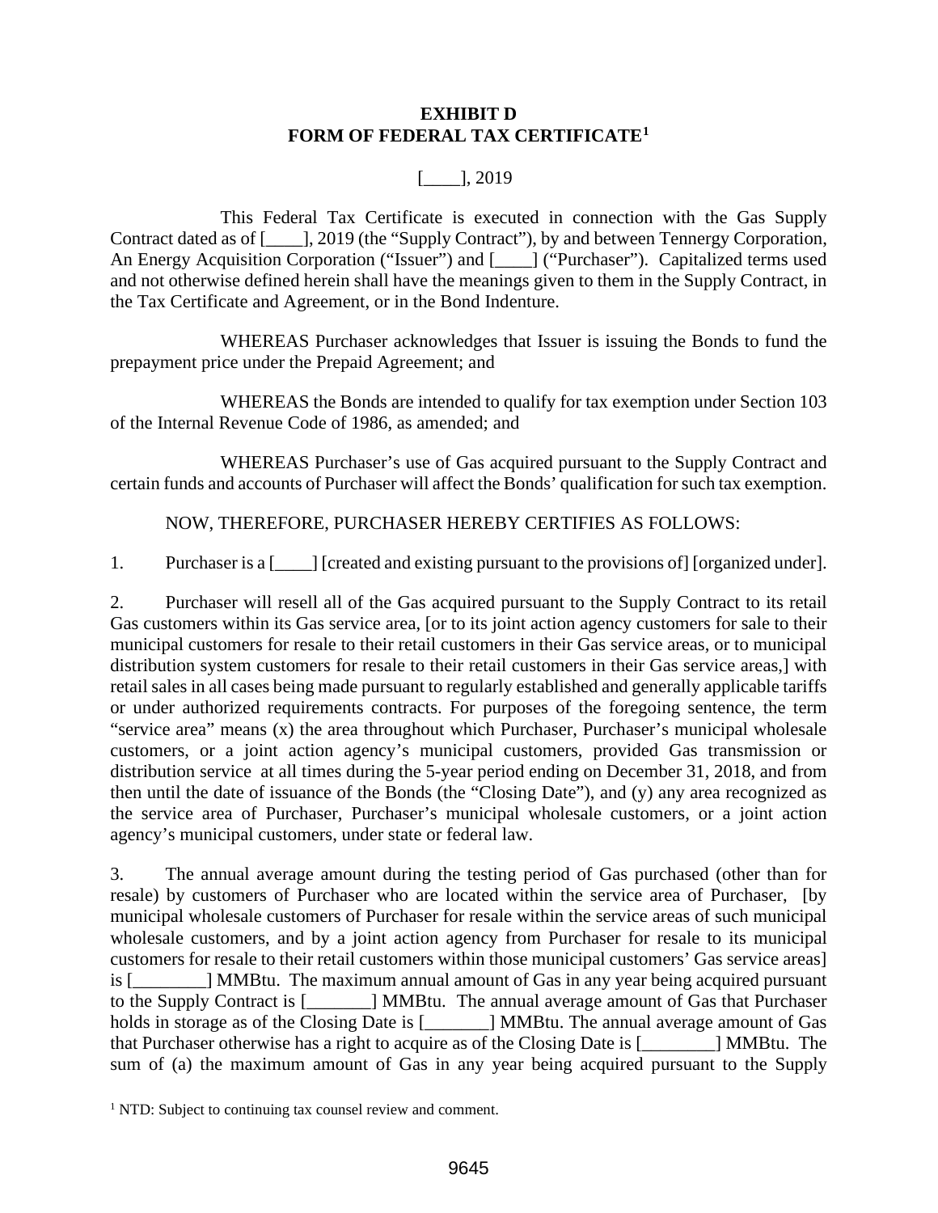# EXHIBIT D
# FORM OF FEDERAL TAX CERTIFICATE[1]

[____], 2019

This Federal Tax Certificate is executed in connection with the Gas Supply Contract dated as of [____], 2019 (the "Supply Contract"), by and between Tennergy Corporation, An Energy Acquisition Corporation ("Issuer") and [____] ("Purchaser"). Capitalized terms used and not otherwise defined herein shall have the meanings given to them in the Supply Contract, in the Tax Certificate and Agreement, or in the Bond Indenture.

WHEREAS Purchaser acknowledges that Issuer is issuing the Bonds to fund the prepayment price under the Prepaid Agreement; and

WHEREAS the Bonds are intended to qualify for tax exemption under Section 103 of the Internal Revenue Code of 1986, as amended; and

WHEREAS Purchaser's use of Gas acquired pursuant to the Supply Contract and certain funds and accounts of Purchaser will affect the Bonds' qualification for such tax exemption.

NOW, THEREFORE, PURCHASER HEREBY CERTIFIES AS FOLLOWS:

1. Purchaser is a [____] [created and existing pursuant to the provisions of] [organized under].

2. Purchaser will resell all of the Gas acquired pursuant to the Supply Contract to its retail Gas customers within its Gas service area, [or to its joint action agency customers for sale to their municipal customers for resale to their retail customers in their Gas service areas, or to municipal distribution system customers for resale to their retail customers in their Gas service areas,] with retail sales in all cases being made pursuant to regularly established and generally applicable tariffs or under authorized requirements contracts. For purposes of the foregoing sentence, the term "service area" means (x) the area throughout which Purchaser, Purchaser's municipal wholesale customers, or a joint action agency's municipal customers, provided Gas transmission or distribution service at all times during the 5-year period ending on December 31, 2018, and from then until the date of issuance of the Bonds (the "Closing Date"), and (y) any area recognized as the service area of Purchaser, Purchaser's municipal wholesale customers, or a joint action agency's municipal customers, under state or federal law.

3. The annual average amount during the testing period of Gas purchased (other than for resale) by customers of Purchaser who are located within the service area of Purchaser, [by municipal wholesale customers of Purchaser for resale within the service areas of such municipal wholesale customers, and by a joint action agency from Purchaser for resale to its municipal customers for resale to their retail customers within those municipal customers' Gas service areas] is [________] MMBtu. The maximum annual amount of Gas in any year being acquired pursuant to the Supply Contract is [_______] MMBtu. The annual average amount of Gas that Purchaser holds in storage as of the Closing Date is [_______] MMBtu. The annual average amount of Gas that Purchaser otherwise has a right to acquire as of the Closing Date is [________] MMBtu. The sum of (a) the maximum amount of Gas in any year being acquired pursuant to the Supply

[1] NTD: Subject to continuing tax counsel review and comment.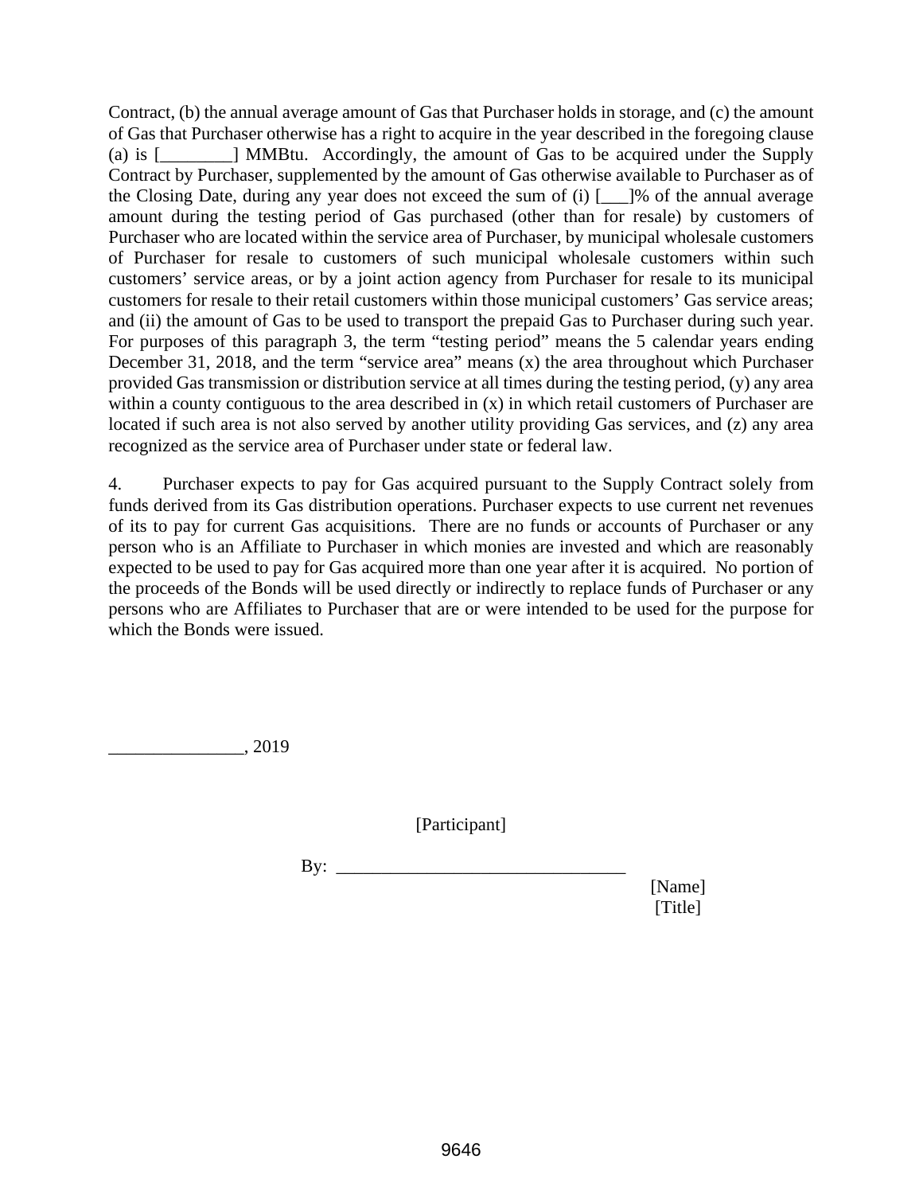Contract, (b) the annual average amount of Gas that Purchaser holds in storage, and (c) the amount of Gas that Purchaser otherwise has a right to acquire in the year described in the foregoing clause (a) is [________] MMBtu. Accordingly, the amount of Gas to be acquired under the Supply Contract by Purchaser, supplemented by the amount of Gas otherwise available to Purchaser as of the Closing Date, during any year does not exceed the sum of (i) [___]% of the annual average amount during the testing period of Gas purchased (other than for resale) by customers of Purchaser who are located within the service area of Purchaser, by municipal wholesale customers of Purchaser for resale to customers of such municipal wholesale customers within such customers' service areas, or by a joint action agency from Purchaser for resale to its municipal customers for resale to their retail customers within those municipal customers' Gas service areas; and (ii) the amount of Gas to be used to transport the prepaid Gas to Purchaser during such year. For purposes of this paragraph 3, the term "testing period" means the 5 calendar years ending December 31, 2018, and the term "service area" means (x) the area throughout which Purchaser provided Gas transmission or distribution service at all times during the testing period, (y) any area within a county contiguous to the area described in (x) in which retail customers of Purchaser are located if such area is not also served by another utility providing Gas services, and (z) any area recognized as the service area of Purchaser under state or federal law.

4. Purchaser expects to pay for Gas acquired pursuant to the Supply Contract solely from funds derived from its Gas distribution operations. Purchaser expects to use current net revenues of its to pay for current Gas acquisitions. There are no funds or accounts of Purchaser or any person who is an Affiliate to Purchaser in which monies are invested and which are reasonably expected to be used to pay for Gas acquired more than one year after it is acquired. No portion of the proceeds of the Bonds will be used directly or indirectly to replace funds of Purchaser or any persons who are Affiliates to Purchaser that are or were intended to be used for the purpose for which the Bonds were issued.

_______________, 2019

[Participant]

By: ________________________________

[Name]
[Title]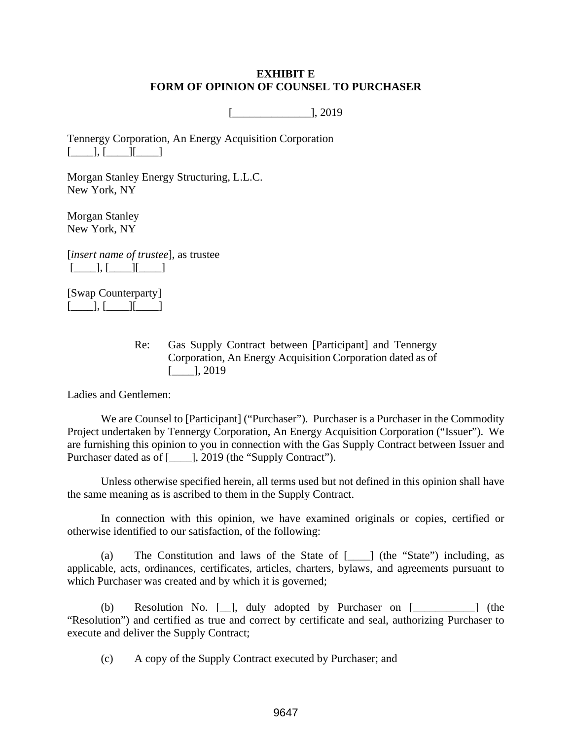# EXHIBIT E
# FORM OF OPINION OF COUNSEL TO PURCHASER

[______________], 2019

Tennergy Corporation, An Energy Acquisition Corporation
[____], [____][____]

Morgan Stanley Energy Structuring, L.L.C.
New York, NY

Morgan Stanley
New York, NY

[*insert name of trustee*], as trustee
[____], [____][____]

[Swap Counterparty]
[____], [____][____]

Re: Gas Supply Contract between [Participant] and Tennergy Corporation, An Energy Acquisition Corporation dated as of [____], 2019

Ladies and Gentlemen:

We are Counsel to [Participant] ("Purchaser"). Purchaser is a Purchaser in the Commodity Project undertaken by Tennergy Corporation, An Energy Acquisition Corporation ("Issuer"). We are furnishing this opinion to you in connection with the Gas Supply Contract between Issuer and Purchaser dated as of [____], 2019 (the "Supply Contract").

Unless otherwise specified herein, all terms used but not defined in this opinion shall have the same meaning as is ascribed to them in the Supply Contract.

In connection with this opinion, we have examined originals or copies, certified or otherwise identified to our satisfaction, of the following:

(a) The Constitution and laws of the State of [____] (the "State") including, as applicable, acts, ordinances, certificates, articles, charters, bylaws, and agreements pursuant to which Purchaser was created and by which it is governed;

(b) Resolution No. [__], duly adopted by Purchaser on [___________] (the "Resolution") and certified as true and correct by certificate and seal, authorizing Purchaser to execute and deliver the Supply Contract;

(c) A copy of the Supply Contract executed by Purchaser; and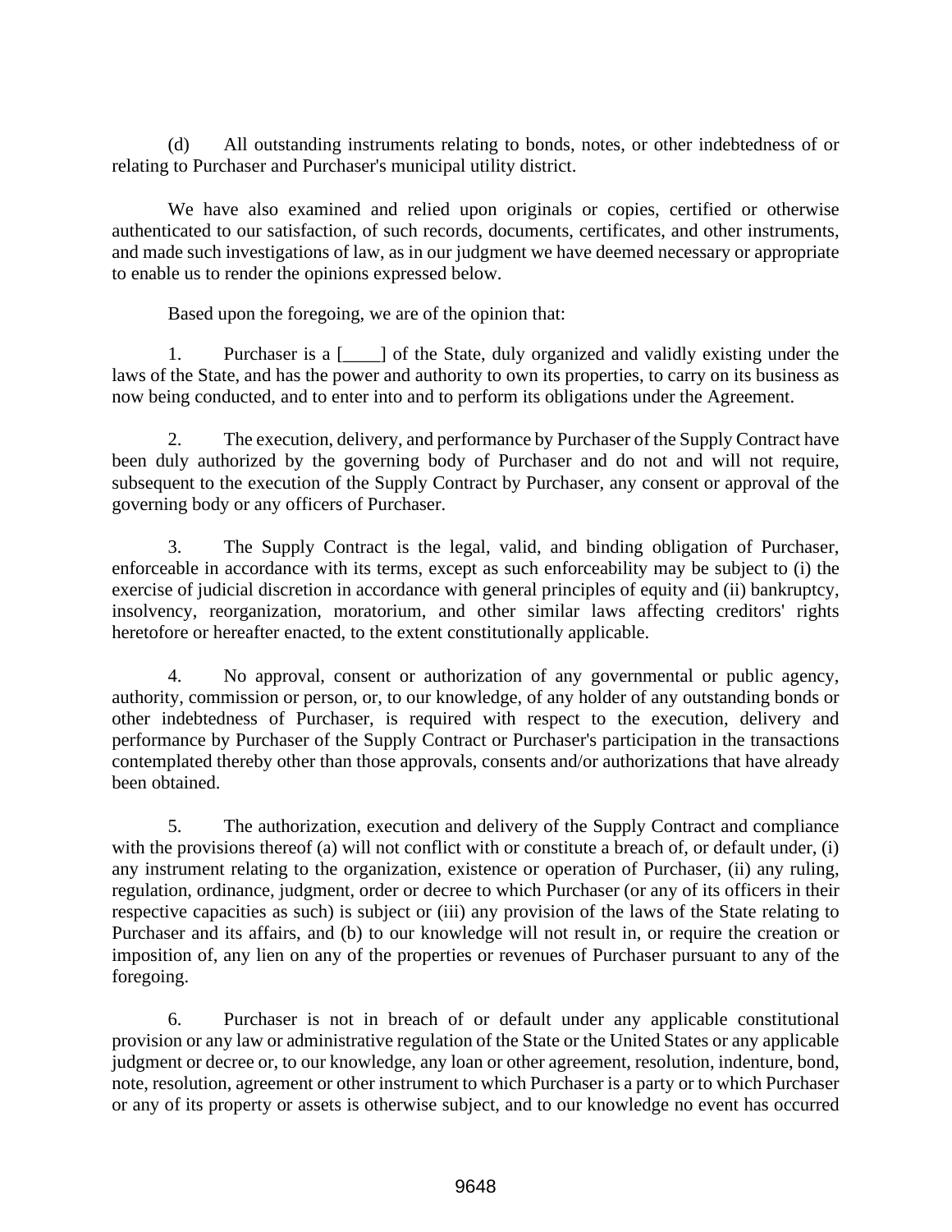(d) All outstanding instruments relating to bonds, notes, or other indebtedness of or relating to Purchaser and Purchaser's municipal utility district.

We have also examined and relied upon originals or copies, certified or otherwise authenticated to our satisfaction, of such records, documents, certificates, and other instruments, and made such investigations of law, as in our judgment we have deemed necessary or appropriate to enable us to render the opinions expressed below.

Based upon the foregoing, we are of the opinion that:

1. Purchaser is a [____] of the State, duly organized and validly existing under the laws of the State, and has the power and authority to own its properties, to carry on its business as now being conducted, and to enter into and to perform its obligations under the Agreement.

2. The execution, delivery, and performance by Purchaser of the Supply Contract have been duly authorized by the governing body of Purchaser and do not and will not require, subsequent to the execution of the Supply Contract by Purchaser, any consent or approval of the governing body or any officers of Purchaser.

3. The Supply Contract is the legal, valid, and binding obligation of Purchaser, enforceable in accordance with its terms, except as such enforceability may be subject to (i) the exercise of judicial discretion in accordance with general principles of equity and (ii) bankruptcy, insolvency, reorganization, moratorium, and other similar laws affecting creditors' rights heretofore or hereafter enacted, to the extent constitutionally applicable.

4. No approval, consent or authorization of any governmental or public agency, authority, commission or person, or, to our knowledge, of any holder of any outstanding bonds or other indebtedness of Purchaser, is required with respect to the execution, delivery and performance by Purchaser of the Supply Contract or Purchaser's participation in the transactions contemplated thereby other than those approvals, consents and/or authorizations that have already been obtained.

5. The authorization, execution and delivery of the Supply Contract and compliance with the provisions thereof (a) will not conflict with or constitute a breach of, or default under, (i) any instrument relating to the organization, existence or operation of Purchaser, (ii) any ruling, regulation, ordinance, judgment, order or decree to which Purchaser (or any of its officers in their respective capacities as such) is subject or (iii) any provision of the laws of the State relating to Purchaser and its affairs, and (b) to our knowledge will not result in, or require the creation or imposition of, any lien on any of the properties or revenues of Purchaser pursuant to any of the foregoing.

6. Purchaser is not in breach of or default under any applicable constitutional provision or any law or administrative regulation of the State or the United States or any applicable judgment or decree or, to our knowledge, any loan or other agreement, resolution, indenture, bond, note, resolution, agreement or other instrument to which Purchaser is a party or to which Purchaser or any of its property or assets is otherwise subject, and to our knowledge no event has occurred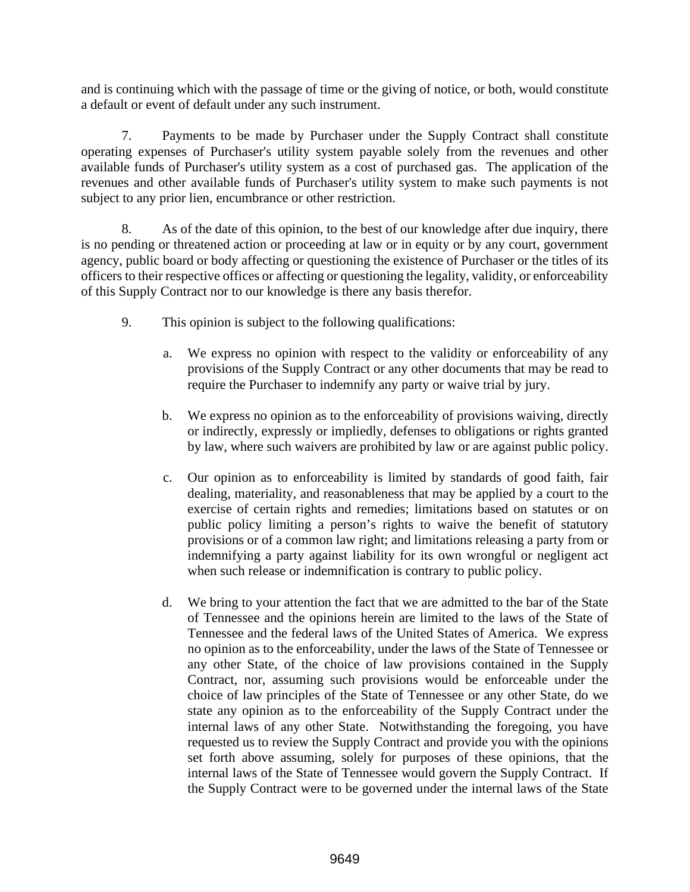and is continuing which with the passage of time or the giving of notice, or both, would constitute a default or event of default under any such instrument.

7. Payments to be made by Purchaser under the Supply Contract shall constitute operating expenses of Purchaser's utility system payable solely from the revenues and other available funds of Purchaser's utility system as a cost of purchased gas. The application of the revenues and other available funds of Purchaser's utility system to make such payments is not subject to any prior lien, encumbrance or other restriction.

8. As of the date of this opinion, to the best of our knowledge after due inquiry, there is no pending or threatened action or proceeding at law or in equity or by any court, government agency, public board or body affecting or questioning the existence of Purchaser or the titles of its officers to their respective offices or affecting or questioning the legality, validity, or enforceability of this Supply Contract nor to our knowledge is there any basis therefor.

9. This opinion is subject to the following qualifications:

a. We express no opinion with respect to the validity or enforceability of any provisions of the Supply Contract or any other documents that may be read to require the Purchaser to indemnify any party or waive trial by jury.

b. We express no opinion as to the enforceability of provisions waiving, directly or indirectly, expressly or impliedly, defenses to obligations or rights granted by law, where such waivers are prohibited by law or are against public policy.

c. Our opinion as to enforceability is limited by standards of good faith, fair dealing, materiality, and reasonableness that may be applied by a court to the exercise of certain rights and remedies; limitations based on statutes or on public policy limiting a person's rights to waive the benefit of statutory provisions or of a common law right; and limitations releasing a party from or indemnifying a party against liability for its own wrongful or negligent act when such release or indemnification is contrary to public policy.

d. We bring to your attention the fact that we are admitted to the bar of the State of Tennessee and the opinions herein are limited to the laws of the State of Tennessee and the federal laws of the United States of America. We express no opinion as to the enforceability, under the laws of the State of Tennessee or any other State, of the choice of law provisions contained in the Supply Contract, nor, assuming such provisions would be enforceable under the choice of law principles of the State of Tennessee or any other State, do we state any opinion as to the enforceability of the Supply Contract under the internal laws of any other State. Notwithstanding the foregoing, you have requested us to review the Supply Contract and provide you with the opinions set forth above assuming, solely for purposes of these opinions, that the internal laws of the State of Tennessee would govern the Supply Contract. If the Supply Contract were to be governed under the internal laws of the State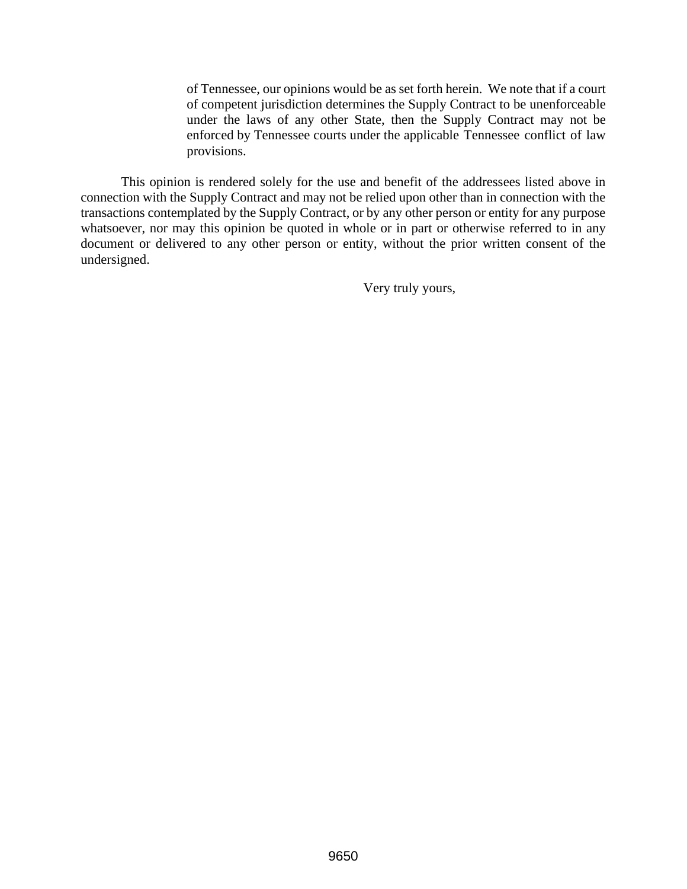of Tennessee, our opinions would be as set forth herein. We note that if a court of competent jurisdiction determines the Supply Contract to be unenforceable under the laws of any other State, then the Supply Contract may not be enforced by Tennessee courts under the applicable Tennessee conflict of law provisions.

This opinion is rendered solely for the use and benefit of the addressees listed above in connection with the Supply Contract and may not be relied upon other than in connection with the transactions contemplated by the Supply Contract, or by any other person or entity for any purpose whatsoever, nor may this opinion be quoted in whole or in part or otherwise referred to in any document or delivered to any other person or entity, without the prior written consent of the undersigned.

Very truly yours,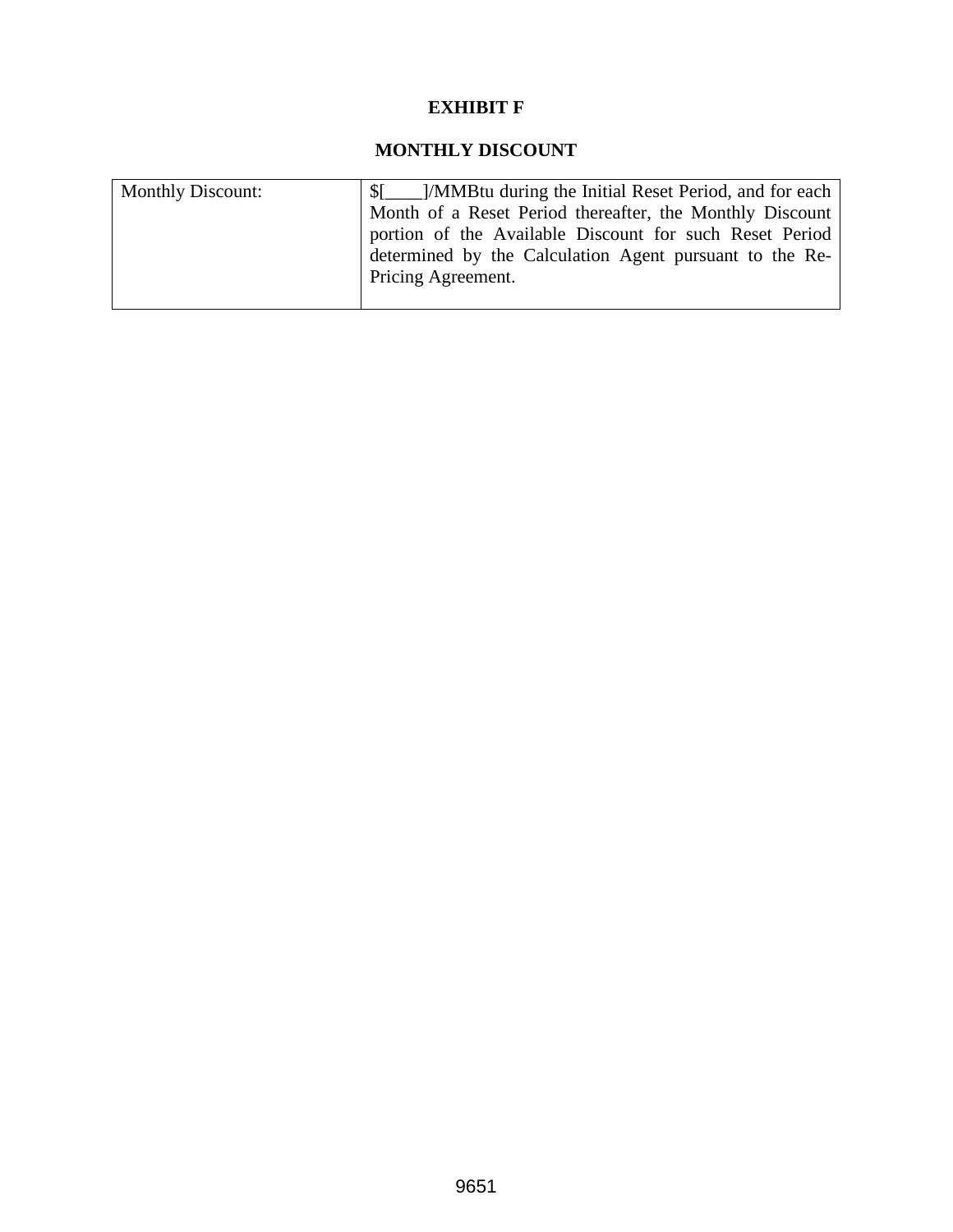**EXHIBIT F**

**MONTHLY DISCOUNT**

| | |
|---|---|
| Monthly Discount: | $[____]/MMBtu during the Initial Reset Period, and for each Month of a Reset Period thereafter, the Monthly Discount portion of the Available Discount for such Reset Period determined by the Calculation Agent pursuant to the Re-Pricing Agreement. |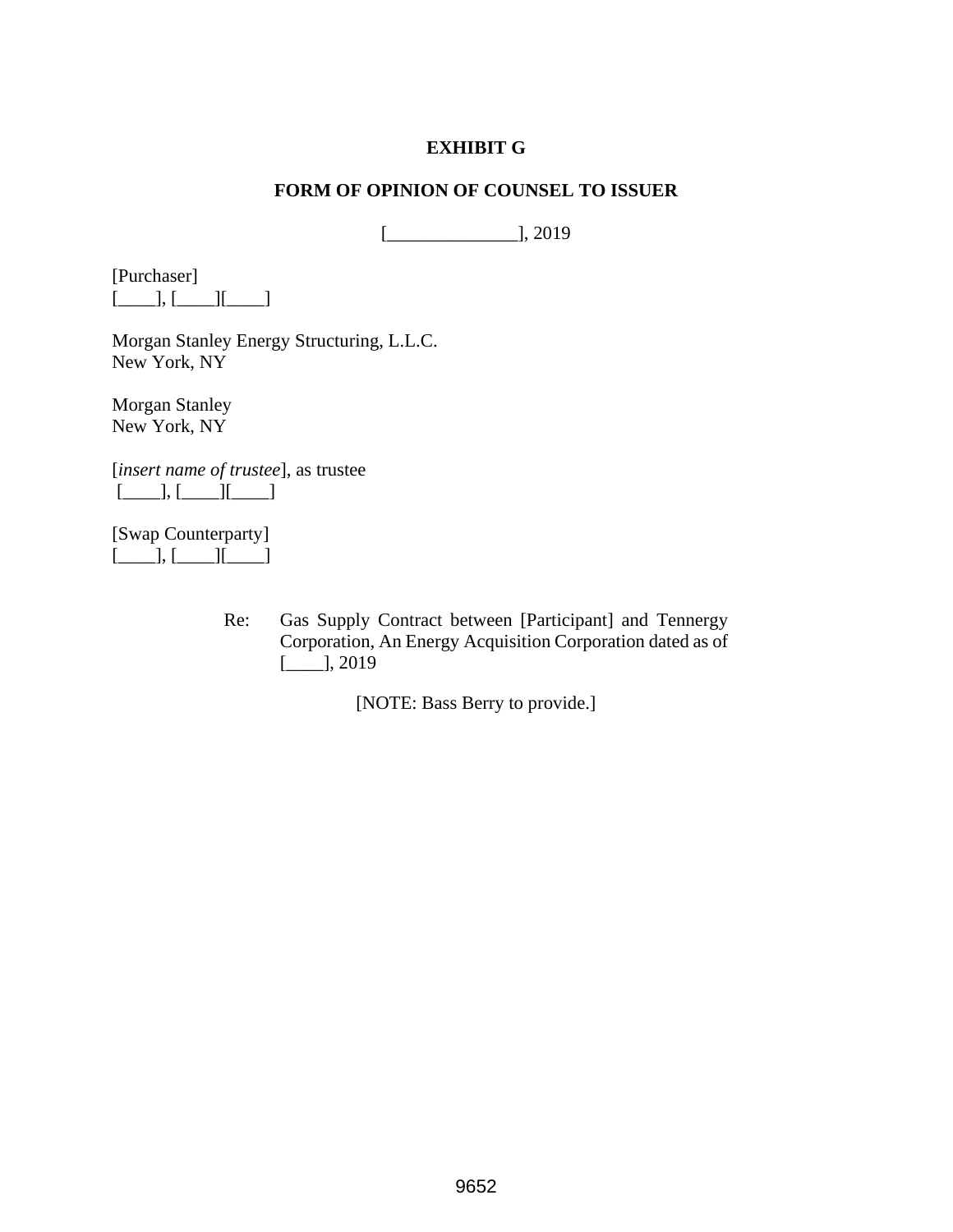# EXHIBIT G

## FORM OF OPINION OF COUNSEL TO ISSUER

[______________], 2019

[Purchaser]
[____], [____][____]

Morgan Stanley Energy Structuring, L.L.C.
New York, NY

Morgan Stanley
New York, NY

[*insert name of trustee*], as trustee
[____], [____][____]

[Swap Counterparty]
[____], [____][____]

Re: Gas Supply Contract between [Participant] and Tennergy Corporation, An Energy Acquisition Corporation dated as of [____], 2019

[NOTE: Bass Berry to provide.]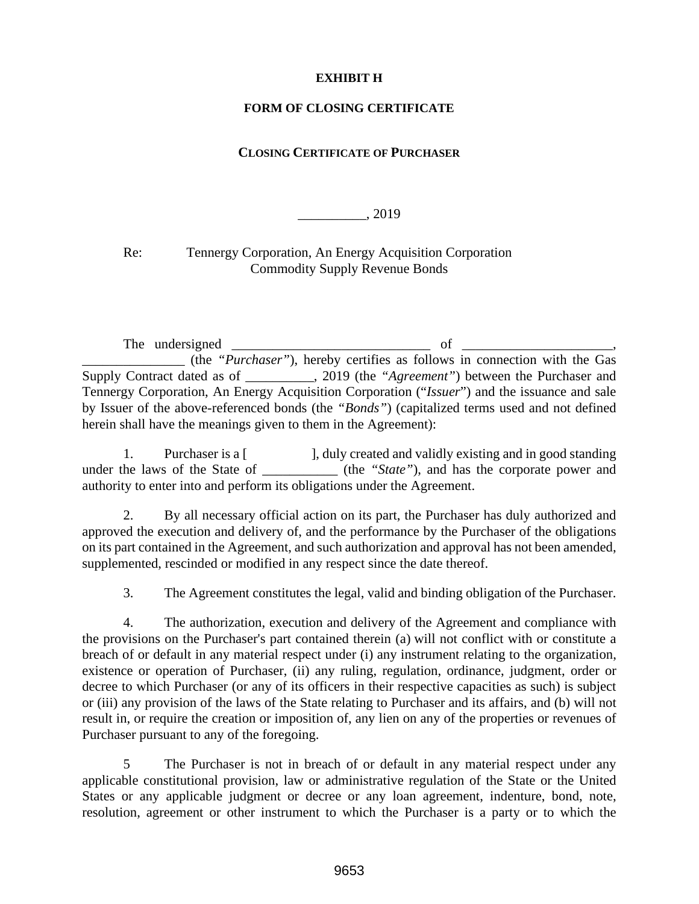**EXHIBIT H**

**FORM OF CLOSING CERTIFICATE**

**CLOSING CERTIFICATE OF PURCHASER**

__________, 2019

Re: Tennergy Corporation, An Energy Acquisition Corporation
Commodity Supply Revenue Bonds

The undersigned ______________________________ of ______________________, _______________ (the *"Purchaser"*), hereby certifies as follows in connection with the Gas Supply Contract dated as of __________, 2019 (the *"Agreement"*) between the Purchaser and Tennergy Corporation, An Energy Acquisition Corporation ("*Issuer*") and the issuance and sale by Issuer of the above-referenced bonds (the *"Bonds"*) (capitalized terms used and not defined herein shall have the meanings given to them in the Agreement):

1. Purchaser is a [ ], duly created and validly existing and in good standing under the laws of the State of ___________ (the *"State"*), and has the corporate power and authority to enter into and perform its obligations under the Agreement.

2. By all necessary official action on its part, the Purchaser has duly authorized and approved the execution and delivery of, and the performance by the Purchaser of the obligations on its part contained in the Agreement, and such authorization and approval has not been amended, supplemented, rescinded or modified in any respect since the date thereof.

3. The Agreement constitutes the legal, valid and binding obligation of the Purchaser.

4. The authorization, execution and delivery of the Agreement and compliance with the provisions on the Purchaser's part contained therein (a) will not conflict with or constitute a breach of or default in any material respect under (i) any instrument relating to the organization, existence or operation of Purchaser, (ii) any ruling, regulation, ordinance, judgment, order or decree to which Purchaser (or any of its officers in their respective capacities as such) is subject or (iii) any provision of the laws of the State relating to Purchaser and its affairs, and (b) will not result in, or require the creation or imposition of, any lien on any of the properties or revenues of Purchaser pursuant to any of the foregoing.

5 The Purchaser is not in breach of or default in any material respect under any applicable constitutional provision, law or administrative regulation of the State or the United States or any applicable judgment or decree or any loan agreement, indenture, bond, note, resolution, agreement or other instrument to which the Purchaser is a party or to which the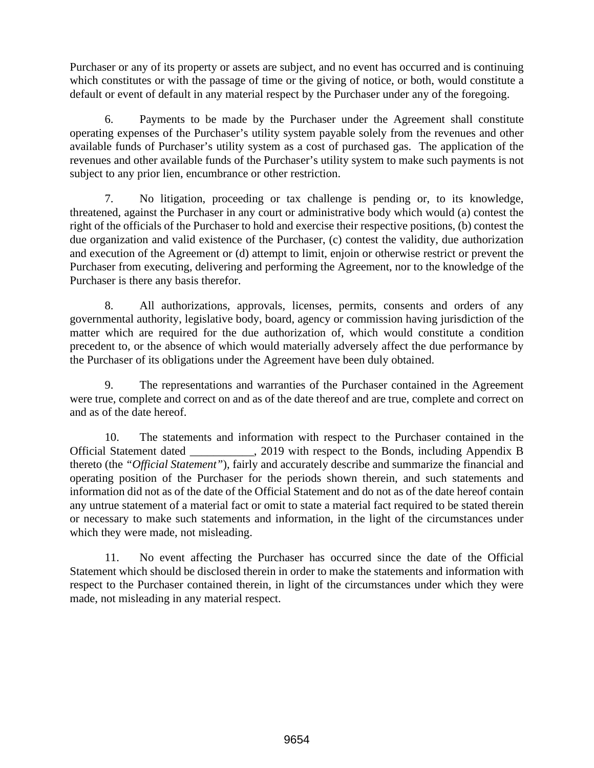Purchaser or any of its property or assets are subject, and no event has occurred and is continuing which constitutes or with the passage of time or the giving of notice, or both, would constitute a default or event of default in any material respect by the Purchaser under any of the foregoing.

6. Payments to be made by the Purchaser under the Agreement shall constitute operating expenses of the Purchaser's utility system payable solely from the revenues and other available funds of Purchaser's utility system as a cost of purchased gas. The application of the revenues and other available funds of the Purchaser's utility system to make such payments is not subject to any prior lien, encumbrance or other restriction.

7. No litigation, proceeding or tax challenge is pending or, to its knowledge, threatened, against the Purchaser in any court or administrative body which would (a) contest the right of the officials of the Purchaser to hold and exercise their respective positions, (b) contest the due organization and valid existence of the Purchaser, (c) contest the validity, due authorization and execution of the Agreement or (d) attempt to limit, enjoin or otherwise restrict or prevent the Purchaser from executing, delivering and performing the Agreement, nor to the knowledge of the Purchaser is there any basis therefor.

8. All authorizations, approvals, licenses, permits, consents and orders of any governmental authority, legislative body, board, agency or commission having jurisdiction of the matter which are required for the due authorization of, which would constitute a condition precedent to, or the absence of which would materially adversely affect the due performance by the Purchaser of its obligations under the Agreement have been duly obtained.

9. The representations and warranties of the Purchaser contained in the Agreement were true, complete and correct on and as of the date thereof and are true, complete and correct on and as of the date hereof.

10. The statements and information with respect to the Purchaser contained in the Official Statement dated ___________, 2019 with respect to the Bonds, including Appendix B thereto (the *"Official Statement"*), fairly and accurately describe and summarize the financial and operating position of the Purchaser for the periods shown therein, and such statements and information did not as of the date of the Official Statement and do not as of the date hereof contain any untrue statement of a material fact or omit to state a material fact required to be stated therein or necessary to make such statements and information, in the light of the circumstances under which they were made, not misleading.

11. No event affecting the Purchaser has occurred since the date of the Official Statement which should be disclosed therein in order to make the statements and information with respect to the Purchaser contained therein, in light of the circumstances under which they were made, not misleading in any material respect.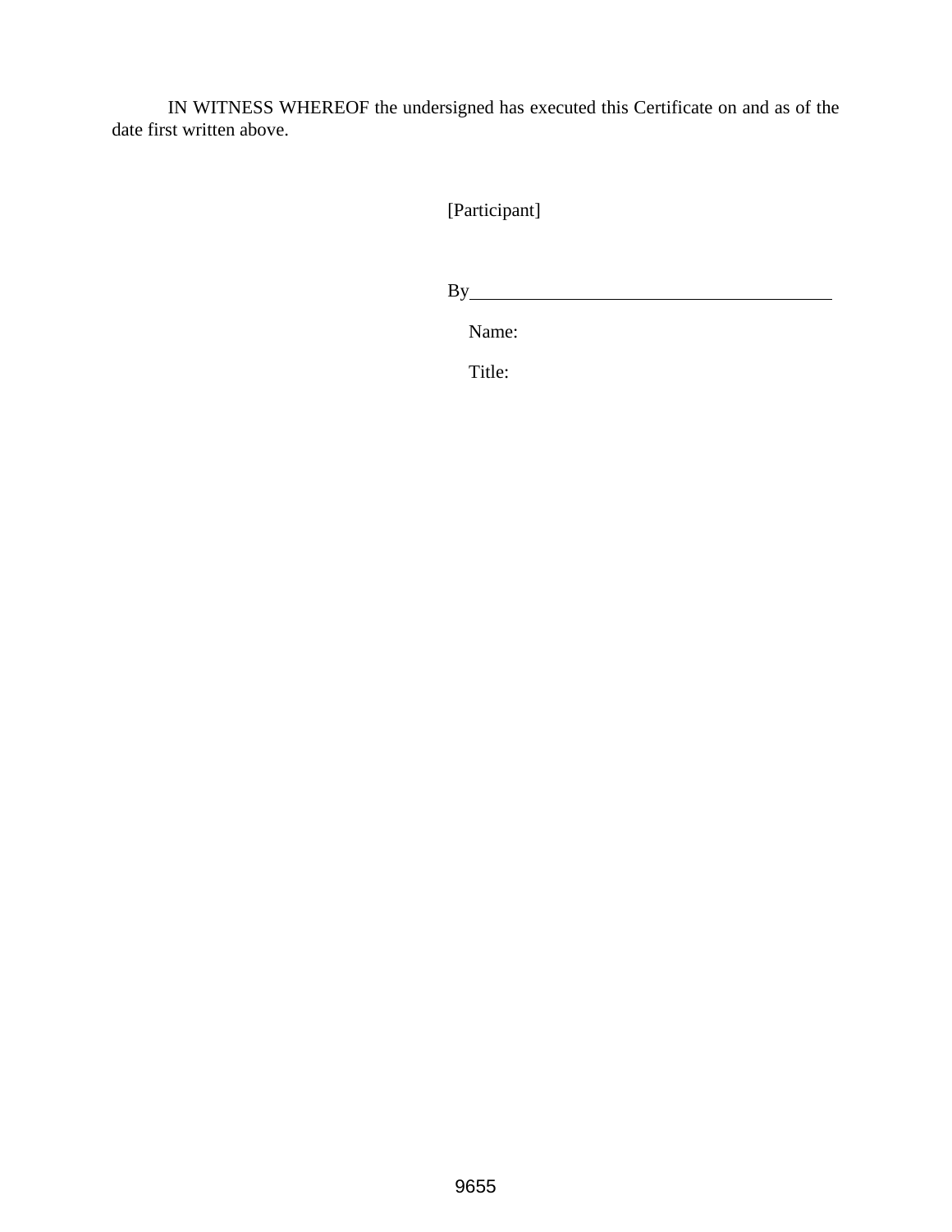IN WITNESS WHEREOF the undersigned has executed this Certificate on and as of the date first written above.

[Participant]

By\_\_\_\_\_\_\_\_\_\_\_\_\_\_\_\_\_\_\_\_\_\_\_\_\_\_\_\_\_\_\_\_\_\_\_\_\_\_\_\_

Name:

Title: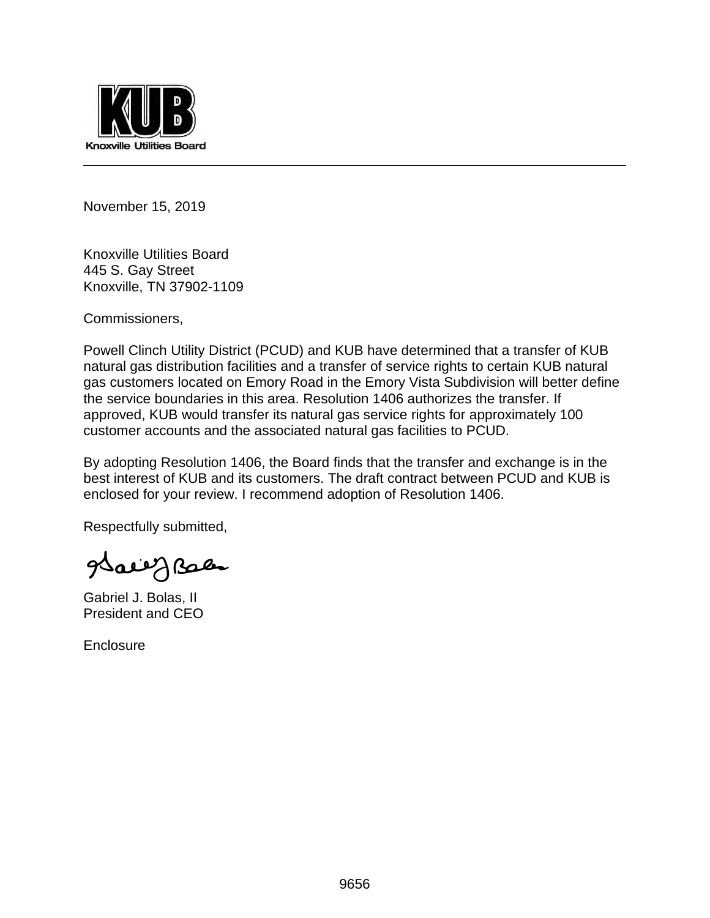**KUB**

Knoxville Utilities Board

---

November 15, 2019

Knoxville Utilities Board
445 S. Gay Street
Knoxville, TN 37902-1109

Commissioners,

Powell Clinch Utility District (PCUD) and KUB have determined that a transfer of KUB natural gas distribution facilities and a transfer of service rights to certain KUB natural gas customers located on Emory Road in the Emory Vista Subdivision will better define the service boundaries in this area. Resolution 1406 authorizes the transfer. If approved, KUB would transfer its natural gas service rights for approximately 100 customer accounts and the associated natural gas facilities to PCUD.

By adopting Resolution 1406, the Board finds that the transfer and exchange is in the best interest of KUB and its customers. The draft contract between PCUD and KUB is enclosed for your review. I recommend adoption of Resolution 1406.

Respectfully submitted,

Gabriel J. Bolas, II
President and CEO

Enclosure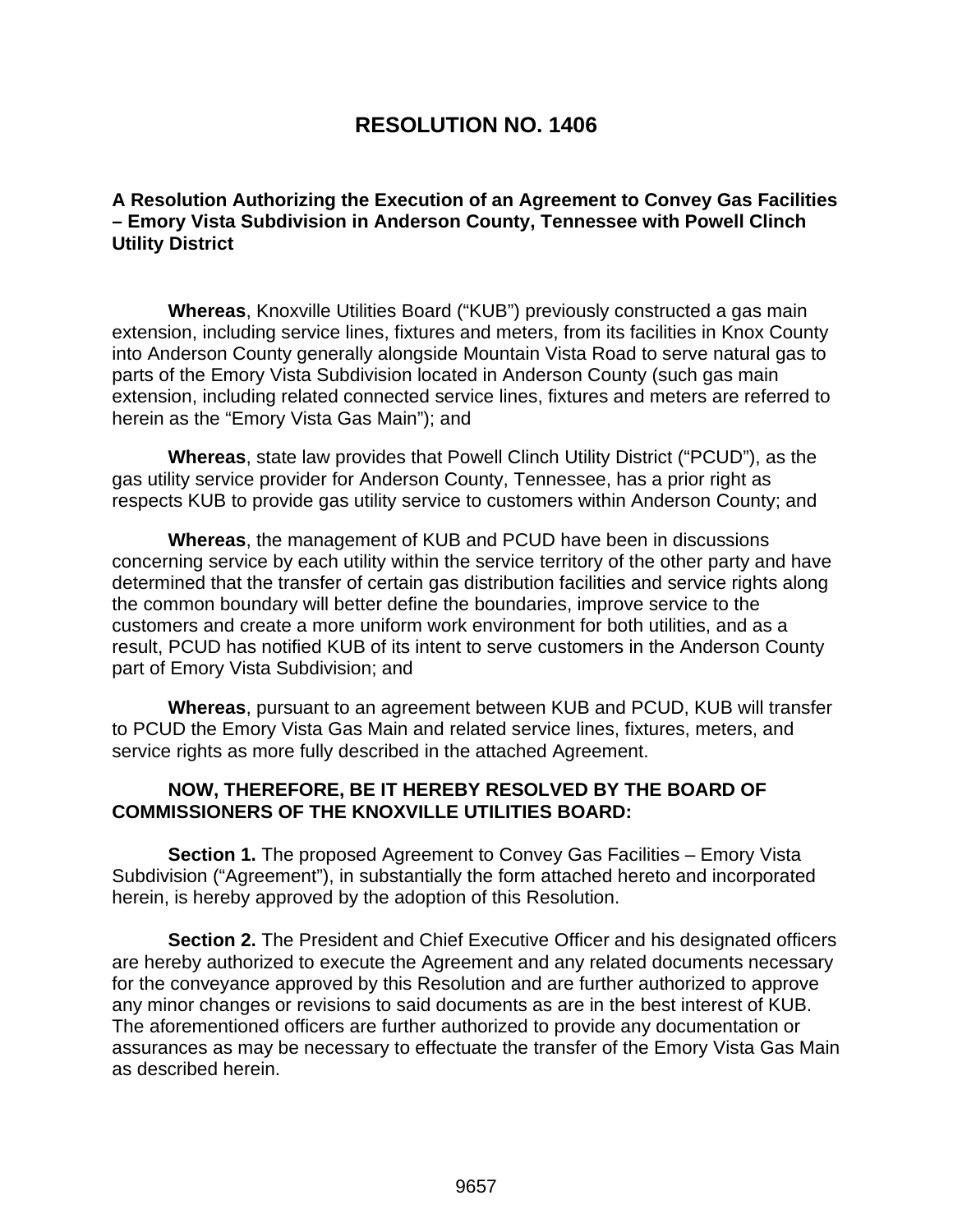# RESOLUTION NO. 1406

**A Resolution Authorizing the Execution of an Agreement to Convey Gas Facilities – Emory Vista Subdivision in Anderson County, Tennessee with Powell Clinch Utility District**

**Whereas**, Knoxville Utilities Board ("KUB") previously constructed a gas main extension, including service lines, fixtures and meters, from its facilities in Knox County into Anderson County generally alongside Mountain Vista Road to serve natural gas to parts of the Emory Vista Subdivision located in Anderson County (such gas main extension, including related connected service lines, fixtures and meters are referred to herein as the "Emory Vista Gas Main"); and

**Whereas**, state law provides that Powell Clinch Utility District ("PCUD"), as the gas utility service provider for Anderson County, Tennessee, has a prior right as respects KUB to provide gas utility service to customers within Anderson County; and

**Whereas**, the management of KUB and PCUD have been in discussions concerning service by each utility within the service territory of the other party and have determined that the transfer of certain gas distribution facilities and service rights along the common boundary will better define the boundaries, improve service to the customers and create a more uniform work environment for both utilities, and as a result, PCUD has notified KUB of its intent to serve customers in the Anderson County part of Emory Vista Subdivision; and

**Whereas**, pursuant to an agreement between KUB and PCUD, KUB will transfer to PCUD the Emory Vista Gas Main and related service lines, fixtures, meters, and service rights as more fully described in the attached Agreement.

**NOW, THEREFORE, BE IT HEREBY RESOLVED BY THE BOARD OF COMMISSIONERS OF THE KNOXVILLE UTILITIES BOARD:**

**Section 1.** The proposed Agreement to Convey Gas Facilities – Emory Vista Subdivision ("Agreement"), in substantially the form attached hereto and incorporated herein, is hereby approved by the adoption of this Resolution.

**Section 2.** The President and Chief Executive Officer and his designated officers are hereby authorized to execute the Agreement and any related documents necessary for the conveyance approved by this Resolution and are further authorized to approve any minor changes or revisions to said documents as are in the best interest of KUB. The aforementioned officers are further authorized to provide any documentation or assurances as may be necessary to effectuate the transfer of the Emory Vista Gas Main as described herein.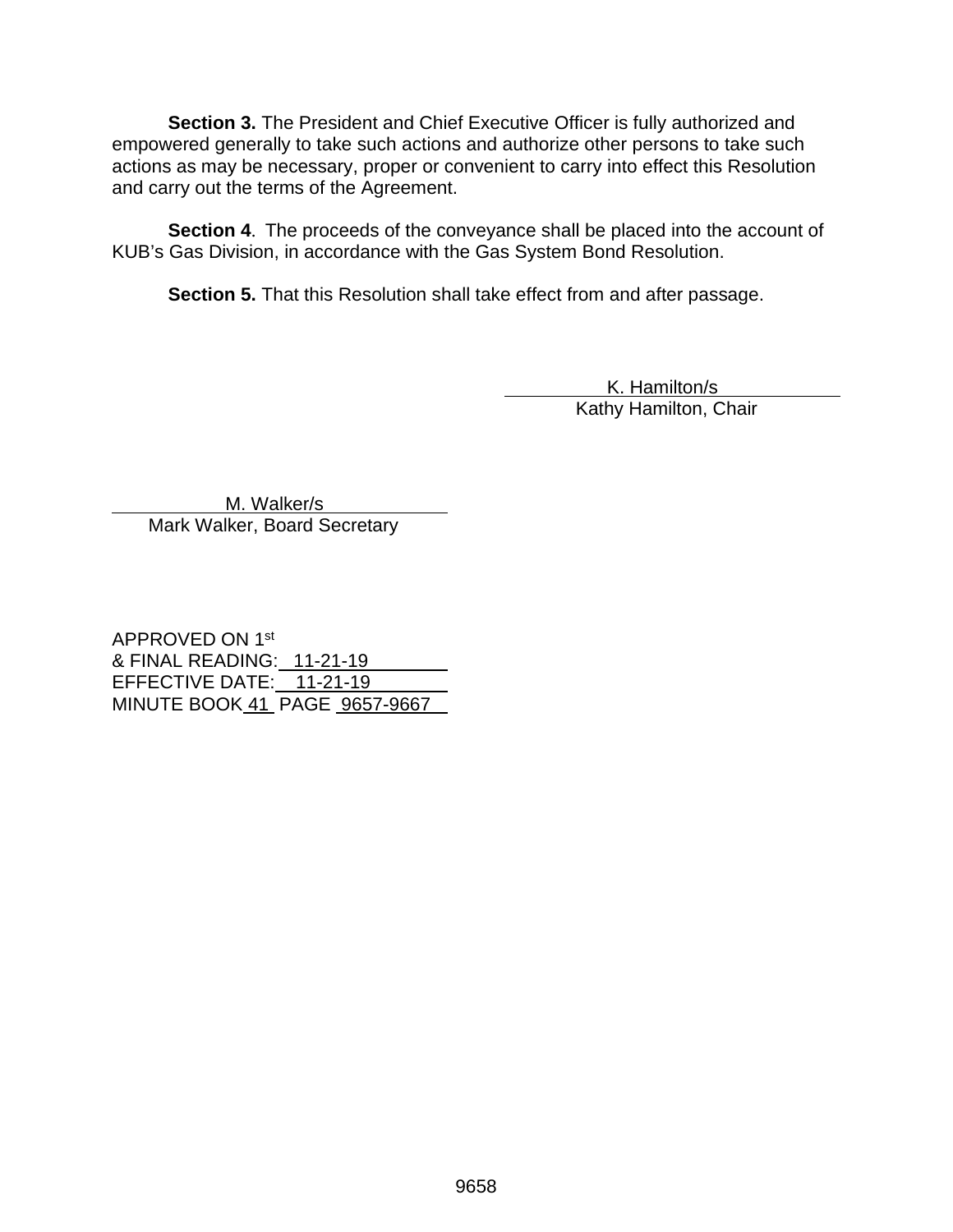**Section 3.** The President and Chief Executive Officer is fully authorized and empowered generally to take such actions and authorize other persons to take such actions as may be necessary, proper or convenient to carry into effect this Resolution and carry out the terms of the Agreement.

**Section 4**. The proceeds of the conveyance shall be placed into the account of KUB's Gas Division, in accordance with the Gas System Bond Resolution.

**Section 5.** That this Resolution shall take effect from and after passage.

K. Hamilton/s
Kathy Hamilton, Chair

M. Walker/s
Mark Walker, Board Secretary

APPROVED ON 1st
& FINAL READING: 11-21-19
EFFECTIVE DATE: 11-21-19
MINUTE BOOK 41 PAGE 9657-9667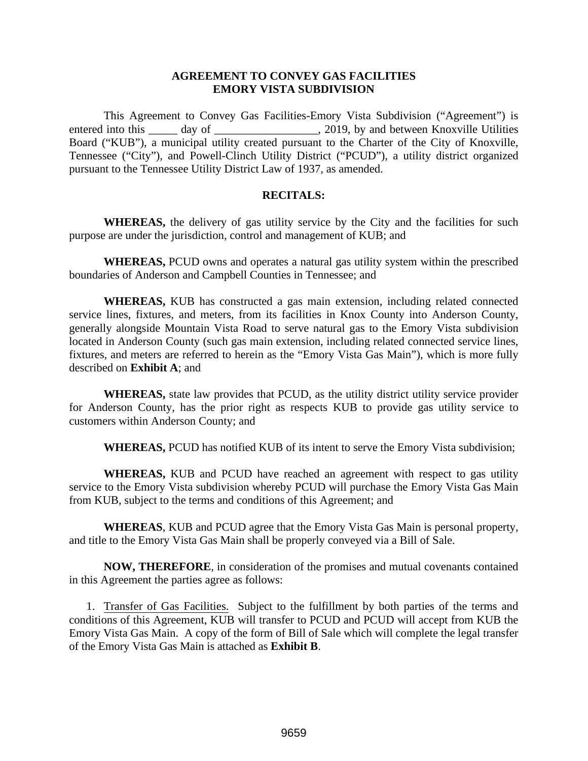**AGREEMENT TO CONVEY GAS FACILITIES**
**EMORY VISTA SUBDIVISION**

This Agreement to Convey Gas Facilities-Emory Vista Subdivision ("Agreement") is entered into this _____ day of __________________, 2019, by and between Knoxville Utilities Board ("KUB"), a municipal utility created pursuant to the Charter of the City of Knoxville, Tennessee ("City"), and Powell-Clinch Utility District ("PCUD"), a utility district organized pursuant to the Tennessee Utility District Law of 1937, as amended.

**RECITALS:**

**WHEREAS,** the delivery of gas utility service by the City and the facilities for such purpose are under the jurisdiction, control and management of KUB; and

**WHEREAS,** PCUD owns and operates a natural gas utility system within the prescribed boundaries of Anderson and Campbell Counties in Tennessee; and

**WHEREAS,** KUB has constructed a gas main extension, including related connected service lines, fixtures, and meters, from its facilities in Knox County into Anderson County, generally alongside Mountain Vista Road to serve natural gas to the Emory Vista subdivision located in Anderson County (such gas main extension, including related connected service lines, fixtures, and meters are referred to herein as the "Emory Vista Gas Main"), which is more fully described on **Exhibit A**; and

**WHEREAS,** state law provides that PCUD, as the utility district utility service provider for Anderson County, has the prior right as respects KUB to provide gas utility service to customers within Anderson County; and

**WHEREAS,** PCUD has notified KUB of its intent to serve the Emory Vista subdivision;

**WHEREAS,** KUB and PCUD have reached an agreement with respect to gas utility service to the Emory Vista subdivision whereby PCUD will purchase the Emory Vista Gas Main from KUB, subject to the terms and conditions of this Agreement; and

**WHEREAS**, KUB and PCUD agree that the Emory Vista Gas Main is personal property, and title to the Emory Vista Gas Main shall be properly conveyed via a Bill of Sale.

**NOW, THEREFORE**, in consideration of the promises and mutual covenants contained in this Agreement the parties agree as follows:

1. Transfer of Gas Facilities. Subject to the fulfillment by both parties of the terms and conditions of this Agreement, KUB will transfer to PCUD and PCUD will accept from KUB the Emory Vista Gas Main. A copy of the form of Bill of Sale which will complete the legal transfer of the Emory Vista Gas Main is attached as **Exhibit B**.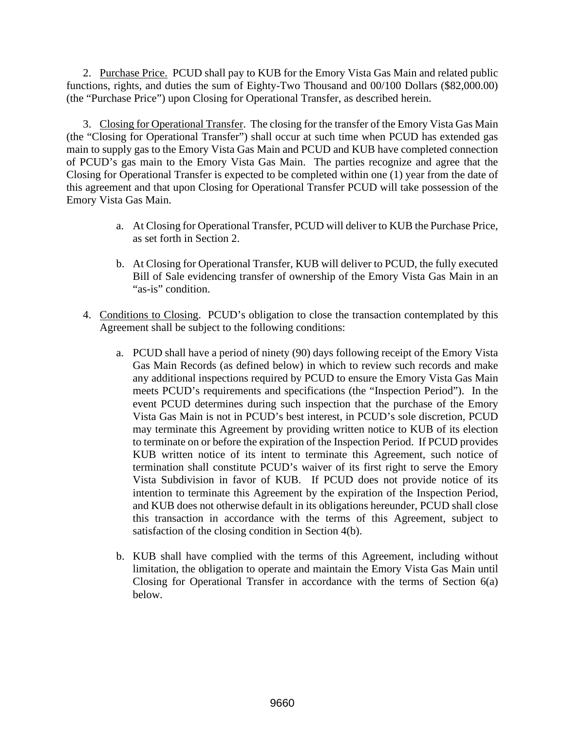2. <u>Purchase Price.</u> PCUD shall pay to KUB for the Emory Vista Gas Main and related public functions, rights, and duties the sum of Eighty-Two Thousand and 00/100 Dollars ($82,000.00) (the "Purchase Price") upon Closing for Operational Transfer, as described herein.

3. <u>Closing for Operational Transfer</u>. The closing for the transfer of the Emory Vista Gas Main (the "Closing for Operational Transfer") shall occur at such time when PCUD has extended gas main to supply gas to the Emory Vista Gas Main and PCUD and KUB have completed connection of PCUD's gas main to the Emory Vista Gas Main. The parties recognize and agree that the Closing for Operational Transfer is expected to be completed within one (1) year from the date of this agreement and that upon Closing for Operational Transfer PCUD will take possession of the Emory Vista Gas Main.

   a. At Closing for Operational Transfer, PCUD will deliver to KUB the Purchase Price, as set forth in Section 2.

   b. At Closing for Operational Transfer, KUB will deliver to PCUD, the fully executed Bill of Sale evidencing transfer of ownership of the Emory Vista Gas Main in an "as-is" condition.

4. <u>Conditions to Closing</u>. PCUD's obligation to close the transaction contemplated by this Agreement shall be subject to the following conditions:

   a. PCUD shall have a period of ninety (90) days following receipt of the Emory Vista Gas Main Records (as defined below) in which to review such records and make any additional inspections required by PCUD to ensure the Emory Vista Gas Main meets PCUD's requirements and specifications (the "Inspection Period"). In the event PCUD determines during such inspection that the purchase of the Emory Vista Gas Main is not in PCUD's best interest, in PCUD's sole discretion, PCUD may terminate this Agreement by providing written notice to KUB of its election to terminate on or before the expiration of the Inspection Period. If PCUD provides KUB written notice of its intent to terminate this Agreement, such notice of termination shall constitute PCUD's waiver of its first right to serve the Emory Vista Subdivision in favor of KUB. If PCUD does not provide notice of its intention to terminate this Agreement by the expiration of the Inspection Period, and KUB does not otherwise default in its obligations hereunder, PCUD shall close this transaction in accordance with the terms of this Agreement, subject to satisfaction of the closing condition in Section 4(b).

   b. KUB shall have complied with the terms of this Agreement, including without limitation, the obligation to operate and maintain the Emory Vista Gas Main until Closing for Operational Transfer in accordance with the terms of Section 6(a) below.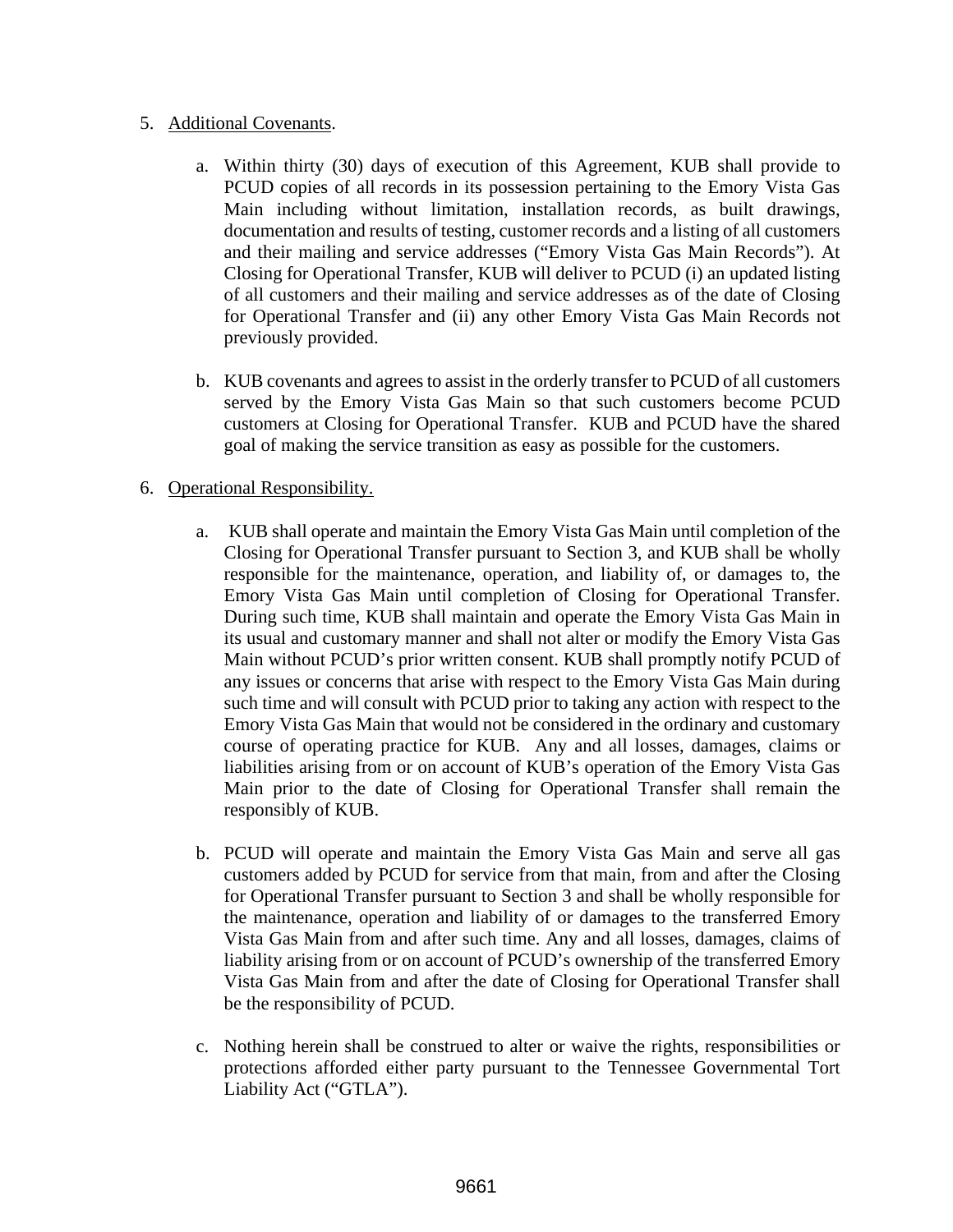5. Additional Covenants.

   a. Within thirty (30) days of execution of this Agreement, KUB shall provide to PCUD copies of all records in its possession pertaining to the Emory Vista Gas Main including without limitation, installation records, as built drawings, documentation and results of testing, customer records and a listing of all customers and their mailing and service addresses ("Emory Vista Gas Main Records"). At Closing for Operational Transfer, KUB will deliver to PCUD (i) an updated listing of all customers and their mailing and service addresses as of the date of Closing for Operational Transfer and (ii) any other Emory Vista Gas Main Records not previously provided.

   b. KUB covenants and agrees to assist in the orderly transfer to PCUD of all customers served by the Emory Vista Gas Main so that such customers become PCUD customers at Closing for Operational Transfer. KUB and PCUD have the shared goal of making the service transition as easy as possible for the customers.

6. Operational Responsibility.

   a. KUB shall operate and maintain the Emory Vista Gas Main until completion of the Closing for Operational Transfer pursuant to Section 3, and KUB shall be wholly responsible for the maintenance, operation, and liability of, or damages to, the Emory Vista Gas Main until completion of Closing for Operational Transfer. During such time, KUB shall maintain and operate the Emory Vista Gas Main in its usual and customary manner and shall not alter or modify the Emory Vista Gas Main without PCUD's prior written consent. KUB shall promptly notify PCUD of any issues or concerns that arise with respect to the Emory Vista Gas Main during such time and will consult with PCUD prior to taking any action with respect to the Emory Vista Gas Main that would not be considered in the ordinary and customary course of operating practice for KUB. Any and all losses, damages, claims or liabilities arising from or on account of KUB's operation of the Emory Vista Gas Main prior to the date of Closing for Operational Transfer shall remain the responsibly of KUB.

   b. PCUD will operate and maintain the Emory Vista Gas Main and serve all gas customers added by PCUD for service from that main, from and after the Closing for Operational Transfer pursuant to Section 3 and shall be wholly responsible for the maintenance, operation and liability of or damages to the transferred Emory Vista Gas Main from and after such time. Any and all losses, damages, claims of liability arising from or on account of PCUD's ownership of the transferred Emory Vista Gas Main from and after the date of Closing for Operational Transfer shall be the responsibility of PCUD.

   c. Nothing herein shall be construed to alter or waive the rights, responsibilities or protections afforded either party pursuant to the Tennessee Governmental Tort Liability Act ("GTLA").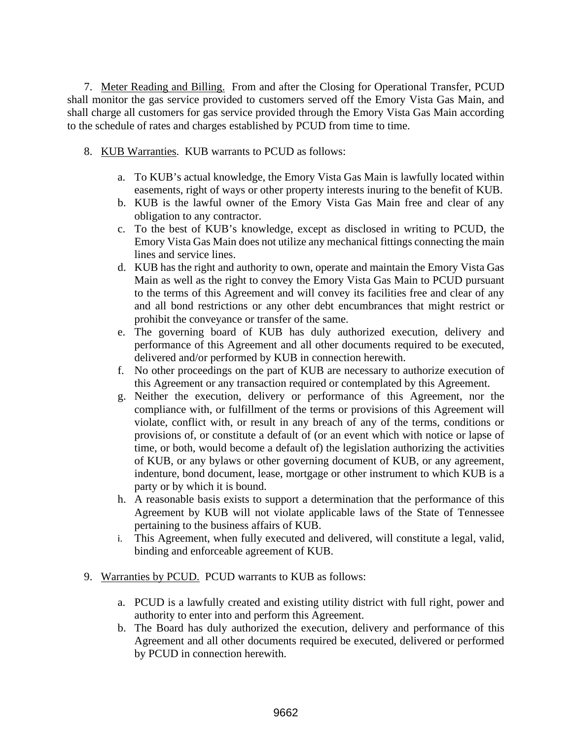7. <u>Meter Reading and Billing.</u> From and after the Closing for Operational Transfer, PCUD shall monitor the gas service provided to customers served off the Emory Vista Gas Main, and shall charge all customers for gas service provided through the Emory Vista Gas Main according to the schedule of rates and charges established by PCUD from time to time.

8. <u>KUB Warranties</u>. KUB warrants to PCUD as follows:

   a. To KUB's actual knowledge, the Emory Vista Gas Main is lawfully located within easements, right of ways or other property interests inuring to the benefit of KUB.
   b. KUB is the lawful owner of the Emory Vista Gas Main free and clear of any obligation to any contractor.
   c. To the best of KUB's knowledge, except as disclosed in writing to PCUD, the Emory Vista Gas Main does not utilize any mechanical fittings connecting the main lines and service lines.
   d. KUB has the right and authority to own, operate and maintain the Emory Vista Gas Main as well as the right to convey the Emory Vista Gas Main to PCUD pursuant to the terms of this Agreement and will convey its facilities free and clear of any and all bond restrictions or any other debt encumbrances that might restrict or prohibit the conveyance or transfer of the same.
   e. The governing board of KUB has duly authorized execution, delivery and performance of this Agreement and all other documents required to be executed, delivered and/or performed by KUB in connection herewith.
   f. No other proceedings on the part of KUB are necessary to authorize execution of this Agreement or any transaction required or contemplated by this Agreement.
   g. Neither the execution, delivery or performance of this Agreement, nor the compliance with, or fulfillment of the terms or provisions of this Agreement will violate, conflict with, or result in any breach of any of the terms, conditions or provisions of, or constitute a default of (or an event which with notice or lapse of time, or both, would become a default of) the legislation authorizing the activities of KUB, or any bylaws or other governing document of KUB, or any agreement, indenture, bond document, lease, mortgage or other instrument to which KUB is a party or by which it is bound.
   h. A reasonable basis exists to support a determination that the performance of this Agreement by KUB will not violate applicable laws of the State of Tennessee pertaining to the business affairs of KUB.
   i. This Agreement, when fully executed and delivered, will constitute a legal, valid, binding and enforceable agreement of KUB.

9. <u>Warranties by PCUD.</u> PCUD warrants to KUB as follows:

   a. PCUD is a lawfully created and existing utility district with full right, power and authority to enter into and perform this Agreement.
   b. The Board has duly authorized the execution, delivery and performance of this Agreement and all other documents required be executed, delivered or performed by PCUD in connection herewith.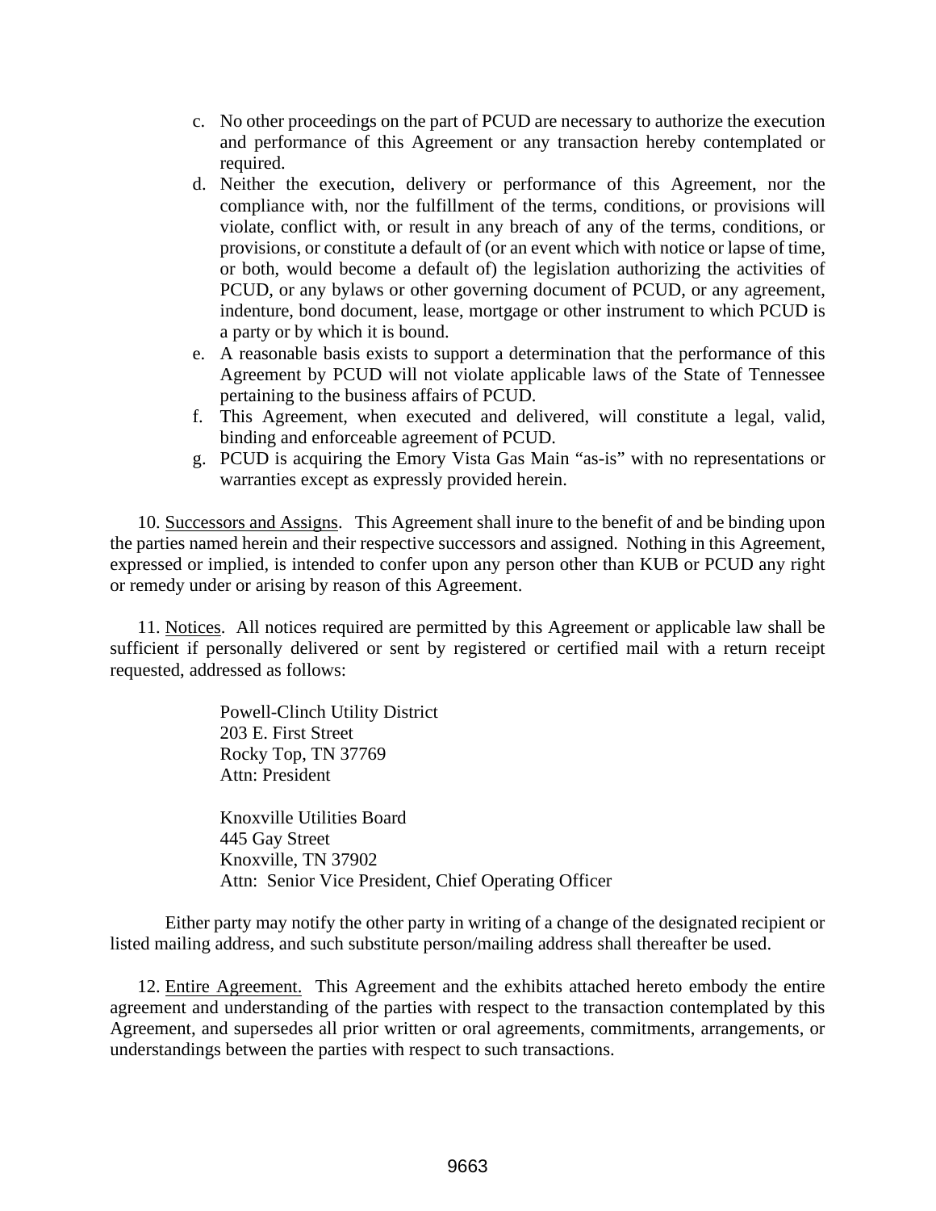c. No other proceedings on the part of PCUD are necessary to authorize the execution and performance of this Agreement or any transaction hereby contemplated or required.
d. Neither the execution, delivery or performance of this Agreement, nor the compliance with, nor the fulfillment of the terms, conditions, or provisions will violate, conflict with, or result in any breach of any of the terms, conditions, or provisions, or constitute a default of (or an event which with notice or lapse of time, or both, would become a default of) the legislation authorizing the activities of PCUD, or any bylaws or other governing document of PCUD, or any agreement, indenture, bond document, lease, mortgage or other instrument to which PCUD is a party or by which it is bound.
e. A reasonable basis exists to support a determination that the performance of this Agreement by PCUD will not violate applicable laws of the State of Tennessee pertaining to the business affairs of PCUD.
f. This Agreement, when executed and delivered, will constitute a legal, valid, binding and enforceable agreement of PCUD.
g. PCUD is acquiring the Emory Vista Gas Main "as-is" with no representations or warranties except as expressly provided herein.

10. Successors and Assigns. This Agreement shall inure to the benefit of and be binding upon the parties named herein and their respective successors and assigned. Nothing in this Agreement, expressed or implied, is intended to confer upon any person other than KUB or PCUD any right or remedy under or arising by reason of this Agreement.

11. Notices. All notices required are permitted by this Agreement or applicable law shall be sufficient if personally delivered or sent by registered or certified mail with a return receipt requested, addressed as follows:

Powell-Clinch Utility District
203 E. First Street
Rocky Top, TN 37769
Attn: President

Knoxville Utilities Board
445 Gay Street
Knoxville, TN 37902
Attn: Senior Vice President, Chief Operating Officer

Either party may notify the other party in writing of a change of the designated recipient or listed mailing address, and such substitute person/mailing address shall thereafter be used.

12. Entire Agreement. This Agreement and the exhibits attached hereto embody the entire agreement and understanding of the parties with respect to the transaction contemplated by this Agreement, and supersedes all prior written or oral agreements, commitments, arrangements, or understandings between the parties with respect to such transactions.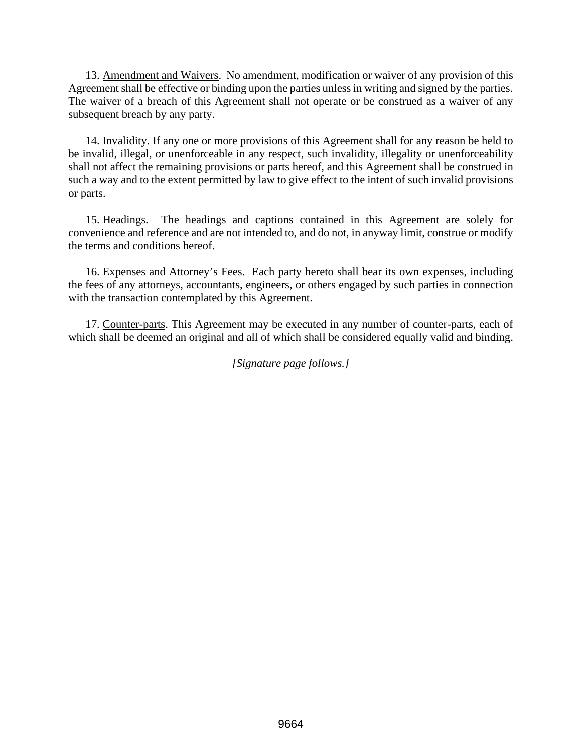13. Amendment and Waivers. No amendment, modification or waiver of any provision of this Agreement shall be effective or binding upon the parties unless in writing and signed by the parties. The waiver of a breach of this Agreement shall not operate or be construed as a waiver of any subsequent breach by any party.

14. Invalidity. If any one or more provisions of this Agreement shall for any reason be held to be invalid, illegal, or unenforceable in any respect, such invalidity, illegality or unenforceability shall not affect the remaining provisions or parts hereof, and this Agreement shall be construed in such a way and to the extent permitted by law to give effect to the intent of such invalid provisions or parts.

15. Headings. The headings and captions contained in this Agreement are solely for convenience and reference and are not intended to, and do not, in anyway limit, construe or modify the terms and conditions hereof.

16. Expenses and Attorney's Fees. Each party hereto shall bear its own expenses, including the fees of any attorneys, accountants, engineers, or others engaged by such parties in connection with the transaction contemplated by this Agreement.

17. Counter-parts. This Agreement may be executed in any number of counter-parts, each of which shall be deemed an original and all of which shall be considered equally valid and binding.

*[Signature page follows.]*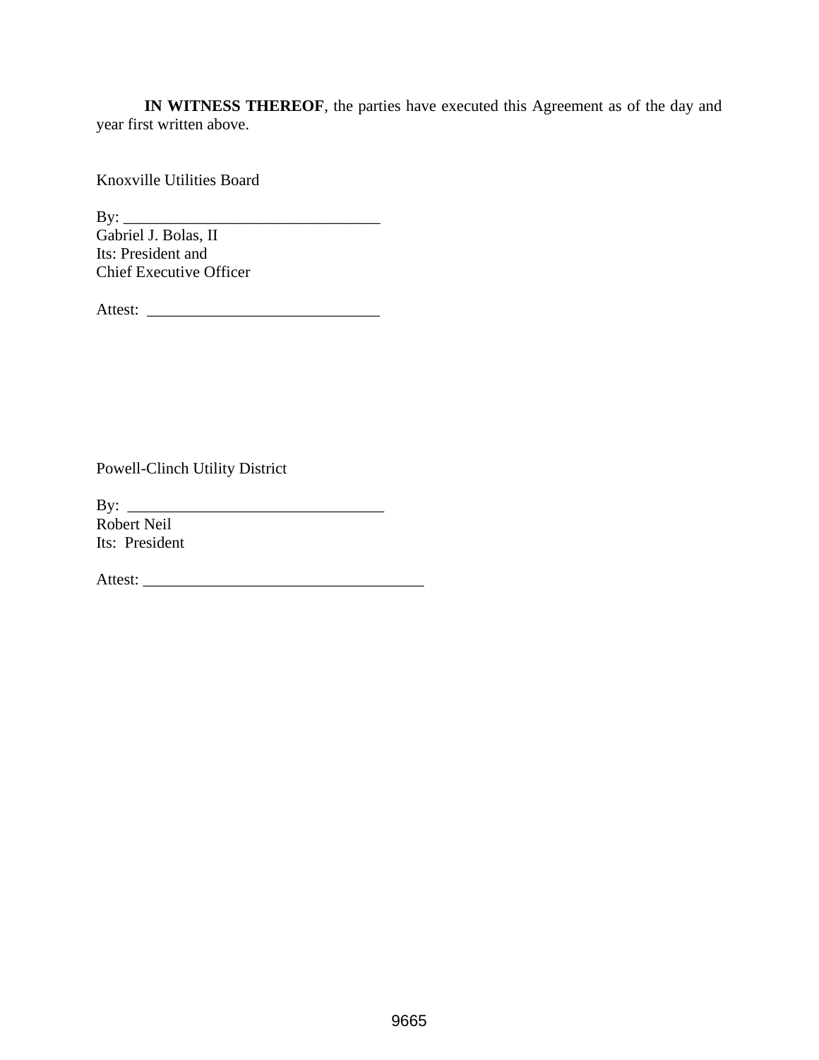**IN WITNESS THEREOF**, the parties have executed this Agreement as of the day and year first written above.

Knoxville Utilities Board

By: ________________________________
Gabriel J. Bolas, II
Its: President and
Chief Executive Officer

Attest: ____________________________

Powell-Clinch Utility District

By: ________________________________
Robert Neil
Its: President

Attest: ___________________________________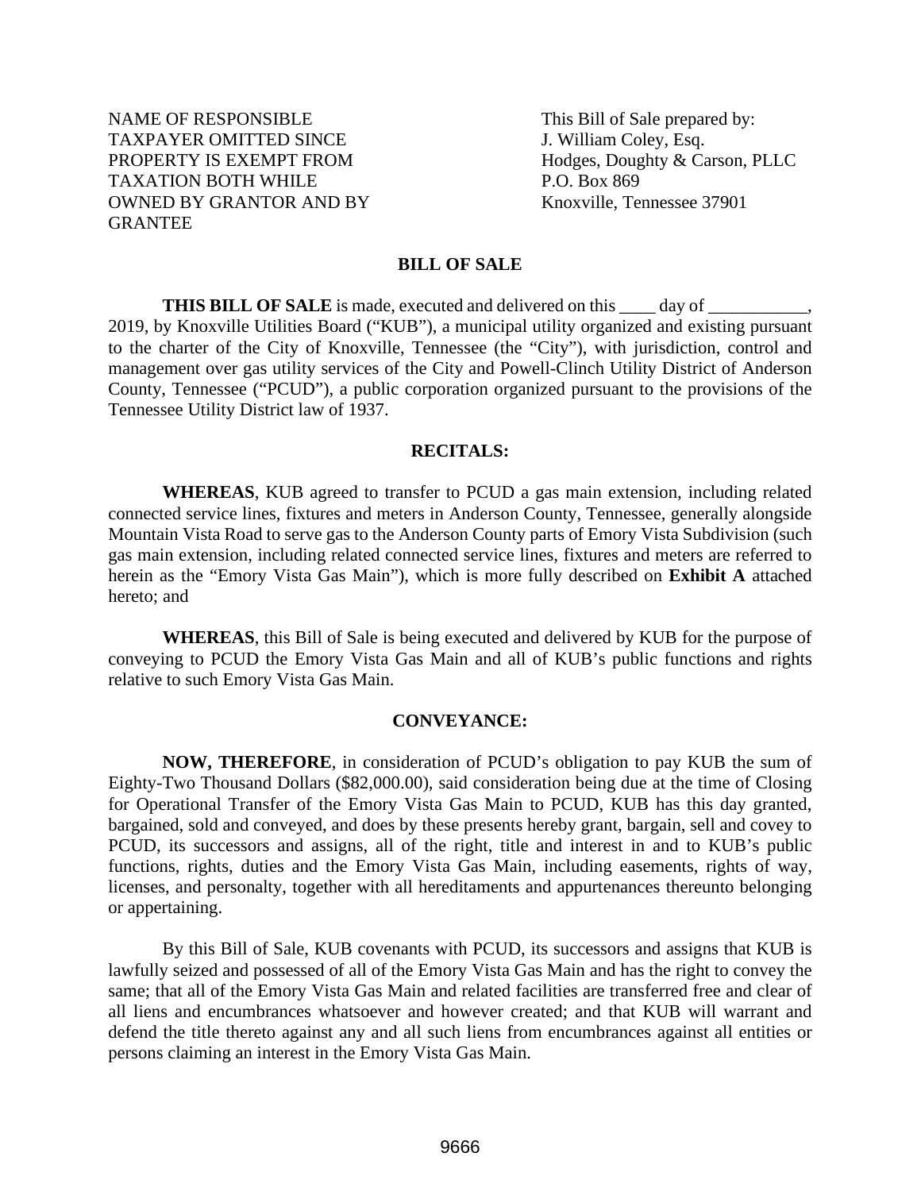NAME OF RESPONSIBLE TAXPAYER OMITTED SINCE PROPERTY IS EXEMPT FROM TAXATION BOTH WHILE OWNED BY GRANTOR AND BY GRANTEE

This Bill of Sale prepared by:
J. William Coley, Esq.
Hodges, Doughty & Carson, PLLC
P.O. Box 869
Knoxville, Tennessee 37901

## BILL OF SALE

**THIS BILL OF SALE** is made, executed and delivered on this ____ day of ___________, 2019, by Knoxville Utilities Board ("KUB"), a municipal utility organized and existing pursuant to the charter of the City of Knoxville, Tennessee (the "City"), with jurisdiction, control and management over gas utility services of the City and Powell-Clinch Utility District of Anderson County, Tennessee ("PCUD"), a public corporation organized pursuant to the provisions of the Tennessee Utility District law of 1937.

### RECITALS:

**WHEREAS**, KUB agreed to transfer to PCUD a gas main extension, including related connected service lines, fixtures and meters in Anderson County, Tennessee, generally alongside Mountain Vista Road to serve gas to the Anderson County parts of Emory Vista Subdivision (such gas main extension, including related connected service lines, fixtures and meters are referred to herein as the "Emory Vista Gas Main"), which is more fully described on **Exhibit A** attached hereto; and

**WHEREAS**, this Bill of Sale is being executed and delivered by KUB for the purpose of conveying to PCUD the Emory Vista Gas Main and all of KUB's public functions and rights relative to such Emory Vista Gas Main.

### CONVEYANCE:

**NOW, THEREFORE**, in consideration of PCUD's obligation to pay KUB the sum of Eighty-Two Thousand Dollars ($82,000.00), said consideration being due at the time of Closing for Operational Transfer of the Emory Vista Gas Main to PCUD, KUB has this day granted, bargained, sold and conveyed, and does by these presents hereby grant, bargain, sell and covey to PCUD, its successors and assigns, all of the right, title and interest in and to KUB's public functions, rights, duties and the Emory Vista Gas Main, including easements, rights of way, licenses, and personalty, together with all hereditaments and appurtenances thereunto belonging or appertaining.

By this Bill of Sale, KUB covenants with PCUD, its successors and assigns that KUB is lawfully seized and possessed of all of the Emory Vista Gas Main and has the right to convey the same; that all of the Emory Vista Gas Main and related facilities are transferred free and clear of all liens and encumbrances whatsoever and however created; and that KUB will warrant and defend the title thereto against any and all such liens from encumbrances against all entities or persons claiming an interest in the Emory Vista Gas Main.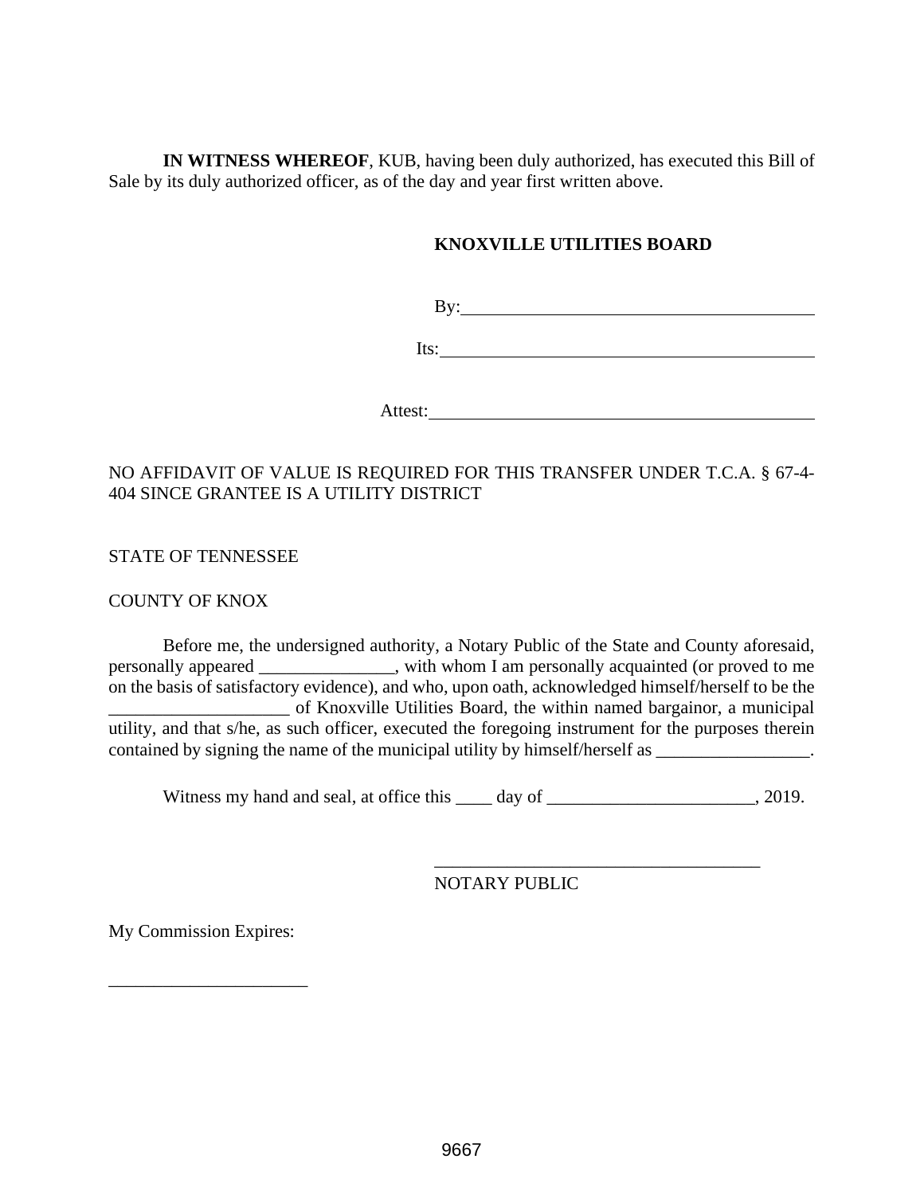**IN WITNESS WHEREOF**, KUB, having been duly authorized, has executed this Bill of Sale by its duly authorized officer, as of the day and year first written above.

**KNOXVILLE UTILITIES BOARD**

By:\_\_\_\_\_\_\_\_\_\_\_\_\_\_\_\_\_\_\_\_\_\_\_\_\_\_\_\_\_\_\_\_\_\_\_\_\_\_\_\_

Its:\_\_\_\_\_\_\_\_\_\_\_\_\_\_\_\_\_\_\_\_\_\_\_\_\_\_\_\_\_\_\_\_\_\_\_\_\_\_\_\_

Attest:\_\_\_\_\_\_\_\_\_\_\_\_\_\_\_\_\_\_\_\_\_\_\_\_\_\_\_\_\_\_\_\_\_\_\_\_\_\_\_\_

NO AFFIDAVIT OF VALUE IS REQUIRED FOR THIS TRANSFER UNDER T.C.A. § 67-4-404 SINCE GRANTEE IS A UTILITY DISTRICT

STATE OF TENNESSEE

COUNTY OF KNOX

Before me, the undersigned authority, a Notary Public of the State and County aforesaid, personally appeared _______________, with whom I am personally acquainted (or proved to me on the basis of satisfactory evidence), and who, upon oath, acknowledged himself/herself to be the ____________________ of Knoxville Utilities Board, the within named bargainor, a municipal utility, and that s/he, as such officer, executed the foregoing instrument for the purposes therein contained by signing the name of the municipal utility by himself/herself as _________________.

Witness my hand and seal, at office this ____ day of _______________________, 2019.

_____________________________________

NOTARY PUBLIC

My Commission Expires:

______________________